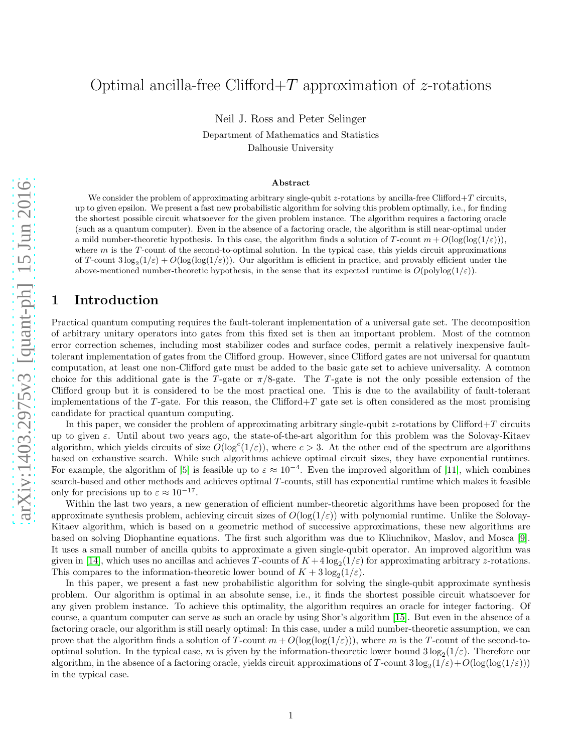# Optimal ancilla-free Clifford+$T$ approximation of $z$-rotations

Neil J. Ross and Peter Selinger

Department of Mathematics and Statistics
Dalhousie University

### Abstract

We consider the problem of approximating arbitrary single-qubit $z$-rotations by ancilla-free Clifford+$T$ circuits, up to given epsilon. We present a fast new probabilistic algorithm for solving this problem optimally, i.e., for finding the shortest possible circuit whatsoever for the given problem instance. The algorithm requires a factoring oracle (such as a quantum computer). Even in the absence of a factoring oracle, the algorithm is still near-optimal under a mild number-theoretic hypothesis. In this case, the algorithm finds a solution of $T$-count $m + O(\log(\log(1/\varepsilon)))$, where $m$ is the $T$-count of the second-to-optimal solution. In the typical case, this yields circuit approximations of $T$-count $3\log_2(1/\varepsilon) + O(\log(\log(1/\varepsilon)))$. Our algorithm is efficient in practice, and provably efficient under the above-mentioned number-theoretic hypothesis, in the sense that its expected runtime is $O(\text{polylog}(1/\varepsilon))$.

## 1 Introduction

Practical quantum computing requires the fault-tolerant implementation of a universal gate set. The decomposition of arbitrary unitary operators into gates from this fixed set is then an important problem. Most of the common error correction schemes, including most stabilizer codes and surface codes, permit a relatively inexpensive fault-tolerant implementation of gates from the Clifford group. However, since Clifford gates are not universal for quantum computation, at least one non-Clifford gate must be added to the basic gate set to achieve universality. A common choice for this additional gate is the $T$-gate or $\pi/8$-gate. The $T$-gate is not the only possible extension of the Clifford group but it is considered to be the most practical one. This is due to the availability of fault-tolerant implementations of the $T$-gate. For this reason, the Clifford+$T$ gate set is often considered as the most promising candidate for practical quantum computing.

In this paper, we consider the problem of approximating arbitrary single-qubit $z$-rotations by Clifford+$T$ circuits up to given $\varepsilon$. Until about two years ago, the state-of-the-art algorithm for this problem was the Solovay-Kitaev algorithm, which yields circuits of size $O(\log^c(1/\varepsilon))$, where $c > 3$. At the other end of the spectrum are algorithms based on exhaustive search. While such algorithms achieve optimal circuit sizes, they have exponential runtimes. For example, the algorithm of [5] is feasible up to $\varepsilon \approx 10^{-4}$. Even the improved algorithm of [11], which combines search-based and other methods and achieves optimal $T$-counts, still has exponential runtime which makes it feasible only for precisions up to $\varepsilon \approx 10^{-17}$.

Within the last two years, a new generation of efficient number-theoretic algorithms have been proposed for the approximate synthesis problem, achieving circuit sizes of $O(\log(1/\varepsilon))$ with polynomial runtime. Unlike the Solovay-Kitaev algorithm, which is based on a geometric method of successive approximations, these new algorithms are based on solving Diophantine equations. The first such algorithm was due to Kliuchnikov, Maslov, and Mosca [9]. It uses a small number of ancilla qubits to approximate a given single-qubit operator. An improved algorithm was given in [14], which uses no ancillas and achieves $T$-counts of $K + 4\log_2(1/\varepsilon)$ for approximating arbitrary $z$-rotations. This compares to the information-theoretic lower bound of $K + 3\log_2(1/\varepsilon)$.

In this paper, we present a fast new probabilistic algorithm for solving the single-qubit approximate synthesis problem. Our algorithm is optimal in an absolute sense, i.e., it finds the shortest possible circuit whatsoever for any given problem instance. To achieve this optimality, the algorithm requires an oracle for integer factoring. Of course, a quantum computer can serve as such an oracle by using Shor's algorithm [15]. But even in the absence of a factoring oracle, our algorithm is still nearly optimal: In this case, under a mild number-theoretic assumption, we can prove that the algorithm finds a solution of $T$-count $m + O(\log(\log(1/\varepsilon)))$, where $m$ is the $T$-count of the second-to-optimal solution. In the typical case, $m$ is given by the information-theoretic lower bound $3\log_2(1/\varepsilon)$. Therefore our algorithm, in the absence of a factoring oracle, yields circuit approximations of $T$-count $3\log_2(1/\varepsilon) + O(\log(\log(1/\varepsilon)))$ in the typical case.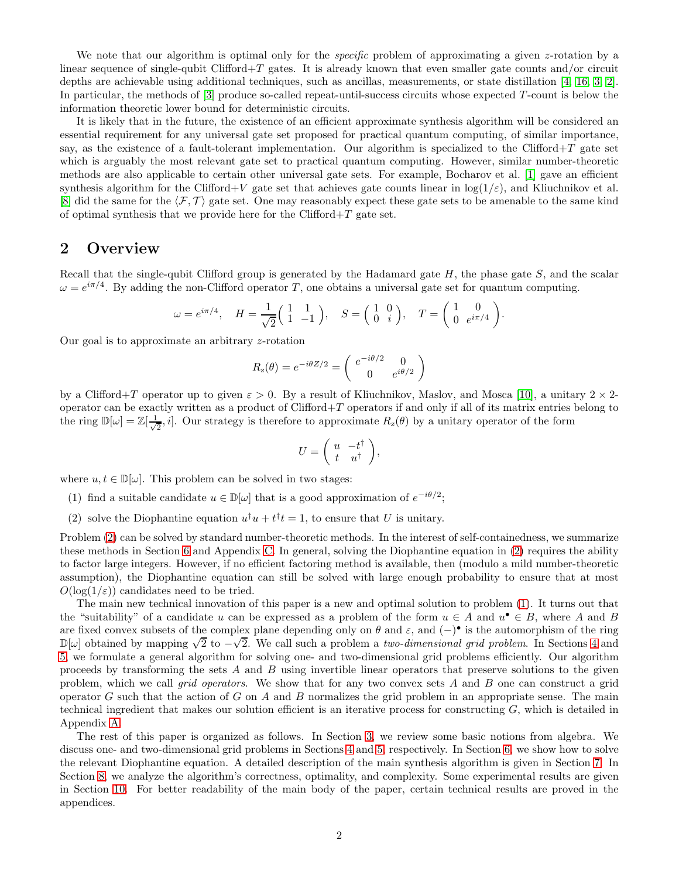We note that our algorithm is optimal only for the *specific* problem of approximating a given $z$-rotation by a linear sequence of single-qubit Clifford+$T$ gates. It is already known that even smaller gate counts and/or circuit depths are achievable using additional techniques, such as ancillas, measurements, or state distillation [4, 16, 3, 2]. In particular, the methods of [3] produce so-called repeat-until-success circuits whose expected $T$-count is below the information theoretic lower bound for deterministic circuits.

It is likely that in the future, the existence of an efficient approximate synthesis algorithm will be considered an essential requirement for any universal gate set proposed for practical quantum computing, of similar importance, say, as the existence of a fault-tolerant implementation. Our algorithm is specialized to the Clifford+$T$ gate set which is arguably the most relevant gate set to practical quantum computing. However, similar number-theoretic methods are also applicable to certain other universal gate sets. For example, Bocharov et al. [1] gave an efficient synthesis algorithm for the Clifford+$V$ gate set that achieves gate counts linear in $\log(1/\varepsilon)$, and Kliuchnikov et al. [8] did the same for the $\langle \mathcal{F}, \mathcal{T} \rangle$ gate set. One may reasonably expect these gate sets to be amenable to the same kind of optimal synthesis that we provide here for the Clifford+$T$ gate set.

## 2 Overview

Recall that the single-qubit Clifford group is generated by the Hadamard gate $H$, the phase gate $S$, and the scalar $\omega = e^{i\pi/4}$. By adding the non-Clifford operator $T$, one obtains a universal gate set for quantum computing.

$$\omega = e^{i\pi/4}, \quad H = \frac{1}{\sqrt{2}}\begin{pmatrix} 1 & 1 \\ 1 & -1 \end{pmatrix}, \quad S = \begin{pmatrix} 1 & 0 \\ 0 & i \end{pmatrix}, \quad T = \begin{pmatrix} 1 & 0 \\ 0 & e^{i\pi/4} \end{pmatrix}.$$

Our goal is to approximate an arbitrary $z$-rotation

$$R_z(\theta) = e^{-i\theta Z/2} = \begin{pmatrix} e^{-i\theta/2} & 0 \\ 0 & e^{i\theta/2} \end{pmatrix}$$

by a Clifford+$T$ operator up to given $\varepsilon > 0$. By a result of Kliuchnikov, Maslov, and Mosca [10], a unitary $2 \times 2$-operator can be exactly written as a product of Clifford+$T$ operators if and only if all of its matrix entries belong to the ring $\mathbb{D}[\omega] = \mathbb{Z}[\frac{1}{\sqrt{2}}, i]$. Our strategy is therefore to approximate $R_z(\theta)$ by a unitary operator of the form

$$U = \begin{pmatrix} u & -t^\dagger \\ t & u^\dagger \end{pmatrix},$$

where $u, t \in \mathbb{D}[\omega]$. This problem can be solved in two stages:

(1) find a suitable candidate $u \in \mathbb{D}[\omega]$ that is a good approximation of $e^{-i\theta/2}$;

(2) solve the Diophantine equation $u^\dagger u + t^\dagger t = 1$, to ensure that $U$ is unitary.

Problem (2) can be solved by standard number-theoretic methods. In the interest of self-containedness, we summarize these methods in Section 6 and Appendix C. In general, solving the Diophantine equation in (2) requires the ability to factor large integers. However, if no efficient factoring method is available, then (modulo a mild number-theoretic assumption), the Diophantine equation can still be solved with large enough probability to ensure that at most $O(\log(1/\varepsilon))$ candidates need to be tried.

The main new technical innovation of this paper is a new and optimal solution to problem (1). It turns out that the "suitability" of a candidate $u$ can be expressed as a problem of the form $u \in A$ and $u^\bullet \in B$, where $A$ and $B$ are fixed convex subsets of the complex plane depending only on $\theta$ and $\varepsilon$, and $(-)^\bullet$ is the automorphism of the ring $\mathbb{D}[\omega]$ obtained by mapping $\sqrt{2}$ to $-\sqrt{2}$. We call such a problem a *two-dimensional grid problem*. In Sections 4 and 5, we formulate a general algorithm for solving one- and two-dimensional grid problems efficiently. Our algorithm proceeds by transforming the sets $A$ and $B$ using invertible linear operators that preserve solutions to the given problem, which we call *grid operators*. We show that for any two convex sets $A$ and $B$ one can construct a grid operator $G$ such that the action of $G$ on $A$ and $B$ normalizes the grid problem in an appropriate sense. The main technical ingredient that makes our solution efficient is an iterative process for constructing $G$, which is detailed in Appendix A.

The rest of this paper is organized as follows. In Section 3, we review some basic notions from algebra. We discuss one- and two-dimensional grid problems in Sections 4 and 5, respectively. In Section 6, we show how to solve the relevant Diophantine equation. A detailed description of the main synthesis algorithm is given in Section 7. In Section 8, we analyze the algorithm's correctness, optimality, and complexity. Some experimental results are given in Section 10. For better readability of the main body of the paper, certain technical results are proved in the appendices.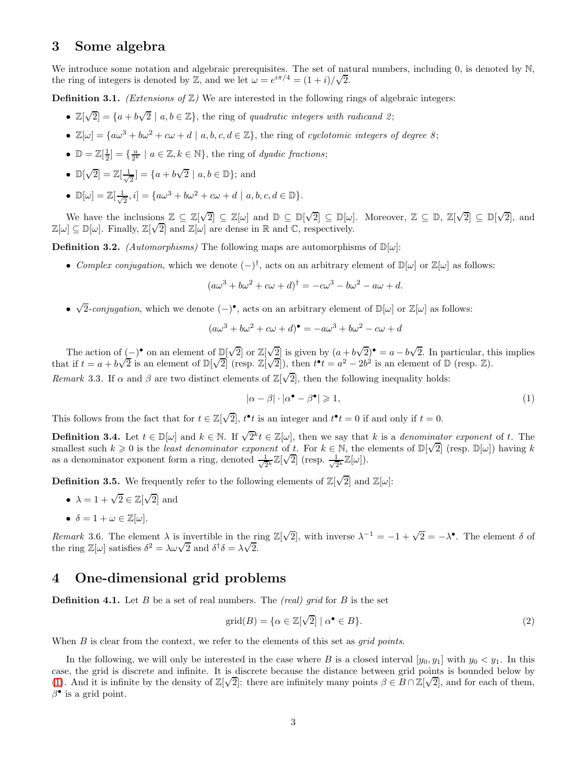## 3 Some algebra

We introduce some notation and algebraic prerequisites. The set of natural numbers, including 0, is denoted by $\mathbb{N}$, the ring of integers is denoted by $\mathbb{Z}$, and we let $\omega = e^{i\pi/4} = (1+i)/\sqrt{2}$.

**Definition 3.1.** *(Extensions of $\mathbb{Z}$)* We are interested in the following rings of algebraic integers:

- $\mathbb{Z}[\sqrt{2}] = \{a + b\sqrt{2} \mid a, b \in \mathbb{Z}\}$, the ring of *quadratic integers with radicand 2*;
- $\mathbb{Z}[\omega] = \{a\omega^3 + b\omega^2 + c\omega + d \mid a, b, c, d \in \mathbb{Z}\}$, the ring of *cyclotomic integers of degree 8*;
- $\mathbb{D} = \mathbb{Z}[\frac{1}{2}] = \{\frac{a}{2^k} \mid a \in \mathbb{Z}, k \in \mathbb{N}\}$, the ring of *dyadic fractions*;
- $\mathbb{D}[\sqrt{2}] = \mathbb{Z}[\frac{1}{\sqrt{2}}] = \{a + b\sqrt{2} \mid a, b \in \mathbb{D}\}$; and
- $\mathbb{D}[\omega] = \mathbb{Z}[\frac{1}{\sqrt{2}}, i] = \{a\omega^3 + b\omega^2 + c\omega + d \mid a, b, c, d \in \mathbb{D}\}$.

We have the inclusions $\mathbb{Z} \subseteq \mathbb{Z}[\sqrt{2}] \subseteq \mathbb{Z}[\omega]$ and $\mathbb{D} \subseteq \mathbb{D}[\sqrt{2}] \subseteq \mathbb{D}[\omega]$. Moreover, $\mathbb{Z} \subseteq \mathbb{D}$, $\mathbb{Z}[\sqrt{2}] \subseteq \mathbb{D}[\sqrt{2}]$, and $\mathbb{Z}[\omega] \subseteq \mathbb{D}[\omega]$. Finally, $\mathbb{Z}[\sqrt{2}]$ and $\mathbb{Z}[\omega]$ are dense in $\mathbb{R}$ and $\mathbb{C}$, respectively.

**Definition 3.2.** *(Automorphisms)* The following maps are automorphisms of $\mathbb{D}[\omega]$:

- *Complex conjugation*, which we denote $(-)^\dagger$, acts on an arbitrary element of $\mathbb{D}[\omega]$ or $\mathbb{Z}[\omega]$ as follows:
$$(a\omega^3 + b\omega^2 + c\omega + d)^\dagger = -c\omega^3 - b\omega^2 - a\omega + d.$$
- *$\sqrt{2}$-conjugation*, which we denote $(-)^\bullet$, acts on an arbitrary element of $\mathbb{D}[\omega]$ or $\mathbb{Z}[\omega]$ as follows:
$$(a\omega^3 + b\omega^2 + c\omega + d)^\bullet = -a\omega^3 + b\omega^2 - c\omega + d$$

The action of $(-)^\bullet$ on an element of $\mathbb{D}[\sqrt{2}]$ or $\mathbb{Z}[\sqrt{2}]$ is given by $(a + b\sqrt{2})^\bullet = a - b\sqrt{2}$. In particular, this implies that if $t = a + b\sqrt{2}$ is an element of $\mathbb{D}[\sqrt{2}]$ (resp. $\mathbb{Z}[\sqrt{2}]$), then $t^\bullet t = a^2 - 2b^2$ is an element of $\mathbb{D}$ (resp. $\mathbb{Z}$).

*Remark* 3.3. If $\alpha$ and $\beta$ are two distinct elements of $\mathbb{Z}[\sqrt{2}]$, then the following inequality holds:

$$|\alpha - \beta| \cdot |\alpha^\bullet - \beta^\bullet| \geqslant 1, \tag{1}$$

This follows from the fact that for $t \in \mathbb{Z}[\sqrt{2}]$, $t^\bullet t$ is an integer and $t^\bullet t = 0$ if and only if $t = 0$.

**Definition 3.4.** Let $t \in \mathbb{D}[\omega]$ and $k \in \mathbb{N}$. If $\sqrt{2}^k t \in \mathbb{Z}[\omega]$, then we say that $k$ is a *denominator exponent* of $t$. The smallest such $k \geqslant 0$ is the *least denominator exponent* of $t$. For $k \in \mathbb{N}$, the elements of $\mathbb{D}[\sqrt{2}]$ (resp. $\mathbb{D}[\omega]$) having $k$ as a denominator exponent form a ring, denoted $\frac{1}{\sqrt{2}^k}\mathbb{Z}[\sqrt{2}]$ (resp. $\frac{1}{\sqrt{2}^k}\mathbb{Z}[\omega]$).

**Definition 3.5.** We frequently refer to the following elements of $\mathbb{Z}[\sqrt{2}]$ and $\mathbb{Z}[\omega]$:

- $\lambda = 1 + \sqrt{2} \in \mathbb{Z}[\sqrt{2}]$ and
- $\delta = 1 + \omega \in \mathbb{Z}[\omega]$.

*Remark* 3.6. The element $\lambda$ is invertible in the ring $\mathbb{Z}[\sqrt{2}]$, with inverse $\lambda^{-1} = -1 + \sqrt{2} = -\lambda^\bullet$. The element $\delta$ of the ring $\mathbb{Z}[\omega]$ satisfies $\delta^2 = \lambda\omega\sqrt{2}$ and $\delta^\dagger\delta = \lambda\sqrt{2}$.

## 4 One-dimensional grid problems

**Definition 4.1.** Let $B$ be a set of real numbers. The *(real) grid* for $B$ is the set

$$\text{grid}(B) = \{\alpha \in \mathbb{Z}[\sqrt{2}] \mid \alpha^\bullet \in B\}. \tag{2}$$

When $B$ is clear from the context, we refer to the elements of this set as *grid points*.

In the following, we will only be interested in the case where $B$ is a closed interval $[y_0, y_1]$ with $y_0 < y_1$. In this case, the grid is discrete and infinite. It is discrete because the distance between grid points is bounded below by (1). And it is infinite by the density of $\mathbb{Z}[\sqrt{2}]$: there are infinitely many points $\beta \in B \cap \mathbb{Z}[\sqrt{2}]$, and for each of them, $\beta^\bullet$ is a grid point.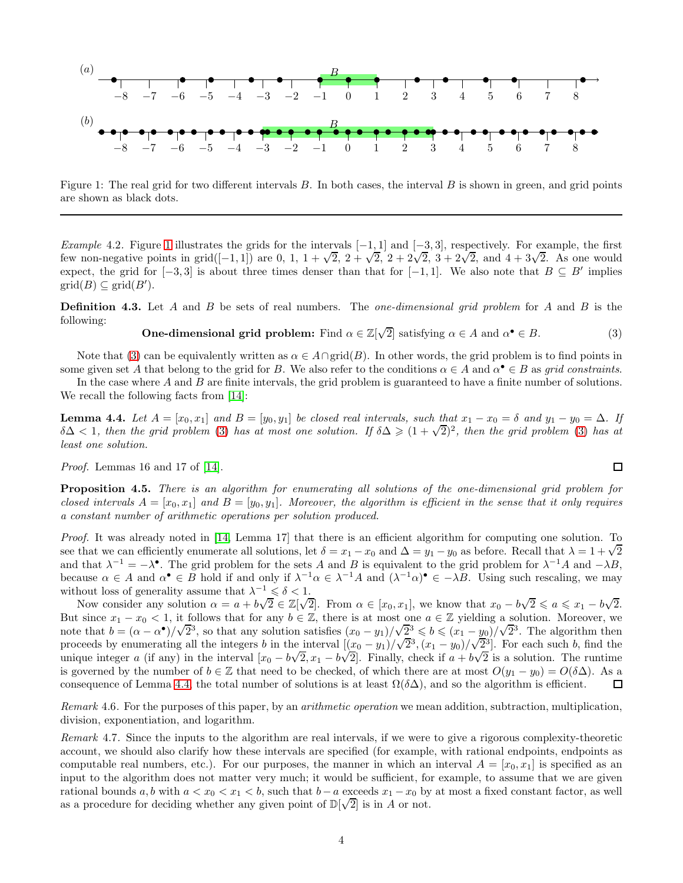Figure 1: The real grid for two different intervals $B$. In both cases, the interval $B$ is shown in green, and grid points are shown as black dots.

---

*Example* 4.2. Figure 1 illustrates the grids for the intervals $[-1, 1]$ and $[-3, 3]$, respectively. For example, the first few non-negative points in $\text{grid}([-1, 1])$ are $0$, $1$, $1 + \sqrt{2}$, $2 + \sqrt{2}$, $2 + 2\sqrt{2}$, $3 + 2\sqrt{2}$, and $4 + 3\sqrt{2}$. As one would expect, the grid for $[-3, 3]$ is about three times denser than that for $[-1, 1]$. We also note that $B \subseteq B'$ implies $\text{grid}(B) \subseteq \text{grid}(B')$.

**Definition 4.3.** Let $A$ and $B$ be sets of real numbers. The *one-dimensional grid problem* for $A$ and $B$ is the following:

$$\textbf{One-dimensional grid problem: } \text{Find } \alpha \in \mathbb{Z}[\sqrt{2}] \text{ satisfying } \alpha \in A \text{ and } \alpha^\bullet \in B. \tag{3}$$

Note that (3) can be equivalently written as $\alpha \in A \cap \text{grid}(B)$. In other words, the grid problem is to find points in some given set $A$ that belong to the grid for $B$. We also refer to the conditions $\alpha \in A$ and $\alpha^\bullet \in B$ as *grid constraints*.

In the case where $A$ and $B$ are finite intervals, the grid problem is guaranteed to have a finite number of solutions. We recall the following facts from [14]:

**Lemma 4.4.** *Let $A = [x_0, x_1]$ and $B = [y_0, y_1]$ be closed real intervals, such that $x_1 - x_0 = \delta$ and $y_1 - y_0 = \Delta$. If $\delta\Delta < 1$, then the grid problem (3) has at most one solution. If $\delta\Delta \geqslant (1 + \sqrt{2})^2$, then the grid problem (3) has at least one solution.*

*Proof.* Lemmas 16 and 17 of [14]. ∎

**Proposition 4.5.** *There is an algorithm for enumerating all solutions of the one-dimensional grid problem for closed intervals $A = [x_0, x_1]$ and $B = [y_0, y_1]$. Moreover, the algorithm is efficient in the sense that it only requires a constant number of arithmetic operations per solution produced.*

*Proof.* It was already noted in [14, Lemma 17] that there is an efficient algorithm for computing one solution. To see that we can efficiently enumerate all solutions, let $\delta = x_1 - x_0$ and $\Delta = y_1 - y_0$ as before. Recall that $\lambda = 1 + \sqrt{2}$ and that $\lambda^{-1} = -\lambda^\bullet$. The grid problem for the sets $A$ and $B$ is equivalent to the grid problem for $\lambda^{-1}A$ and $-\lambda B$, because $\alpha \in A$ and $\alpha^\bullet \in B$ hold if and only if $\lambda^{-1}\alpha \in \lambda^{-1}A$ and $(\lambda^{-1}\alpha)^\bullet \in -\lambda B$. Using such rescaling, we may without loss of generality assume that $\lambda^{-1} \leqslant \delta < 1$.

Now consider any solution $\alpha = a + b\sqrt{2} \in \mathbb{Z}[\sqrt{2}]$. From $\alpha \in [x_0, x_1]$, we know that $x_0 - b\sqrt{2} \leqslant a \leqslant x_1 - b\sqrt{2}$. But since $x_1 - x_0 < 1$, it follows that for any $b \in \mathbb{Z}$, there is at most one $a \in \mathbb{Z}$ yielding a solution. Moreover, we note that $b = (\alpha - \alpha^\bullet)/\sqrt{2}^3$, so that any solution satisfies $(x_0 - y_1)/\sqrt{2}^3 \leqslant b \leqslant (x_1 - y_0)/\sqrt{2}^3$. The algorithm then proceeds by enumerating all the integers $b$ in the interval $[(x_0 - y_1)/\sqrt{2}^3, (x_1 - y_0)/\sqrt{2}^3]$. For each such $b$, find the unique integer $a$ (if any) in the interval $[x_0 - b\sqrt{2}, x_1 - b\sqrt{2}]$. Finally, check if $a + b\sqrt{2}$ is a solution. The runtime is governed by the number of $b \in \mathbb{Z}$ that need to be checked, of which there are at most $O(y_1 - y_0) = O(\delta\Delta)$. As a consequence of Lemma 4.4, the total number of solutions is at least $\Omega(\delta\Delta)$, and so the algorithm is efficient. ∎

*Remark* 4.6. For the purposes of this paper, by an *arithmetic operation* we mean addition, subtraction, multiplication, division, exponentiation, and logarithm.

*Remark* 4.7. Since the inputs to the algorithm are real intervals, if we were to give a rigorous complexity-theoretic account, we should also clarify how these intervals are specified (for example, with rational endpoints, endpoints as computable real numbers, etc.). For our purposes, the manner in which an interval $A = [x_0, x_1]$ is specified as an input to the algorithm does not matter very much; it would be sufficient, for example, to assume that we are given rational bounds $a, b$ with $a < x_0 < x_1 < b$, such that $b - a$ exceeds $x_1 - x_0$ by at most a fixed constant factor, as well as a procedure for deciding whether any given point of $\mathbb{D}[\sqrt{2}]$ is in $A$ or not.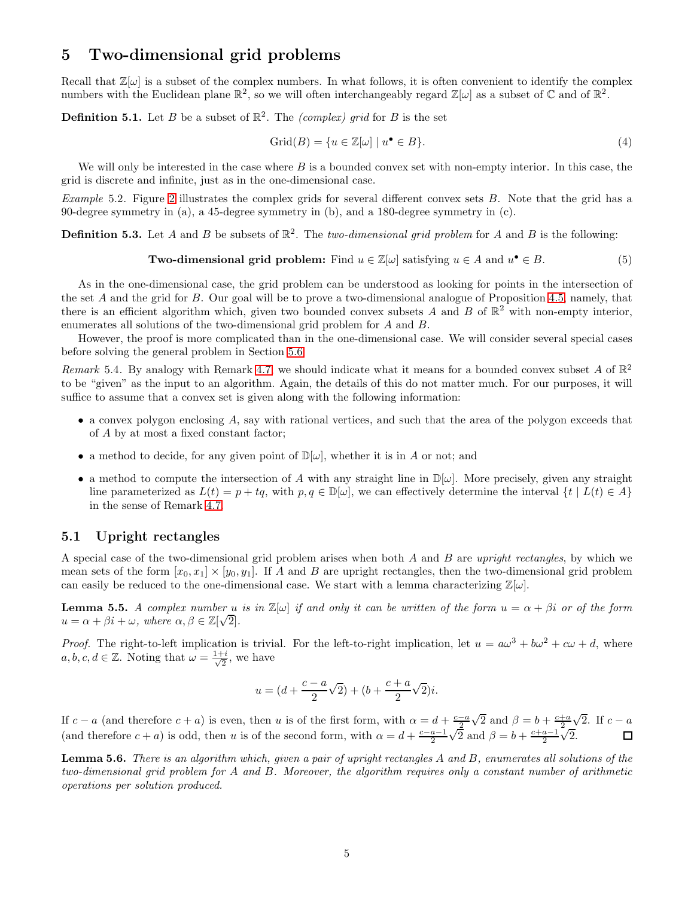## 5 Two-dimensional grid problems

Recall that $\mathbb{Z}[\omega]$ is a subset of the complex numbers. In what follows, it is often convenient to identify the complex numbers with the Euclidean plane $\mathbb{R}^2$, so we will often interchangeably regard $\mathbb{Z}[\omega]$ as a subset of $\mathbb{C}$ and of $\mathbb{R}^2$.

**Definition 5.1.** Let $B$ be a subset of $\mathbb{R}^2$. The *(complex) grid* for $B$ is the set

$$\mathrm{Grid}(B) = \{u \in \mathbb{Z}[\omega] \mid u^\bullet \in B\}. \tag{4}$$

We will only be interested in the case where $B$ is a bounded convex set with non-empty interior. In this case, the grid is discrete and infinite, just as in the one-dimensional case.

*Example* 5.2. Figure 2 illustrates the complex grids for several different convex sets $B$. Note that the grid has a 90-degree symmetry in (a), a 45-degree symmetry in (b), and a 180-degree symmetry in (c).

**Definition 5.3.** Let $A$ and $B$ be subsets of $\mathbb{R}^2$. The *two-dimensional grid problem* for $A$ and $B$ is the following:

$$\textbf{Two-dimensional grid problem: } \text{Find } u \in \mathbb{Z}[\omega] \text{ satisfying } u \in A \text{ and } u^\bullet \in B. \tag{5}$$

As in the one-dimensional case, the grid problem can be understood as looking for points in the intersection of the set $A$ and the grid for $B$. Our goal will be to prove a two-dimensional analogue of Proposition 4.5, namely, that there is an efficient algorithm which, given two bounded convex subsets $A$ and $B$ of $\mathbb{R}^2$ with non-empty interior, enumerates all solutions of the two-dimensional grid problem for $A$ and $B$.

However, the proof is more complicated than in the one-dimensional case. We will consider several special cases before solving the general problem in Section 5.6.

*Remark* 5.4. By analogy with Remark 4.7, we should indicate what it means for a bounded convex subset $A$ of $\mathbb{R}^2$ to be "given" as the input to an algorithm. Again, the details of this do not matter much. For our purposes, it will suffice to assume that a convex set is given along with the following information:

- a convex polygon enclosing $A$, say with rational vertices, and such that the area of the polygon exceeds that of $A$ by at most a fixed constant factor;
- a method to decide, for any given point of $\mathbb{D}[\omega]$, whether it is in $A$ or not; and
- a method to compute the intersection of $A$ with any straight line in $\mathbb{D}[\omega]$. More precisely, given any straight line parameterized as $L(t) = p + tq$, with $p, q \in \mathbb{D}[\omega]$, we can effectively determine the interval $\{t \mid L(t) \in A\}$ in the sense of Remark 4.7.

### 5.1 Upright rectangles

A special case of the two-dimensional grid problem arises when both $A$ and $B$ are *upright rectangles*, by which we mean sets of the form $[x_0, x_1] \times [y_0, y_1]$. If $A$ and $B$ are upright rectangles, then the two-dimensional grid problem can easily be reduced to the one-dimensional case. We start with a lemma characterizing $\mathbb{Z}[\omega]$.

**Lemma 5.5.** *A complex number $u$ is in $\mathbb{Z}[\omega]$ if and only it can be written of the form $u = \alpha + \beta i$ or of the form $u = \alpha + \beta i + \omega$, where $\alpha, \beta \in \mathbb{Z}[\sqrt{2}]$.*

*Proof.* The right-to-left implication is trivial. For the left-to-right implication, let $u = a\omega^3 + b\omega^2 + c\omega + d$, where $a, b, c, d \in \mathbb{Z}$. Noting that $\omega = \frac{1+i}{\sqrt{2}}$, we have

$$u = (d + \frac{c-a}{2}\sqrt{2}) + (b + \frac{c+a}{2}\sqrt{2})i.$$

If $c - a$ (and therefore $c + a$) is even, then $u$ is of the first form, with $\alpha = d + \frac{c-a}{2}\sqrt{2}$ and $\beta = b + \frac{c+a}{2}\sqrt{2}$. If $c - a$ (and therefore $c + a$) is odd, then $u$ is of the second form, with $\alpha = d + \frac{c-a-1}{2}\sqrt{2}$ and $\beta = b + \frac{c+a-1}{2}\sqrt{2}$. $\square$

**Lemma 5.6.** *There is an algorithm which, given a pair of upright rectangles $A$ and $B$, enumerates all solutions of the two-dimensional grid problem for $A$ and $B$. Moreover, the algorithm requires only a constant number of arithmetic operations per solution produced.*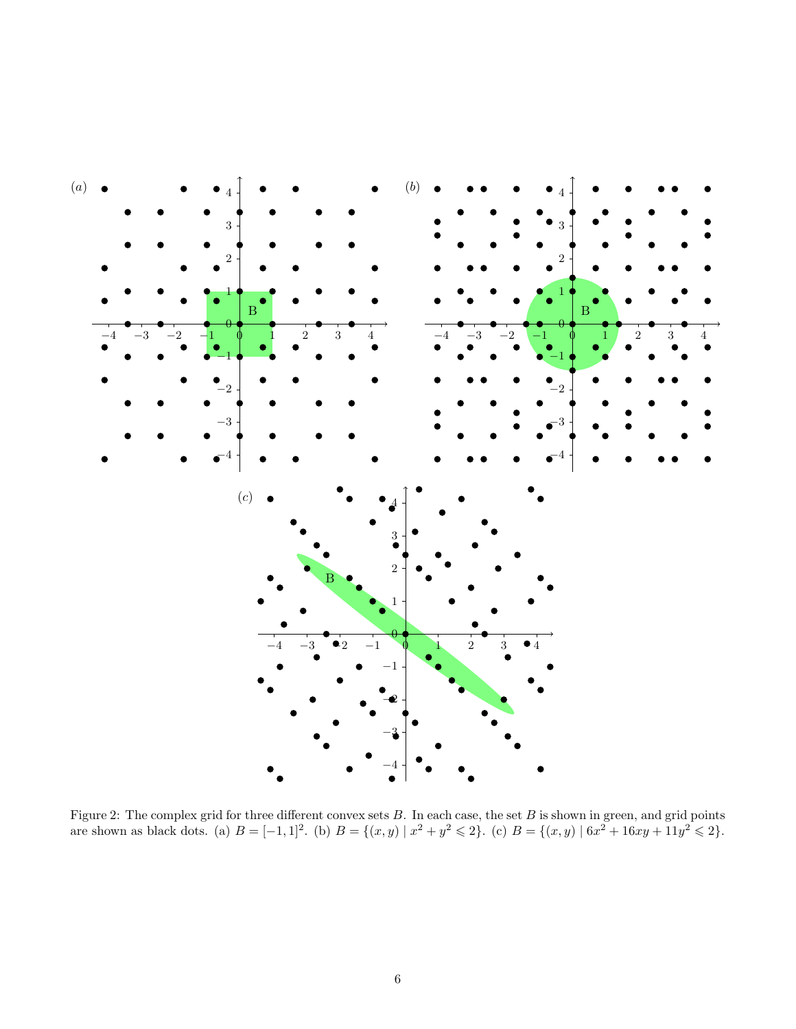Figure 2: The complex grid for three different convex sets $B$. In each case, the set $B$ is shown in green, and grid points are shown as black dots. (a) $B = [-1, 1]^2$. (b) $B = \{(x, y) \mid x^2 + y^2 \leqslant 2\}$. (c) $B = \{(x, y) \mid 6x^2 + 16xy + 11y^2 \leqslant 2\}$.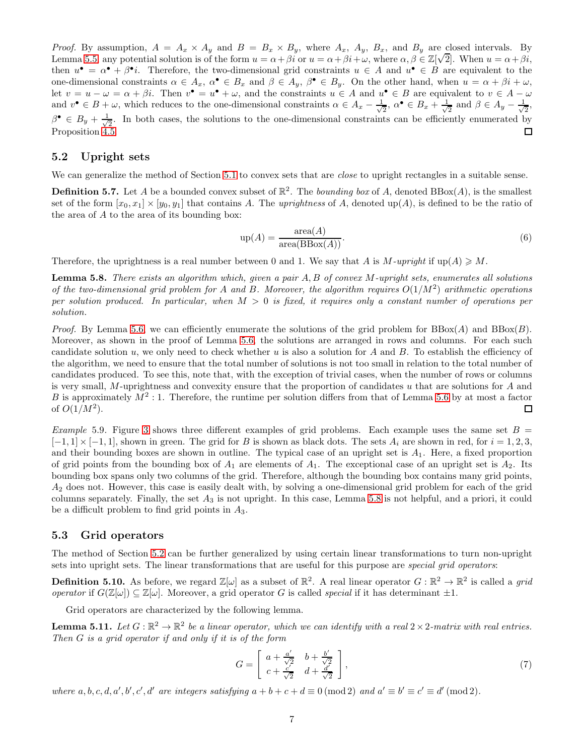*Proof.* By assumption, $A = A_x \times A_y$ and $B = B_x \times B_y$, where $A_x$, $A_y$, $B_x$, and $B_y$ are closed intervals. By Lemma 5.5, any potential solution is of the form $u = \alpha + \beta i$ or $u = \alpha + \beta i + \omega$, where $\alpha, \beta \in \mathbb{Z}[\sqrt{2}]$. When $u = \alpha + \beta i$, then $u^\bullet = \alpha^\bullet + \beta^\bullet i$. Therefore, the two-dimensional grid constraints $u \in A$ and $u^\bullet \in B$ are equivalent to the one-dimensional constraints $\alpha \in A_x$, $\alpha^\bullet \in B_x$ and $\beta \in A_y$, $\beta^\bullet \in B_y$. On the other hand, when $u = \alpha + \beta i + \omega$, let $v = u - \omega = \alpha + \beta i$. Then $v^\bullet = u^\bullet + \omega$, and the constraints $u \in A$ and $u^\bullet \in B$ are equivalent to $v \in A - \omega$ and $v^\bullet \in B + \omega$, which reduces to the one-dimensional constraints $\alpha \in A_x - \frac{1}{\sqrt{2}}$, $\alpha^\bullet \in B_x + \frac{1}{\sqrt{2}}$ and $\beta \in A_y - \frac{1}{\sqrt{2}}$, $\beta^\bullet \in B_y + \frac{1}{\sqrt{2}}$. In both cases, the solutions to the one-dimensional constraints can be efficiently enumerated by Proposition 4.5. □

## 5.2 Upright sets

We can generalize the method of Section 5.1 to convex sets that are *close* to upright rectangles in a suitable sense.

**Definition 5.7.** Let $A$ be a bounded convex subset of $\mathbb{R}^2$. The *bounding box* of $A$, denoted $\mathrm{BBox}(A)$, is the smallest set of the form $[x_0, x_1] \times [y_0, y_1]$ that contains $A$. The *uprightness* of $A$, denoted $\mathrm{up}(A)$, is defined to be the ratio of the area of $A$ to the area of its bounding box:

$$\mathrm{up}(A) = \frac{\mathrm{area}(A)}{\mathrm{area}(\mathrm{BBox}(A))}. \tag{6}$$

Therefore, the uprightness is a real number between 0 and 1. We say that $A$ is *$M$-upright* if $\mathrm{up}(A) \geqslant M$.

**Lemma 5.8.** *There exists an algorithm which, given a pair $A, B$ of convex $M$-upright sets, enumerates all solutions of the two-dimensional grid problem for $A$ and $B$. Moreover, the algorithm requires $O(1/M^2)$ arithmetic operations per solution produced. In particular, when $M > 0$ is fixed, it requires only a constant number of operations per solution.*

*Proof.* By Lemma 5.6, we can efficiently enumerate the solutions of the grid problem for $\mathrm{BBox}(A)$ and $\mathrm{BBox}(B)$. Moreover, as shown in the proof of Lemma 5.6, the solutions are arranged in rows and columns. For each such candidate solution $u$, we only need to check whether $u$ is also a solution for $A$ and $B$. To establish the efficiency of the algorithm, we need to ensure that the total number of solutions is not too small in relation to the total number of candidates produced. To see this, note that, with the exception of trivial cases, when the number of rows or columns is very small, $M$-uprightness and convexity ensure that the proportion of candidates $u$ that are solutions for $A$ and $B$ is approximately $M^2 : 1$. Therefore, the runtime per solution differs from that of Lemma 5.6 by at most a factor of $O(1/M^2)$. □

*Example* 5.9. Figure 3 shows three different examples of grid problems. Each example uses the same set $B = [-1, 1] \times [-1, 1]$, shown in green. The grid for $B$ is shown as black dots. The sets $A_i$ are shown in red, for $i = 1, 2, 3$, and their bounding boxes are shown in outline. The typical case of an upright set is $A_1$. Here, a fixed proportion of grid points from the bounding box of $A_1$ are elements of $A_1$. The exceptional case of an upright set is $A_2$. Its bounding box spans only two columns of the grid. Therefore, although the bounding box contains many grid points, $A_2$ does not. However, this case is easily dealt with, by solving a one-dimensional grid problem for each of the grid columns separately. Finally, the set $A_3$ is not upright. In this case, Lemma 5.8 is not helpful, and a priori, it could be a difficult problem to find grid points in $A_3$.

## 5.3 Grid operators

The method of Section 5.2 can be further generalized by using certain linear transformations to turn non-upright sets into upright sets. The linear transformations that are useful for this purpose are *special grid operators*:

**Definition 5.10.** As before, we regard $\mathbb{Z}[\omega]$ as a subset of $\mathbb{R}^2$. A real linear operator $G : \mathbb{R}^2 \to \mathbb{R}^2$ is called a *grid operator* if $G(\mathbb{Z}[\omega]) \subseteq \mathbb{Z}[\omega]$. Moreover, a grid operator $G$ is called *special* if it has determinant $\pm 1$.

Grid operators are characterized by the following lemma.

**Lemma 5.11.** *Let $G : \mathbb{R}^2 \to \mathbb{R}^2$ be a linear operator, which we can identify with a real $2 \times 2$-matrix with real entries. Then $G$ is a grid operator if and only if it is of the form*

$$G = \begin{bmatrix} a + \frac{a'}{\sqrt{2}} & b + \frac{b'}{\sqrt{2}} \\ c + \frac{c'}{\sqrt{2}} & d + \frac{d'}{\sqrt{2}} \end{bmatrix}, \tag{7}$$

*where $a, b, c, d, a', b', c', d'$ are integers satisfying $a + b + c + d \equiv 0 \pmod 2$ and $a' \equiv b' \equiv c' \equiv d' \pmod 2$.*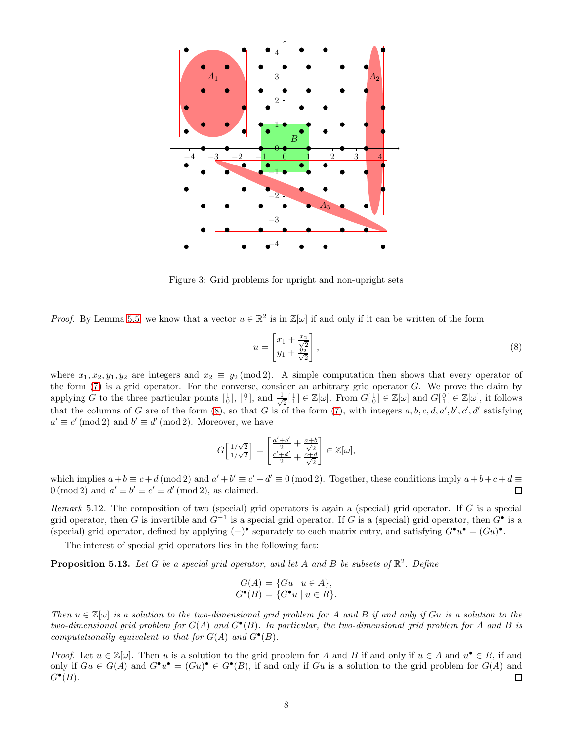Figure 3: Grid problems for upright and non-upright sets

---

*Proof.* By Lemma 5.5, we know that a vector $u \in \mathbb{R}^2$ is in $\mathbb{Z}[\omega]$ if and only if it can be written of the form

$$u = \begin{bmatrix} x_1 + \frac{x_2}{\sqrt{2}} \\ y_1 + \frac{y_2}{\sqrt{2}} \end{bmatrix}, \tag{8}$$

where $x_1, x_2, y_1, y_2$ are integers and $x_2 \equiv y_2 \pmod 2$. A simple computation then shows that every operator of the form (7) is a grid operator. For the converse, consider an arbitrary grid operator $G$. We prove the claim by applying $G$ to the three particular points $\left[\begin{smallmatrix}1\\0\end{smallmatrix}\right]$, $\left[\begin{smallmatrix}0\\1\end{smallmatrix}\right]$, and $\frac{1}{\sqrt{2}}\left[\begin{smallmatrix}1\\1\end{smallmatrix}\right] \in \mathbb{Z}[\omega]$. From $G\left[\begin{smallmatrix}1\\0\end{smallmatrix}\right] \in \mathbb{Z}[\omega]$ and $G\left[\begin{smallmatrix}0\\1\end{smallmatrix}\right] \in \mathbb{Z}[\omega]$, it follows that the columns of $G$ are of the form (8), so that $G$ is of the form (7), with integers $a, b, c, d, a', b', c', d'$ satisfying $a' \equiv c' \pmod 2$ and $b' \equiv d' \pmod 2$. Moreover, we have

$$G\begin{bmatrix} 1/\sqrt{2} \\ 1/\sqrt{2} \end{bmatrix} = \begin{bmatrix} \frac{a'+b'}{2} + \frac{a+b}{\sqrt{2}} \\ \frac{c'+d'}{2} + \frac{c+d}{\sqrt{2}} \end{bmatrix} \in \mathbb{Z}[\omega],$$

which implies $a + b \equiv c + d \pmod 2$ and $a' + b' \equiv c' + d' \equiv 0 \pmod 2$. Together, these conditions imply $a + b + c + d \equiv 0 \pmod 2$ and $a' \equiv b' \equiv c' \equiv d' \pmod 2$, as claimed. ◻

*Remark* 5.12. The composition of two (special) grid operators is again a (special) grid operator. If $G$ is a special grid operator, then $G$ is invertible and $G^{-1}$ is a special grid operator. If $G$ is a (special) grid operator, then $G^\bullet$ is a (special) grid operator, defined by applying $(-)^\bullet$ separately to each matrix entry, and satisfying $G^\bullet u^\bullet = (Gu)^\bullet$.

The interest of special grid operators lies in the following fact:

**Proposition 5.13.** *Let $G$ be a special grid operator, and let $A$ and $B$ be subsets of $\mathbb{R}^2$. Define*

$$G(A) = \{Gu \mid u \in A\},$$
$$G^\bullet(B) = \{G^\bullet u \mid u \in B\}.$$

*Then $u \in \mathbb{Z}[\omega]$ is a solution to the two-dimensional grid problem for $A$ and $B$ if and only if $Gu$ is a solution to the two-dimensional grid problem for $G(A)$ and $G^\bullet(B)$. In particular, the two-dimensional grid problem for $A$ and $B$ is computationally equivalent to that for $G(A)$ and $G^\bullet(B)$.*

*Proof.* Let $u \in \mathbb{Z}[\omega]$. Then $u$ is a solution to the grid problem for $A$ and $B$ if and only if $u \in A$ and $u^\bullet \in B$, if and only if $Gu \in G(A)$ and $G^\bullet u^\bullet = (Gu)^\bullet \in G^\bullet(B)$, if and only if $Gu$ is a solution to the grid problem for $G(A)$ and $G^\bullet(B)$. ◻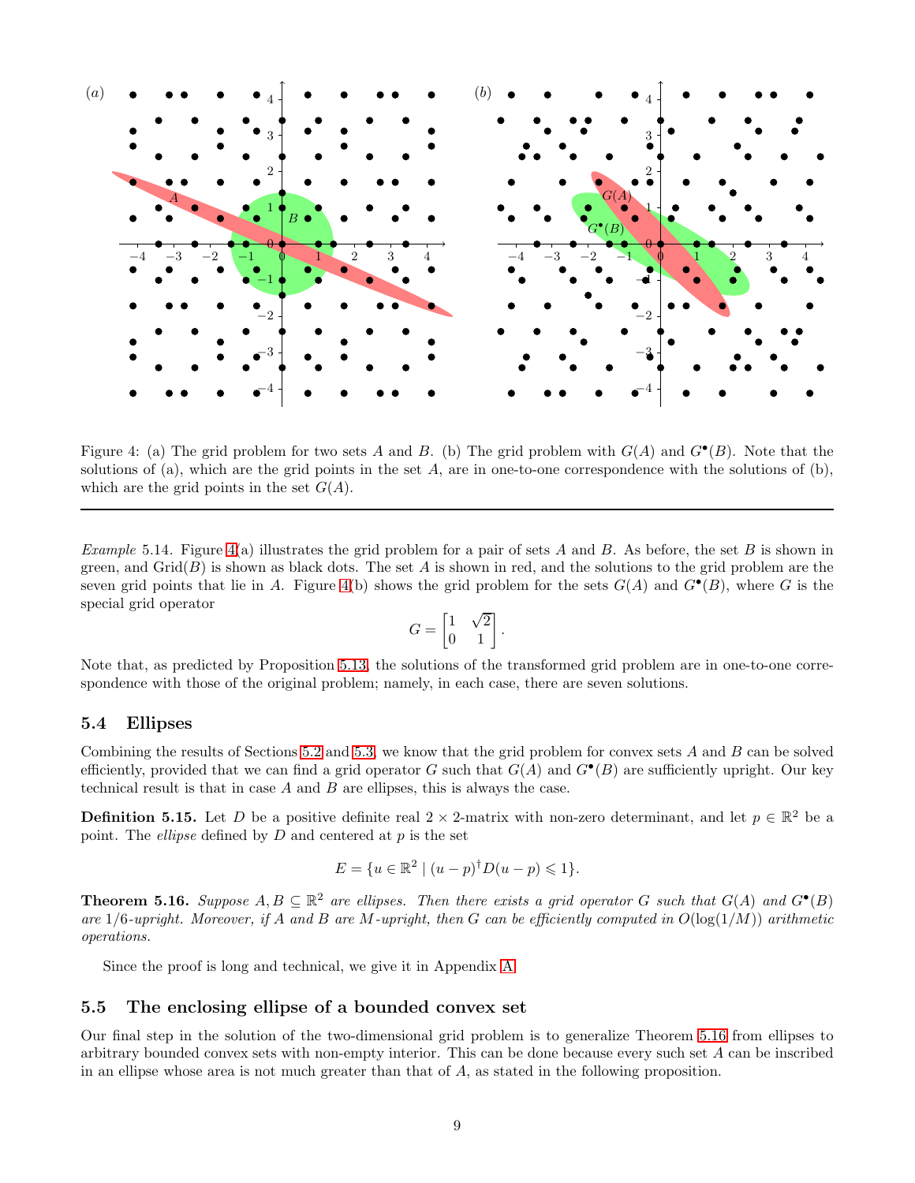Figure 4: (a) The grid problem for two sets $A$ and $B$. (b) The grid problem with $G(A)$ and $G^\bullet(B)$. Note that the solutions of (a), which are the grid points in the set $A$, are in one-to-one correspondence with the solutions of (b), which are the grid points in the set $G(A)$.

---

*Example* 5.14. Figure 4(a) illustrates the grid problem for a pair of sets $A$ and $B$. As before, the set $B$ is shown in green, and $\text{Grid}(B)$ is shown as black dots. The set $A$ is shown in red, and the solutions to the grid problem are the seven grid points that lie in $A$. Figure 4(b) shows the grid problem for the sets $G(A)$ and $G^\bullet(B)$, where $G$ is the special grid operator

$$G = \begin{bmatrix} 1 & \sqrt{2} \\ 0 & 1 \end{bmatrix}.$$

Note that, as predicted by Proposition 5.13, the solutions of the transformed grid problem are in one-to-one correspondence with those of the original problem; namely, in each case, there are seven solutions.

### 5.4 Ellipses

Combining the results of Sections 5.2 and 5.3, we know that the grid problem for convex sets $A$ and $B$ can be solved efficiently, provided that we can find a grid operator $G$ such that $G(A)$ and $G^\bullet(B)$ are sufficiently upright. Our key technical result is that in case $A$ and $B$ are ellipses, this is always the case.

**Definition 5.15.** Let $D$ be a positive definite real $2 \times 2$-matrix with non-zero determinant, and let $p \in \mathbb{R}^2$ be a point. The *ellipse* defined by $D$ and centered at $p$ is the set

$$E = \{u \in \mathbb{R}^2 \mid (u - p)^\dagger D(u - p) \leqslant 1\}.$$

**Theorem 5.16.** *Suppose $A, B \subseteq \mathbb{R}^2$ are ellipses. Then there exists a grid operator $G$ such that $G(A)$ and $G^\bullet(B)$ are $1/6$-upright. Moreover, if $A$ and $B$ are $M$-upright, then $G$ can be efficiently computed in $O(\log(1/M))$ arithmetic operations.*

Since the proof is long and technical, we give it in Appendix A.

### 5.5 The enclosing ellipse of a bounded convex set

Our final step in the solution of the two-dimensional grid problem is to generalize Theorem 5.16 from ellipses to arbitrary bounded convex sets with non-empty interior. This can be done because every such set $A$ can be inscribed in an ellipse whose area is not much greater than that of $A$, as stated in the following proposition.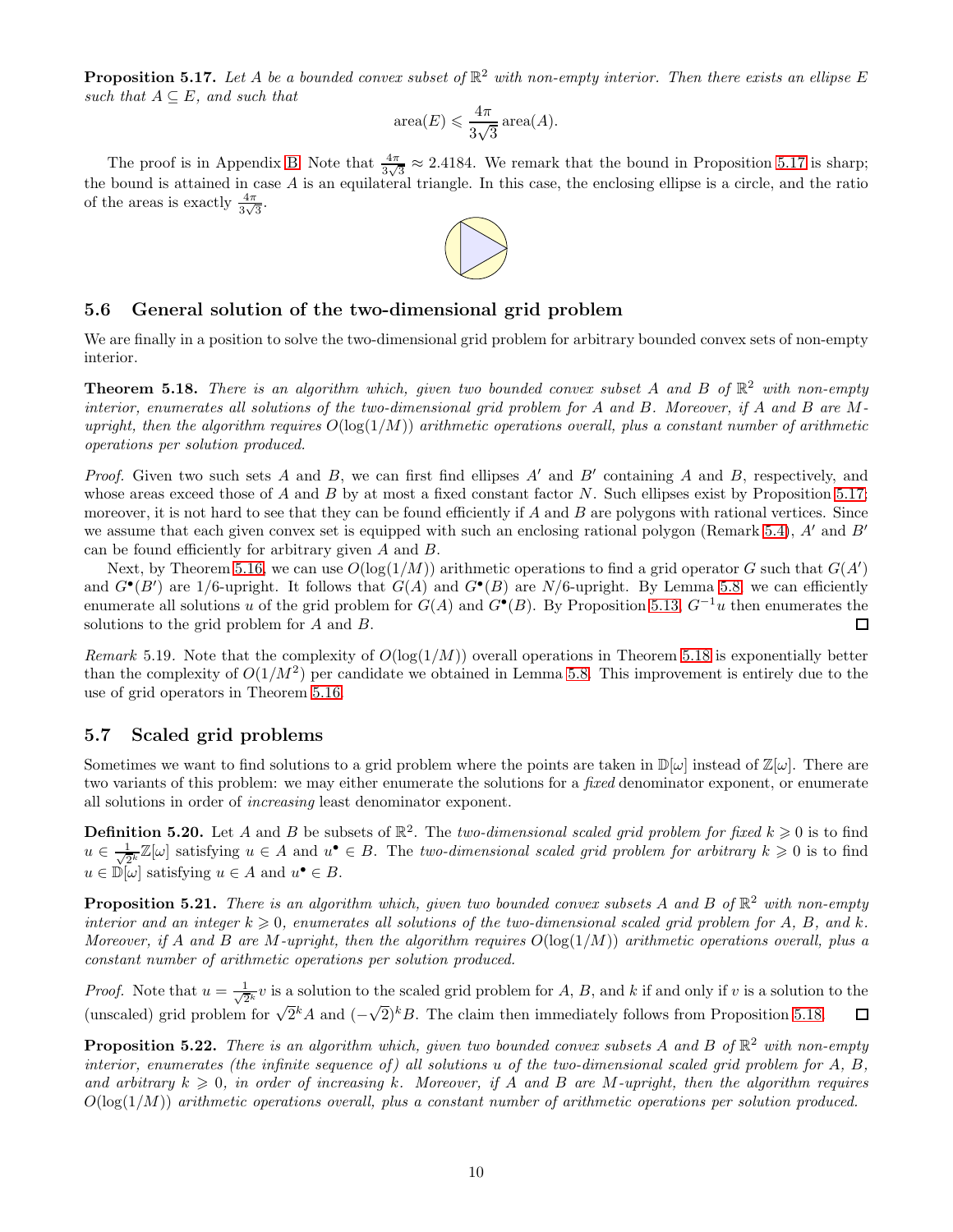**Proposition 5.17.** *Let $A$ be a bounded convex subset of $\mathbb{R}^2$ with non-empty interior. Then there exists an ellipse $E$ such that $A \subseteq E$, and such that*

$$\operatorname{area}(E) \leqslant \frac{4\pi}{3\sqrt{3}} \operatorname{area}(A).$$

The proof is in Appendix B. Note that $\frac{4\pi}{3\sqrt{3}} \approx 2.4184$. We remark that the bound in Proposition 5.17 is sharp; the bound is attained in case $A$ is an equilateral triangle. In this case, the enclosing ellipse is a circle, and the ratio of the areas is exactly $\frac{4\pi}{3\sqrt{3}}$.

## 5.6 General solution of the two-dimensional grid problem

We are finally in a position to solve the two-dimensional grid problem for arbitrary bounded convex sets of non-empty interior.

**Theorem 5.18.** *There is an algorithm which, given two bounded convex subset $A$ and $B$ of $\mathbb{R}^2$ with non-empty interior, enumerates all solutions of the two-dimensional grid problem for $A$ and $B$. Moreover, if $A$ and $B$ are $M$-upright, then the algorithm requires $O(\log(1/M))$ arithmetic operations overall, plus a constant number of arithmetic operations per solution produced.*

*Proof.* Given two such sets $A$ and $B$, we can first find ellipses $A'$ and $B'$ containing $A$ and $B$, respectively, and whose areas exceed those of $A$ and $B$ by at most a fixed constant factor $N$. Such ellipses exist by Proposition 5.17; moreover, it is not hard to see that they can be found efficiently if $A$ and $B$ are polygons with rational vertices. Since we assume that each given convex set is equipped with such an enclosing rational polygon (Remark 5.4), $A'$ and $B'$ can be found efficiently for arbitrary given $A$ and $B$.

Next, by Theorem 5.16, we can use $O(\log(1/M))$ arithmetic operations to find a grid operator $G$ such that $G(A')$ and $G^{\bullet}(B')$ are $1/6$-upright. It follows that $G(A)$ and $G^{\bullet}(B)$ are $N/6$-upright. By Lemma 5.8, we can efficiently enumerate all solutions $u$ of the grid problem for $G(A)$ and $G^{\bullet}(B)$. By Proposition 5.13, $G^{-1}u$ then enumerates the solutions to the grid problem for $A$ and $B$. □

*Remark* 5.19. Note that the complexity of $O(\log(1/M))$ overall operations in Theorem 5.18 is exponentially better than the complexity of $O(1/M^2)$ per candidate we obtained in Lemma 5.8. This improvement is entirely due to the use of grid operators in Theorem 5.16.

## 5.7 Scaled grid problems

Sometimes we want to find solutions to a grid problem where the points are taken in $\mathbb{D}[\omega]$ instead of $\mathbb{Z}[\omega]$. There are two variants of this problem: we may either enumerate the solutions for a *fixed* denominator exponent, or enumerate all solutions in order of *increasing* least denominator exponent.

**Definition 5.20.** Let $A$ and $B$ be subsets of $\mathbb{R}^2$. The *two-dimensional scaled grid problem for fixed $k \geqslant 0$* is to find $u \in \frac{1}{\sqrt{2}^k}\mathbb{Z}[\omega]$ satisfying $u \in A$ and $u^{\bullet} \in B$. The *two-dimensional scaled grid problem for arbitrary $k \geqslant 0$* is to find $u \in \mathbb{D}[\omega]$ satisfying $u \in A$ and $u^{\bullet} \in B$.

**Proposition 5.21.** *There is an algorithm which, given two bounded convex subsets $A$ and $B$ of $\mathbb{R}^2$ with non-empty interior and an integer $k \geqslant 0$, enumerates all solutions of the two-dimensional scaled grid problem for $A$, $B$, and $k$. Moreover, if $A$ and $B$ are $M$-upright, then the algorithm requires $O(\log(1/M))$ arithmetic operations overall, plus a constant number of arithmetic operations per solution produced.*

*Proof.* Note that $u = \frac{1}{\sqrt{2}^k}v$ is a solution to the scaled grid problem for $A$, $B$, and $k$ if and only if $v$ is a solution to the (unscaled) grid problem for $\sqrt{2}^k A$ and $(-\sqrt{2})^k B$. The claim then immediately follows from Proposition 5.18. □

**Proposition 5.22.** *There is an algorithm which, given two bounded convex subsets $A$ and $B$ of $\mathbb{R}^2$ with non-empty interior, enumerates (the infinite sequence of) all solutions $u$ of the two-dimensional scaled grid problem for $A$, $B$, and arbitrary $k \geqslant 0$, in order of increasing $k$. Moreover, if $A$ and $B$ are $M$-upright, then the algorithm requires $O(\log(1/M))$ arithmetic operations overall, plus a constant number of arithmetic operations per solution produced.*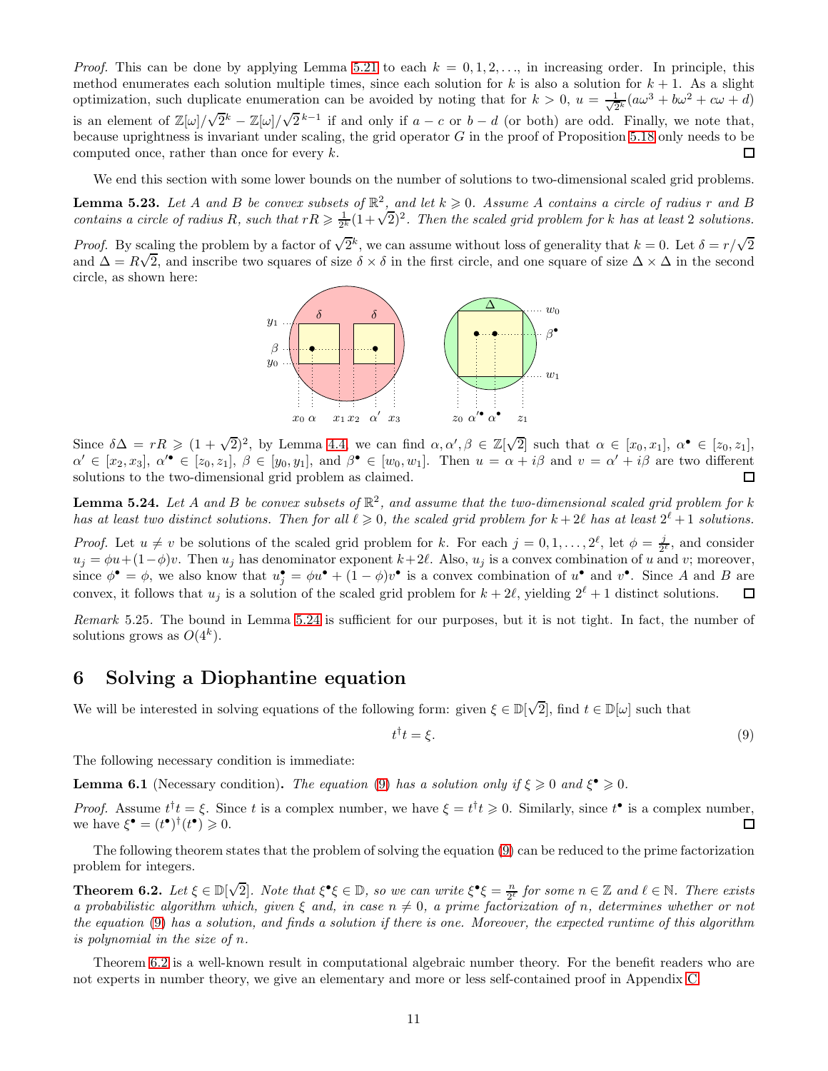*Proof.* This can be done by applying Lemma 5.21 to each $k = 0, 1, 2, \ldots$, in increasing order. In principle, this method enumerates each solution multiple times, since each solution for $k$ is also a solution for $k+1$. As a slight optimization, such duplicate enumeration can be avoided by noting that for $k > 0$, $u = \frac{1}{\sqrt{2}^k}(a\omega^3 + b\omega^2 + c\omega + d)$ is an element of $\mathbb{Z}[\omega]/\sqrt{2}^k - \mathbb{Z}[\omega]/\sqrt{2}^{k-1}$ if and only if $a - c$ or $b - d$ (or both) are odd. Finally, we note that, because uprightness is invariant under scaling, the grid operator $G$ in the proof of Proposition 5.18 only needs to be computed once, rather than once for every $k$. ◻

We end this section with some lower bounds on the number of solutions to two-dimensional scaled grid problems.

**Lemma 5.23.** *Let $A$ and $B$ be convex subsets of $\mathbb{R}^2$, and let $k \geqslant 0$. Assume $A$ contains a circle of radius $r$ and $B$ contains a circle of radius $R$, such that $rR \geqslant \frac{1}{2^k}(1+\sqrt{2})^2$. Then the scaled grid problem for $k$ has at least 2 solutions.*

*Proof.* By scaling the problem by a factor of $\sqrt{2}^k$, we can assume without loss of generality that $k = 0$. Let $\delta = r/\sqrt{2}$ and $\Delta = R\sqrt{2}$, and inscribe two squares of size $\delta \times \delta$ in the first circle, and one square of size $\Delta \times \Delta$ in the second circle, as shown here:

Since $\delta\Delta = rR \geqslant (1+\sqrt{2})^2$, by Lemma 4.4, we can find $\alpha, \alpha', \beta \in \mathbb{Z}[\sqrt{2}]$ such that $\alpha \in [x_0, x_1]$, $\alpha^\bullet \in [z_0, z_1]$, $\alpha' \in [x_2, x_3]$, $\alpha'^\bullet \in [z_0, z_1]$, $\beta \in [y_0, y_1]$, and $\beta^\bullet \in [w_0, w_1]$. Then $u = \alpha + i\beta$ and $v = \alpha' + i\beta$ are two different solutions to the two-dimensional grid problem as claimed. ◻

**Lemma 5.24.** *Let $A$ and $B$ be convex subsets of $\mathbb{R}^2$, and assume that the two-dimensional scaled grid problem for $k$ has at least two distinct solutions. Then for all $\ell \geqslant 0$, the scaled grid problem for $k + 2\ell$ has at least $2^\ell + 1$ solutions.*

*Proof.* Let $u \neq v$ be solutions of the scaled grid problem for $k$. For each $j = 0, 1, \ldots, 2^\ell$, let $\phi = \frac{j}{2^\ell}$, and consider $u_j = \phi u + (1-\phi)v$. Then $u_j$ has denominator exponent $k + 2\ell$. Also, $u_j$ is a convex combination of $u$ and $v$; moreover, since $\phi^\bullet = \phi$, we also know that $u_j^\bullet = \phi u^\bullet + (1-\phi)v^\bullet$ is a convex combination of $u^\bullet$ and $v^\bullet$. Since $A$ and $B$ are convex, it follows that $u_j$ is a solution of the scaled grid problem for $k + 2\ell$, yielding $2^\ell + 1$ distinct solutions. ◻

*Remark* 5.25. The bound in Lemma 5.24 is sufficient for our purposes, but it is not tight. In fact, the number of solutions grows as $O(4^k)$.

# 6 Solving a Diophantine equation

We will be interested in solving equations of the following form: given $\xi \in \mathbb{D}[\sqrt{2}]$, find $t \in \mathbb{D}[\omega]$ such that

$$t^\dagger t = \xi. \tag{9}$$

The following necessary condition is immediate:

**Lemma 6.1** (Necessary condition)**.** *The equation (9) has a solution only if $\xi \geqslant 0$ and $\xi^\bullet \geqslant 0$.*

*Proof.* Assume $t^\dagger t = \xi$. Since $t$ is a complex number, we have $\xi = t^\dagger t \geqslant 0$. Similarly, since $t^\bullet$ is a complex number, we have $\xi^\bullet = (t^\bullet)^\dagger (t^\bullet) \geqslant 0$. ◻

The following theorem states that the problem of solving the equation (9) can be reduced to the prime factorization problem for integers.

**Theorem 6.2.** *Let $\xi \in \mathbb{D}[\sqrt{2}]$. Note that $\xi^\bullet\xi \in \mathbb{D}$, so we can write $\xi^\bullet\xi = \frac{n}{2^\ell}$ for some $n \in \mathbb{Z}$ and $\ell \in \mathbb{N}$. There exists a probabilistic algorithm which, given $\xi$ and, in case $n \neq 0$, a prime factorization of $n$, determines whether or not the equation (9) has a solution, and finds a solution if there is one. Moreover, the expected runtime of this algorithm is polynomial in the size of $n$.*

Theorem 6.2 is a well-known result in computational algebraic number theory. For the benefit readers who are not experts in number theory, we give an elementary and more or less self-contained proof in Appendix C.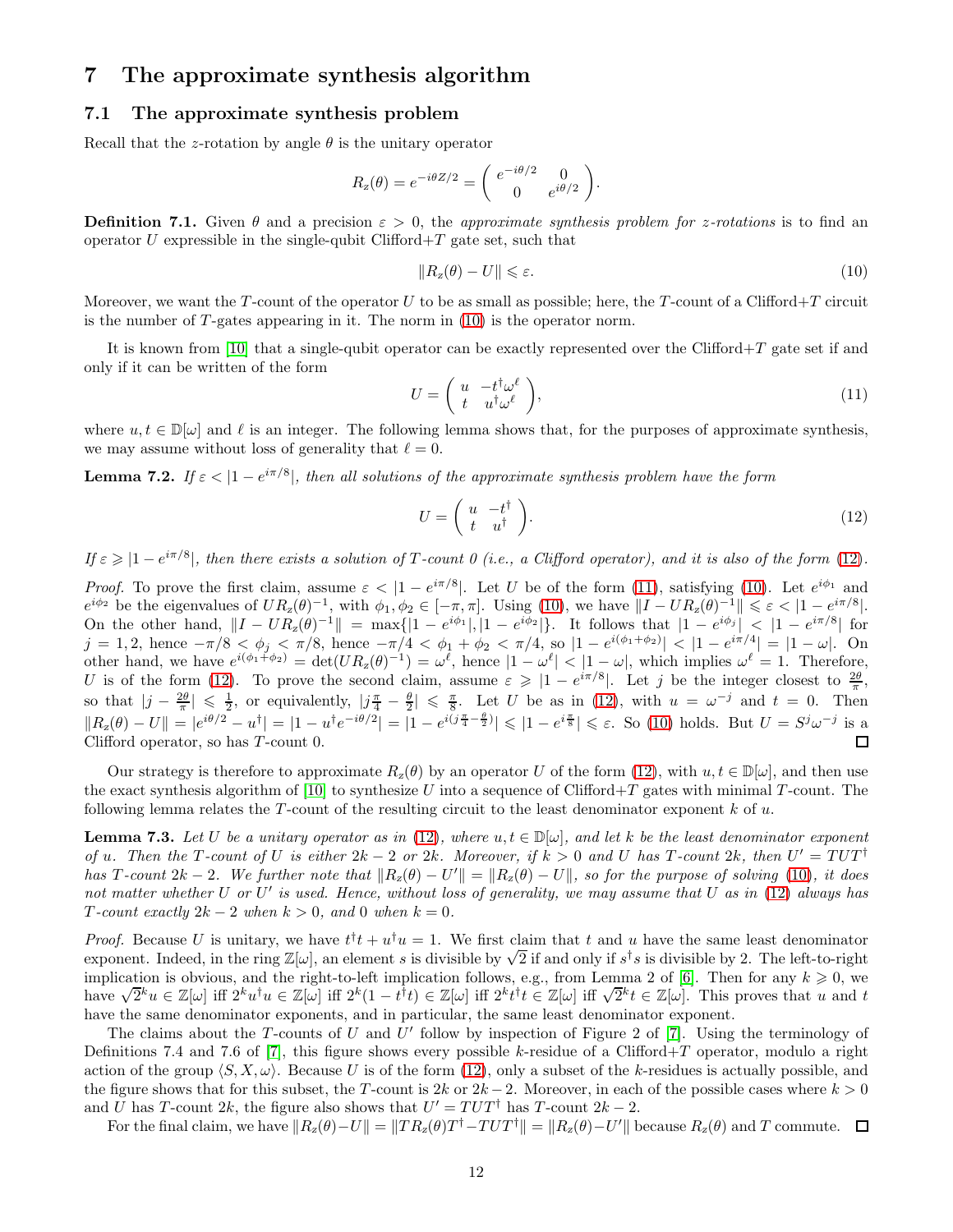# 7 The approximate synthesis algorithm

## 7.1 The approximate synthesis problem

Recall that the $z$-rotation by angle $\theta$ is the unitary operator

$$R_z(\theta) = e^{-i\theta Z/2} = \begin{pmatrix} e^{-i\theta/2} & 0 \\ 0 & e^{i\theta/2} \end{pmatrix}.$$

**Definition 7.1.** Given $\theta$ and a precision $\varepsilon > 0$, the *approximate synthesis problem for z-rotations* is to find an operator $U$ expressible in the single-qubit Clifford+$T$ gate set, such that

$$\|R_z(\theta) - U\| \leqslant \varepsilon. \tag{10}$$

Moreover, we want the $T$-count of the operator $U$ to be as small as possible; here, the $T$-count of a Clifford+$T$ circuit is the number of $T$-gates appearing in it. The norm in (10) is the operator norm.

It is known from [10] that a single-qubit operator can be exactly represented over the Clifford+$T$ gate set if and only if it can be written of the form

$$U = \begin{pmatrix} u & -t^\dagger\omega^\ell \\ t & u^\dagger\omega^\ell \end{pmatrix}, \tag{11}$$

where $u, t \in \mathbb{D}[\omega]$ and $\ell$ is an integer. The following lemma shows that, for the purposes of approximate synthesis, we may assume without loss of generality that $\ell = 0$.

**Lemma 7.2.** *If $\varepsilon < |1 - e^{i\pi/8}|$, then all solutions of the approximate synthesis problem have the form*

$$U = \begin{pmatrix} u & -t^\dagger \\ t & u^\dagger \end{pmatrix}. \tag{12}$$

*If $\varepsilon \geqslant |1 - e^{i\pi/8}|$, then there exists a solution of T-count 0 (i.e., a Clifford operator), and it is also of the form (12).*

*Proof.* To prove the first claim, assume $\varepsilon < |1 - e^{i\pi/8}|$. Let $U$ be of the form (11), satisfying (10). Let $e^{i\phi_1}$ and $e^{i\phi_2}$ be the eigenvalues of $UR_z(\theta)^{-1}$, with $\phi_1, \phi_2 \in [-\pi, \pi]$. Using (10), we have $\|I - UR_z(\theta)^{-1}\| \leqslant \varepsilon < |1 - e^{i\pi/8}|$. On the other hand, $\|I - UR_z(\theta)^{-1}\| = \max\{|1 - e^{i\phi_1}|, |1 - e^{i\phi_2}|\}$. It follows that $|1 - e^{i\phi_j}| < |1 - e^{i\pi/8}|$ for $j = 1, 2$, hence $-\pi/8 < \phi_j < \pi/8$, hence $-\pi/4 < \phi_1 + \phi_2 < \pi/4$, so $|1 - e^{i(\phi_1+\phi_2)}| < |1 - e^{i\pi/4}| = |1 - \omega|$. On other hand, we have $e^{i(\phi_1+\phi_2)} = \det(UR_z(\theta)^{-1}) = \omega^\ell$, hence $|1 - \omega^\ell| < |1 - \omega|$, which implies $\omega^\ell = 1$. Therefore, $U$ is of the form (12). To prove the second claim, assume $\varepsilon \geqslant |1 - e^{i\pi/8}|$. Let $j$ be the integer closest to $\frac{2\theta}{\pi}$, so that $|j - \frac{2\theta}{\pi}| \leqslant \frac{1}{2}$, or equivalently, $|j\frac{\pi}{4} - \frac{\theta}{2}| \leqslant \frac{\pi}{8}$. Let $U$ be as in (12), with $u = \omega^{-j}$ and $t = 0$. Then $\|R_z(\theta) - U\| = |e^{i\theta/2} - u^\dagger| = |1 - u^\dagger e^{-i\theta/2}| = |1 - e^{i(j\frac{\pi}{4} - \frac{\theta}{2})}| \leqslant |1 - e^{i\frac{\pi}{8}}| \leqslant \varepsilon$. So (10) holds. But $U = S^j\omega^{-j}$ is a Clifford operator, so has $T$-count 0. □

Our strategy is therefore to approximate $R_z(\theta)$ by an operator $U$ of the form (12), with $u, t \in \mathbb{D}[\omega]$, and then use the exact synthesis algorithm of [10] to synthesize $U$ into a sequence of Clifford+$T$ gates with minimal $T$-count. The following lemma relates the $T$-count of the resulting circuit to the least denominator exponent $k$ of $u$.

**Lemma 7.3.** *Let $U$ be a unitary operator as in (12), where $u, t \in \mathbb{D}[\omega]$, and let $k$ be the least denominator exponent of $u$. Then the T-count of $U$ is either $2k - 2$ or $2k$. Moreover, if $k > 0$ and $U$ has T-count $2k$, then $U' = TUT^\dagger$ has T-count $2k - 2$. We further note that $\|R_z(\theta) - U'\| = \|R_z(\theta) - U\|$, so for the purpose of solving (10), it does not matter whether $U$ or $U'$ is used. Hence, without loss of generality, we may assume that $U$ as in (12) always has T-count exactly $2k - 2$ when $k > 0$, and 0 when $k = 0$.*

*Proof.* Because $U$ is unitary, we have $t^\dagger t + u^\dagger u = 1$. We first claim that $t$ and $u$ have the same least denominator exponent. Indeed, in the ring $\mathbb{Z}[\omega]$, an element $s$ is divisible by $\sqrt{2}$ if and only if $s^\dagger s$ is divisible by 2. The left-to-right implication is obvious, and the right-to-left implication follows, e.g., from Lemma 2 of [6]. Then for any $k \geqslant 0$, we have $\sqrt{2}^k u \in \mathbb{Z}[\omega]$ iff $2^k u^\dagger u \in \mathbb{Z}[\omega]$ iff $2^k(1 - t^\dagger t) \in \mathbb{Z}[\omega]$ iff $2^k t^\dagger t \in \mathbb{Z}[\omega]$ iff $\sqrt{2}^k t \in \mathbb{Z}[\omega]$. This proves that $u$ and $t$ have the same denominator exponents, and in particular, the same least denominator exponent.

The claims about the $T$-counts of $U$ and $U'$ follow by inspection of Figure 2 of [7]. Using the terminology of Definitions 7.4 and 7.6 of [7], this figure shows every possible $k$-residue of a Clifford+$T$ operator, modulo a right action of the group $\langle S, X, \omega\rangle$. Because $U$ is of the form (12), only a subset of the $k$-residues is actually possible, and the figure shows that for this subset, the $T$-count is $2k$ or $2k-2$. Moreover, in each of the possible cases where $k > 0$ and $U$ has $T$-count $2k$, the figure also shows that $U' = TUT^\dagger$ has $T$-count $2k - 2$.

For the final claim, we have $\|R_z(\theta) - U\| = \|TR_z(\theta)T^\dagger - TUT^\dagger\| = \|R_z(\theta) - U'\|$ because $R_z(\theta)$ and $T$ commute. □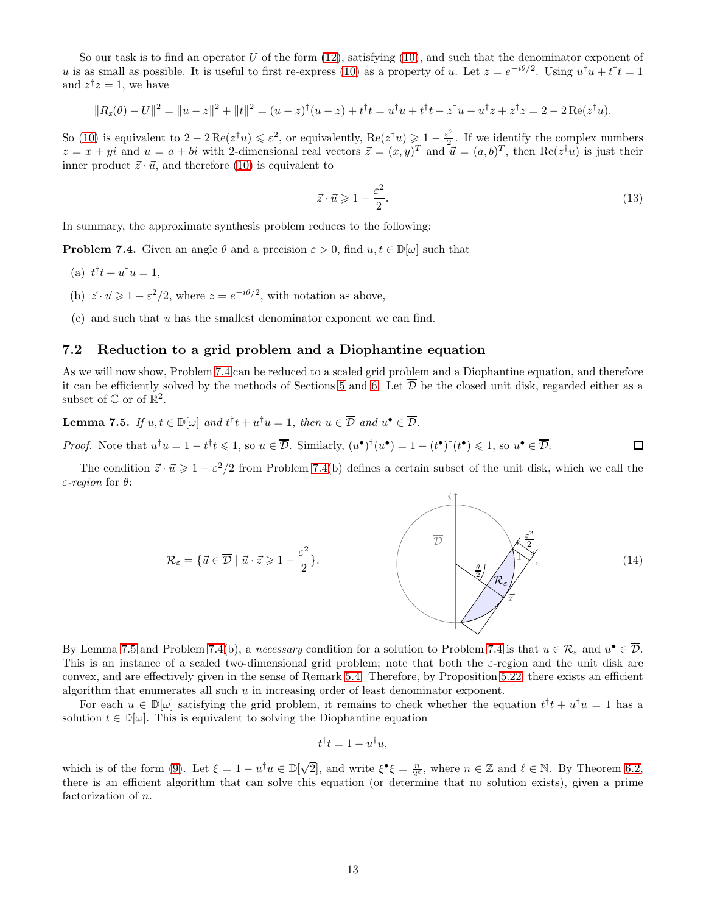So our task is to find an operator $U$ of the form (12), satisfying (10), and such that the denominator exponent of $u$ is as small as possible. It is useful to first re-express (10) as a property of $u$. Let $z = e^{-i\theta/2}$. Using $u^\dagger u + t^\dagger t = 1$ and $z^\dagger z = 1$, we have

$$\|R_z(\theta) - U\|^2 = \|u - z\|^2 + \|t\|^2 = (u-z)^\dagger(u-z) + t^\dagger t = u^\dagger u + t^\dagger t - z^\dagger u - u^\dagger z + z^\dagger z = 2 - 2\operatorname{Re}(z^\dagger u).$$

So (10) is equivalent to $2 - 2\operatorname{Re}(z^\dagger u) \leqslant \varepsilon^2$, or equivalently, $\operatorname{Re}(z^\dagger u) \geqslant 1 - \frac{\varepsilon^2}{2}$. If we identify the complex numbers $z = x + yi$ and $u = a + bi$ with 2-dimensional real vectors $\vec{z} = (x, y)^T$ and $\vec{u} = (a, b)^T$, then $\operatorname{Re}(z^\dagger u)$ is just their inner product $\vec{z} \cdot \vec{u}$, and therefore (10) is equivalent to

$$\vec{z} \cdot \vec{u} \geqslant 1 - \frac{\varepsilon^2}{2}. \tag{13}$$

In summary, the approximate synthesis problem reduces to the following:

**Problem 7.4.** Given an angle $\theta$ and a precision $\varepsilon > 0$, find $u, t \in \mathbb{D}[\omega]$ such that

(a) $t^\dagger t + u^\dagger u = 1$,

(b) $\vec{z} \cdot \vec{u} \geqslant 1 - \varepsilon^2/2$, where $z = e^{-i\theta/2}$, with notation as above,

(c) and such that $u$ has the smallest denominator exponent we can find.

## 7.2 Reduction to a grid problem and a Diophantine equation

As we will now show, Problem 7.4 can be reduced to a scaled grid problem and a Diophantine equation, and therefore it can be efficiently solved by the methods of Sections 5 and 6. Let $\overline{\mathcal{D}}$ be the closed unit disk, regarded either as a subset of $\mathbb{C}$ or of $\mathbb{R}^2$.

**Lemma 7.5.** *If $u, t \in \mathbb{D}[\omega]$ and $t^\dagger t + u^\dagger u = 1$, then $u \in \overline{\mathcal{D}}$ and $u^\bullet \in \overline{\mathcal{D}}$.*

*Proof.* Note that $u^\dagger u = 1 - t^\dagger t \leqslant 1$, so $u \in \overline{\mathcal{D}}$. Similarly, $(u^\bullet)^\dagger(u^\bullet) = 1 - (t^\bullet)^\dagger(t^\bullet) \leqslant 1$, so $u^\bullet \in \overline{\mathcal{D}}$. ∎

The condition $\vec{z} \cdot \vec{u} \geqslant 1 - \varepsilon^2/2$ from Problem 7.4(b) defines a certain subset of the unit disk, which we call the *$\varepsilon$-region* for $\theta$:

$$\mathcal{R}_\varepsilon = \{\vec{u} \in \overline{\mathcal{D}} \mid \vec{u} \cdot \vec{z} \geqslant 1 - \frac{\varepsilon^2}{2}\}. \tag{14}$$

By Lemma 7.5 and Problem 7.4(b), a *necessary* condition for a solution to Problem 7.4 is that $u \in \mathcal{R}_\varepsilon$ and $u^\bullet \in \overline{\mathcal{D}}$. This is an instance of a scaled two-dimensional grid problem; note that both the $\varepsilon$-region and the unit disk are convex, and are effectively given in the sense of Remark 5.4. Therefore, by Proposition 5.22, there exists an efficient algorithm that enumerates all such $u$ in increasing order of least denominator exponent.

For each $u \in \mathbb{D}[\omega]$ satisfying the grid problem, it remains to check whether the equation $t^\dagger t + u^\dagger u = 1$ has a solution $t \in \mathbb{D}[\omega]$. This is equivalent to solving the Diophantine equation

$$t^\dagger t = 1 - u^\dagger u,$$

which is of the form (9). Let $\xi = 1 - u^\dagger u \in \mathbb{D}[\sqrt{2}]$, and write $\xi^\bullet \xi = \frac{n}{2^\ell}$, where $n \in \mathbb{Z}$ and $\ell \in \mathbb{N}$. By Theorem 6.2, there is an efficient algorithm that can solve this equation (or determine that no solution exists), given a prime factorization of $n$.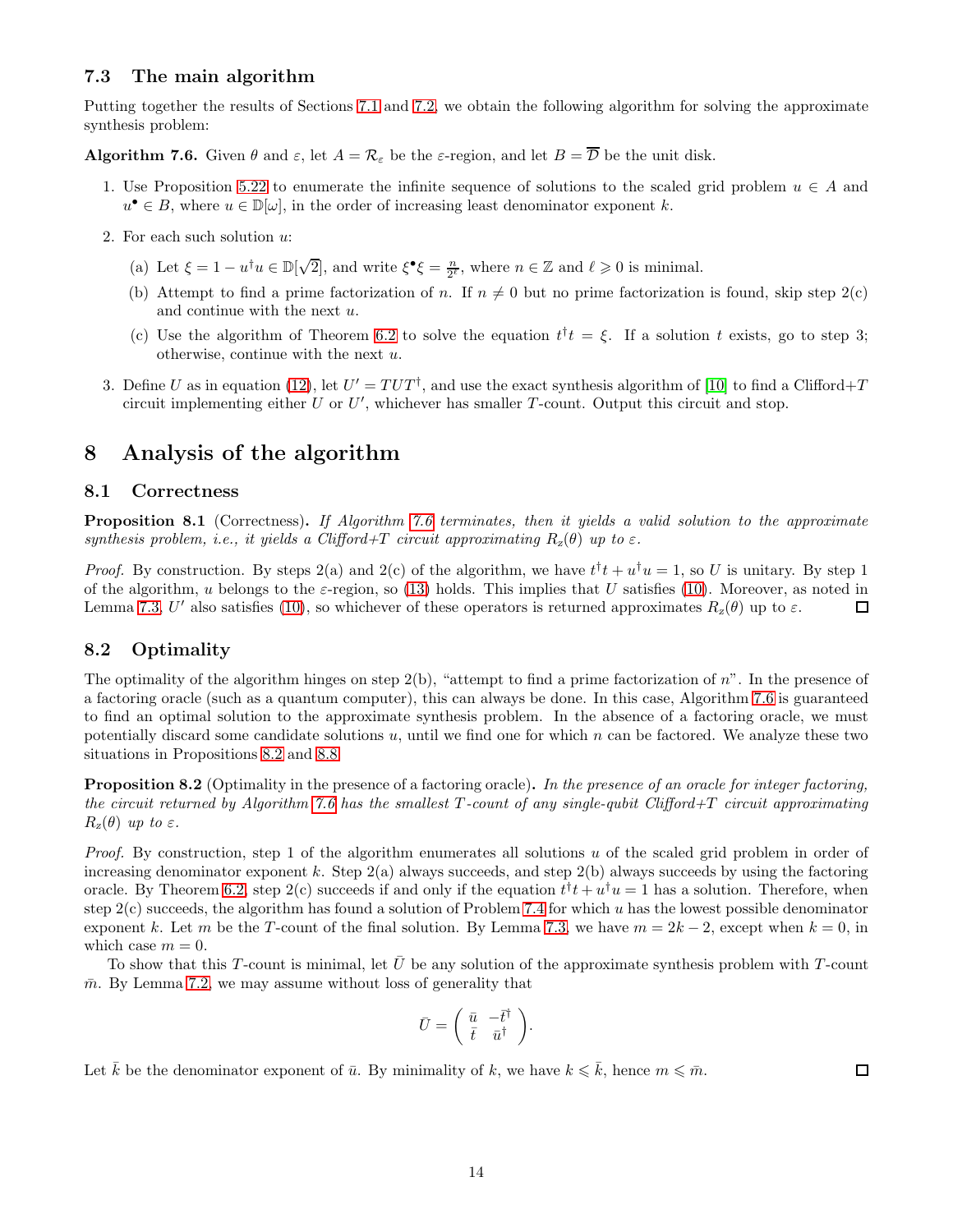### 7.3 The main algorithm

Putting together the results of Sections 7.1 and 7.2, we obtain the following algorithm for solving the approximate synthesis problem:

**Algorithm 7.6.** Given $\theta$ and $\varepsilon$, let $A = \mathcal{R}_\varepsilon$ be the $\varepsilon$-region, and let $B = \overline{\mathcal{D}}$ be the unit disk.

1. Use Proposition 5.22 to enumerate the infinite sequence of solutions to the scaled grid problem $u \in A$ and $u^\bullet \in B$, where $u \in \mathbb{D}[\omega]$, in the order of increasing least denominator exponent $k$.
2. For each such solution $u$:
   (a) Let $\xi = 1 - u^\dagger u \in \mathbb{D}[\sqrt{2}]$, and write $\xi^\bullet \xi = \frac{n}{2^\ell}$, where $n \in \mathbb{Z}$ and $\ell \geqslant 0$ is minimal.
   (b) Attempt to find a prime factorization of $n$. If $n \neq 0$ but no prime factorization is found, skip step 2(c) and continue with the next $u$.
   (c) Use the algorithm of Theorem 6.2 to solve the equation $t^\dagger t = \xi$. If a solution $t$ exists, go to step 3; otherwise, continue with the next $u$.
3. Define $U$ as in equation (12), let $U' = TUT^\dagger$, and use the exact synthesis algorithm of [10] to find a Clifford+$T$ circuit implementing either $U$ or $U'$, whichever has smaller $T$-count. Output this circuit and stop.

# 8 Analysis of the algorithm

## 8.1 Correctness

**Proposition 8.1** (Correctness)**.** *If Algorithm 7.6 terminates, then it yields a valid solution to the approximate synthesis problem, i.e., it yields a Clifford+T circuit approximating $R_z(\theta)$ up to $\varepsilon$.*

*Proof.* By construction. By steps 2(a) and 2(c) of the algorithm, we have $t^\dagger t + u^\dagger u = 1$, so $U$ is unitary. By step 1 of the algorithm, $u$ belongs to the $\varepsilon$-region, so (13) holds. This implies that $U$ satisfies (10). Moreover, as noted in Lemma 7.3, $U'$ also satisfies (10), so whichever of these operators is returned approximates $R_z(\theta)$ up to $\varepsilon$. $\square$

## 8.2 Optimality

The optimality of the algorithm hinges on step 2(b), "attempt to find a prime factorization of $n$". In the presence of a factoring oracle (such as a quantum computer), this can always be done. In this case, Algorithm 7.6 is guaranteed to find an optimal solution to the approximate synthesis problem. In the absence of a factoring oracle, we must potentially discard some candidate solutions $u$, until we find one for which $n$ can be factored. We analyze these two situations in Propositions 8.2 and 8.8.

**Proposition 8.2** (Optimality in the presence of a factoring oracle)**.** *In the presence of an oracle for integer factoring, the circuit returned by Algorithm 7.6 has the smallest $T$-count of any single-qubit Clifford+T circuit approximating $R_z(\theta)$ up to $\varepsilon$.*

*Proof.* By construction, step 1 of the algorithm enumerates all solutions $u$ of the scaled grid problem in order of increasing denominator exponent $k$. Step 2(a) always succeeds, and step 2(b) always succeeds by using the factoring oracle. By Theorem 6.2, step 2(c) succeeds if and only if the equation $t^\dagger t + u^\dagger u = 1$ has a solution. Therefore, when step 2(c) succeeds, the algorithm has found a solution of Problem 7.4 for which $u$ has the lowest possible denominator exponent $k$. Let $m$ be the $T$-count of the final solution. By Lemma 7.3, we have $m = 2k - 2$, except when $k = 0$, in which case $m = 0$.

To show that this $T$-count is minimal, let $\bar{U}$ be any solution of the approximate synthesis problem with $T$-count $\bar{m}$. By Lemma 7.2, we may assume without loss of generality that

$$\bar{U} = \begin{pmatrix} \bar{u} & -\bar{t}^\dagger \\ \bar{t} & \bar{u}^\dagger \end{pmatrix}.$$

Let $\bar{k}$ be the denominator exponent of $\bar{u}$. By minimality of $k$, we have $k \leqslant \bar{k}$, hence $m \leqslant \bar{m}$. $\square$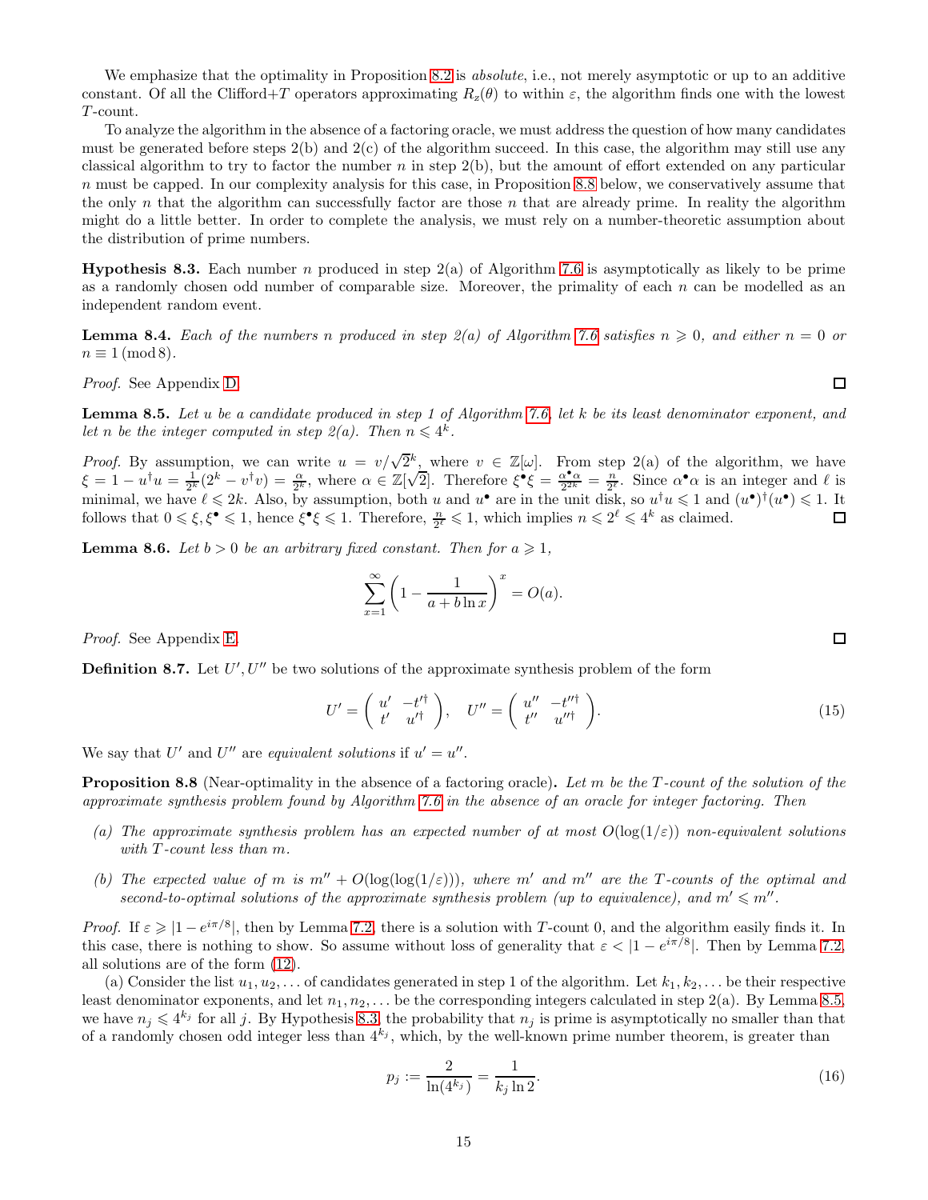We emphasize that the optimality in Proposition 8.2 is *absolute*, i.e., not merely asymptotic or up to an additive constant. Of all the Clifford+$T$ operators approximating $R_z(\theta)$ to within $\varepsilon$, the algorithm finds one with the lowest $T$-count.

To analyze the algorithm in the absence of a factoring oracle, we must address the question of how many candidates must be generated before steps 2(b) and 2(c) of the algorithm succeed. In this case, the algorithm may still use any classical algorithm to try to factor the number $n$ in step 2(b), but the amount of effort extended on any particular $n$ must be capped. In our complexity analysis for this case, in Proposition 8.8 below, we conservatively assume that the only $n$ that the algorithm can successfully factor are those $n$ that are already prime. In reality the algorithm might do a little better. In order to complete the analysis, we must rely on a number-theoretic assumption about the distribution of prime numbers.

**Hypothesis 8.3.** Each number $n$ produced in step 2(a) of Algorithm 7.6 is asymptotically as likely to be prime as a randomly chosen odd number of comparable size. Moreover, the primality of each $n$ can be modelled as an independent random event.

**Lemma 8.4.** *Each of the numbers $n$ produced in step 2(a) of Algorithm 7.6 satisfies $n \geqslant 0$, and either $n = 0$ or $n \equiv 1 \pmod 8$.*

*Proof.* See Appendix D. □

**Lemma 8.5.** *Let $u$ be a candidate produced in step 1 of Algorithm 7.6, let $k$ be its least denominator exponent, and let $n$ be the integer computed in step 2(a). Then $n \leqslant 4^k$.*

*Proof.* By assumption, we can write $u = v/\sqrt{2}^k$, where $v \in \mathbb{Z}[\omega]$. From step 2(a) of the algorithm, we have $\xi = 1 - u^\dagger u = \frac{1}{2^k}(2^k - v^\dagger v) = \frac{\alpha}{2^k}$, where $\alpha \in \mathbb{Z}[\sqrt{2}]$. Therefore $\xi^\bullet \xi = \frac{\alpha^\bullet \alpha}{2^{2k}} = \frac{n}{2^\ell}$. Since $\alpha^\bullet \alpha$ is an integer and $\ell$ is minimal, we have $\ell \leqslant 2k$. Also, by assumption, both $u$ and $u^\bullet$ are in the unit disk, so $u^\dagger u \leqslant 1$ and $(u^\bullet)^\dagger (u^\bullet) \leqslant 1$. It follows that $0 \leqslant \xi, \xi^\bullet \leqslant 1$, hence $\xi^\bullet \xi \leqslant 1$. Therefore, $\frac{n}{2^\ell} \leqslant 1$, which implies $n \leqslant 2^\ell \leqslant 4^k$ as claimed. □

**Lemma 8.6.** *Let $b > 0$ be an arbitrary fixed constant. Then for $a \geqslant 1$,*

$$\sum_{x=1}^{\infty} \left(1 - \frac{1}{a + b \ln x}\right)^x = O(a).$$

*Proof.* See Appendix E. □

**Definition 8.7.** Let $U', U''$ be two solutions of the approximate synthesis problem of the form

$$U' = \begin{pmatrix} u' & -t'^\dagger \\ t' & u'^\dagger \end{pmatrix}, \quad U'' = \begin{pmatrix} u'' & -t''^\dagger \\ t'' & u''^\dagger \end{pmatrix}. \tag{15}$$

We say that $U'$ and $U''$ are *equivalent solutions* if $u' = u''$.

**Proposition 8.8** (Near-optimality in the absence of a factoring oracle)**.** *Let $m$ be the $T$-count of the solution of the approximate synthesis problem found by Algorithm 7.6 in the absence of an oracle for integer factoring. Then*

*(a) The approximate synthesis problem has an expected number of at most $O(\log(1/\varepsilon))$ non-equivalent solutions with $T$-count less than $m$.*

*(b) The expected value of $m$ is $m'' + O(\log(\log(1/\varepsilon)))$, where $m'$ and $m''$ are the $T$-counts of the optimal and second-to-optimal solutions of the approximate synthesis problem (up to equivalence), and $m' \leqslant m''$.*

*Proof.* If $\varepsilon \geqslant |1 - e^{i\pi/8}|$, then by Lemma 7.2, there is a solution with $T$-count 0, and the algorithm easily finds it. In this case, there is nothing to show. So assume without loss of generality that $\varepsilon < |1 - e^{i\pi/8}|$. Then by Lemma 7.2, all solutions are of the form (12).

(a) Consider the list $u_1, u_2, \ldots$ of candidates generated in step 1 of the algorithm. Let $k_1, k_2, \ldots$ be their respective least denominator exponents, and let $n_1, n_2, \ldots$ be the corresponding integers calculated in step 2(a). By Lemma 8.5, we have $n_j \leqslant 4^{k_j}$ for all $j$. By Hypothesis 8.3, the probability that $n_j$ is prime is asymptotically no smaller than that of a randomly chosen odd integer less than $4^{k_j}$, which, by the well-known prime number theorem, is greater than

$$p_j := \frac{2}{\ln(4^{k_j})} = \frac{1}{k_j \ln 2}. \tag{16}$$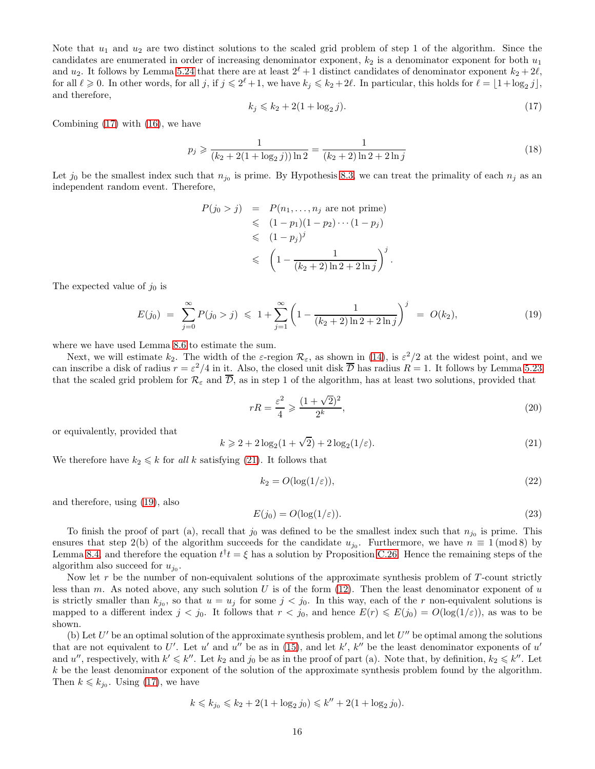Note that $u_1$ and $u_2$ are two distinct solutions to the scaled grid problem of step 1 of the algorithm. Since the candidates are enumerated in order of increasing denominator exponent, $k_2$ is a denominator exponent for both $u_1$ and $u_2$. It follows by Lemma 5.24 that there are at least $2^\ell + 1$ distinct candidates of denominator exponent $k_2 + 2\ell$, for all $\ell \geqslant 0$. In other words, for all $j$, if $j \leqslant 2^\ell + 1$, we have $k_j \leqslant k_2 + 2\ell$. In particular, this holds for $\ell = \lfloor 1 + \log_2 j \rfloor$, and therefore,

$$k_j \leqslant k_2 + 2(1 + \log_2 j). \tag{17}$$

Combining (17) with (16), we have

$$p_j \geqslant \frac{1}{(k_2 + 2(1 + \log_2 j)) \ln 2} = \frac{1}{(k_2 + 2) \ln 2 + 2 \ln j} \tag{18}$$

Let $j_0$ be the smallest index such that $n_{j_0}$ is prime. By Hypothesis 8.3, we can treat the primality of each $n_j$ as an independent random event. Therefore,

$$\begin{aligned} P(j_0 > j) &= P(n_1, \ldots, n_j \text{ are not prime}) \\ &\leqslant (1 - p_1)(1 - p_2) \cdots (1 - p_j) \\ &\leqslant (1 - p_j)^j \\ &\leqslant \left(1 - \frac{1}{(k_2 + 2) \ln 2 + 2 \ln j}\right)^j. \end{aligned}$$

The expected value of $j_0$ is

$$E(j_0) \;=\; \sum_{j=0}^{\infty} P(j_0 > j) \;\leqslant\; 1 + \sum_{j=1}^{\infty} \left(1 - \frac{1}{(k_2 + 2) \ln 2 + 2 \ln j}\right)^j \;=\; O(k_2), \tag{19}$$

where we have used Lemma 8.6 to estimate the sum.

Next, we will estimate $k_2$. The width of the $\varepsilon$-region $\mathcal{R}_\varepsilon$, as shown in (14), is $\varepsilon^2/2$ at the widest point, and we can inscribe a disk of radius $r = \varepsilon^2/4$ in it. Also, the closed unit disk $\overline{\mathcal{D}}$ has radius $R = 1$. It follows by Lemma 5.23 that the scaled grid problem for $\mathcal{R}_\varepsilon$ and $\overline{\mathcal{D}}$, as in step 1 of the algorithm, has at least two solutions, provided that

$$rR = \frac{\varepsilon^2}{4} \geqslant \frac{(1 + \sqrt{2})^2}{2^k}, \tag{20}$$

or equivalently, provided that

$$k \geqslant 2 + 2 \log_2(1 + \sqrt{2}) + 2 \log_2(1/\varepsilon). \tag{21}$$

We therefore have $k_2 \leqslant k$ for *all* $k$ satisfying (21). It follows that

$$k_2 = O(\log(1/\varepsilon)), \tag{22}$$

and therefore, using (19), also

$$E(j_0) = O(\log(1/\varepsilon)). \tag{23}$$

To finish the proof of part (a), recall that $j_0$ was defined to be the smallest index such that $n_{j_0}$ is prime. This ensures that step 2(b) of the algorithm succeeds for the candidate $u_{j_0}$. Furthermore, we have $n \equiv 1 \pmod 8$ by Lemma 8.4, and therefore the equation $t^\dagger t = \xi$ has a solution by Proposition C.26. Hence the remaining steps of the algorithm also succeed for $u_{j_0}$.

Now let $r$ be the number of non-equivalent solutions of the approximate synthesis problem of $T$-count strictly less than $m$. As noted above, any such solution $U$ is of the form (12). Then the least denominator exponent of $u$ is strictly smaller than $k_{j_0}$, so that $u = u_j$ for some $j < j_0$. In this way, each of the $r$ non-equivalent solutions is mapped to a different index $j < j_0$. It follows that $r < j_0$, and hence $E(r) \leqslant E(j_0) = O(\log(1/\varepsilon))$, as was to be shown.

(b) Let $U'$ be an optimal solution of the approximate synthesis problem, and let $U''$ be optimal among the solutions that are not equivalent to $U'$. Let $u'$ and $u''$ be as in (15), and let $k'$, $k''$ be the least denominator exponents of $u'$ and $u''$, respectively, with $k' \leqslant k''$. Let $k_2$ and $j_0$ be as in the proof of part (a). Note that, by definition, $k_2 \leqslant k''$. Let $k$ be the least denominator exponent of the solution of the approximate synthesis problem found by the algorithm. Then $k \leqslant k_{j_0}$. Using (17), we have

$$k \leqslant k_{j_0} \leqslant k_2 + 2(1 + \log_2 j_0) \leqslant k'' + 2(1 + \log_2 j_0).$$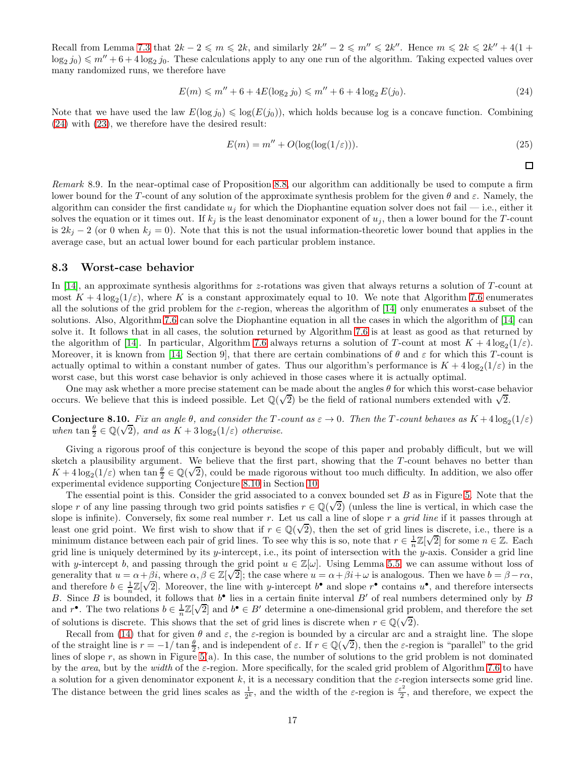Recall from Lemma 7.3 that $2k-2 \leqslant m \leqslant 2k$, and similarly $2k''-2 \leqslant m'' \leqslant 2k''$. Hence $m \leqslant 2k \leqslant 2k''+4(1+\log_2 j_0) \leqslant m''+6+4\log_2 j_0$. These calculations apply to any one run of the algorithm. Taking expected values over many randomized runs, we therefore have

$$E(m) \leqslant m''+6+4E(\log_2 j_0) \leqslant m''+6+4\log_2 E(j_0). \tag{24}$$

Note that we have used the law $E(\log j_0) \leqslant \log(E(j_0))$, which holds because log is a concave function. Combining (24) with (23), we therefore have the desired result:

$$E(m) = m''+O(\log(\log(1/\varepsilon))). \tag{25}$$

□

*Remark* 8.9. In the near-optimal case of Proposition 8.8, our algorithm can additionally be used to compute a firm lower bound for the $T$-count of any solution of the approximate synthesis problem for the given $\theta$ and $\varepsilon$. Namely, the algorithm can consider the first candidate $u_j$ for which the Diophantine equation solver does not fail — i.e., either it solves the equation or it times out. If $k_j$ is the least denominator exponent of $u_j$, then a lower bound for the $T$-count is $2k_j-2$ (or 0 when $k_j=0$). Note that this is not the usual information-theoretic lower bound that applies in the average case, but an actual lower bound for each particular problem instance.

### 8.3 Worst-case behavior

In [14], an approximate synthesis algorithms for $z$-rotations was given that always returns a solution of $T$-count at most $K+4\log_2(1/\varepsilon)$, where $K$ is a constant approximately equal to 10. We note that Algorithm 7.6 enumerates all the solutions of the grid problem for the $\varepsilon$-region, whereas the algorithm of [14] only enumerates a subset of the solutions. Also, Algorithm 7.6 can solve the Diophantine equation in all the cases in which the algorithm of [14] can solve it. It follows that in all cases, the solution returned by Algorithm 7.6 is at least as good as that returned by the algorithm of [14]. In particular, Algorithm 7.6 always returns a solution of $T$-count at most $K+4\log_2(1/\varepsilon)$. Moreover, it is known from [14, Section 9], that there are certain combinations of $\theta$ and $\varepsilon$ for which this $T$-count is actually optimal to within a constant number of gates. Thus our algorithm's performance is $K+4\log_2(1/\varepsilon)$ in the worst case, but this worst case behavior is only achieved in those cases where it is actually optimal.

One may ask whether a more precise statement can be made about the angles $\theta$ for which this worst-case behavior occurs. We believe that this is indeed possible. Let $\mathbb{Q}(\sqrt{2})$ be the field of rational numbers extended with $\sqrt{2}$.

**Conjecture 8.10.** *Fix an angle $\theta$, and consider the $T$-count as $\varepsilon \to 0$. Then the $T$-count behaves as $K+4\log_2(1/\varepsilon)$ when $\tan\frac{\theta}{2} \in \mathbb{Q}(\sqrt{2})$, and as $K+3\log_2(1/\varepsilon)$ otherwise.*

Giving a rigorous proof of this conjecture is beyond the scope of this paper and probably difficult, but we will sketch a plausibility argument. We believe that the first part, showing that the $T$-count behaves no better than $K+4\log_2(1/\varepsilon)$ when $\tan\frac{\theta}{2} \in \mathbb{Q}(\sqrt{2})$, could be made rigorous without too much difficulty. In addition, we also offer experimental evidence supporting Conjecture 8.10 in Section 10.

The essential point is this. Consider the grid associated to a convex bounded set $B$ as in Figure 5. Note that the slope $r$ of any line passing through two grid points satisfies $r \in \mathbb{Q}(\sqrt{2})$ (unless the line is vertical, in which case the slope is infinite). Conversely, fix some real number $r$. Let us call a line of slope $r$ a *grid line* if it passes through at least one grid point. We first wish to show that if $r \in \mathbb{Q}(\sqrt{2})$, then the set of grid lines is discrete, i.e., there is a minimum distance between each pair of grid lines. To see why this is so, note that $r \in \frac{1}{n}\mathbb{Z}[\sqrt{2}]$ for some $n \in \mathbb{Z}$. Each grid line is uniquely determined by its $y$-intercept, i.e., its point of intersection with the $y$-axis. Consider a grid line with $y$-intercept $b$, and passing through the grid point $u \in \mathbb{Z}[\omega]$. Using Lemma 5.5, we can assume without loss of generality that $u = \alpha+\beta i$, where $\alpha, \beta \in \mathbb{Z}[\sqrt{2}]$; the case where $u = \alpha+\beta i+\omega$ is analogous. Then we have $b = \beta - r\alpha$, and therefore $b \in \frac{1}{n}\mathbb{Z}[\sqrt{2}]$. Moreover, the line with $y$-intercept $b^{\bullet}$ and slope $r^{\bullet}$ contains $u^{\bullet}$, and therefore intersects $B$. Since $B$ is bounded, it follows that $b^{\bullet}$ lies in a certain finite interval $B'$ of real numbers determined only by $B$ and $r^{\bullet}$. The two relations $b \in \frac{1}{n}\mathbb{Z}[\sqrt{2}]$ and $b^{\bullet} \in B'$ determine a one-dimensional grid problem, and therefore the set of solutions is discrete. This shows that the set of grid lines is discrete when $r \in \mathbb{Q}(\sqrt{2})$.

Recall from (14) that for given $\theta$ and $\varepsilon$, the $\varepsilon$-region is bounded by a circular arc and a straight line. The slope of the straight line is $r = -1/\tan\frac{\theta}{2}$, and is independent of $\varepsilon$. If $r \in \mathbb{Q}(\sqrt{2})$, then the $\varepsilon$-region is "parallel" to the grid lines of slope $r$, as shown in Figure 5(a). In this case, the number of solutions to the grid problem is not dominated by the *area*, but by the *width* of the $\varepsilon$-region. More specifically, for the scaled grid problem of Algorithm 7.6 to have a solution for a given denominator exponent $k$, it is a necessary condition that the $\varepsilon$-region intersects some grid line. The distance between the grid lines scales as $\frac{1}{2^k}$, and the width of the $\varepsilon$-region is $\frac{\varepsilon^2}{2}$, and therefore, we expect the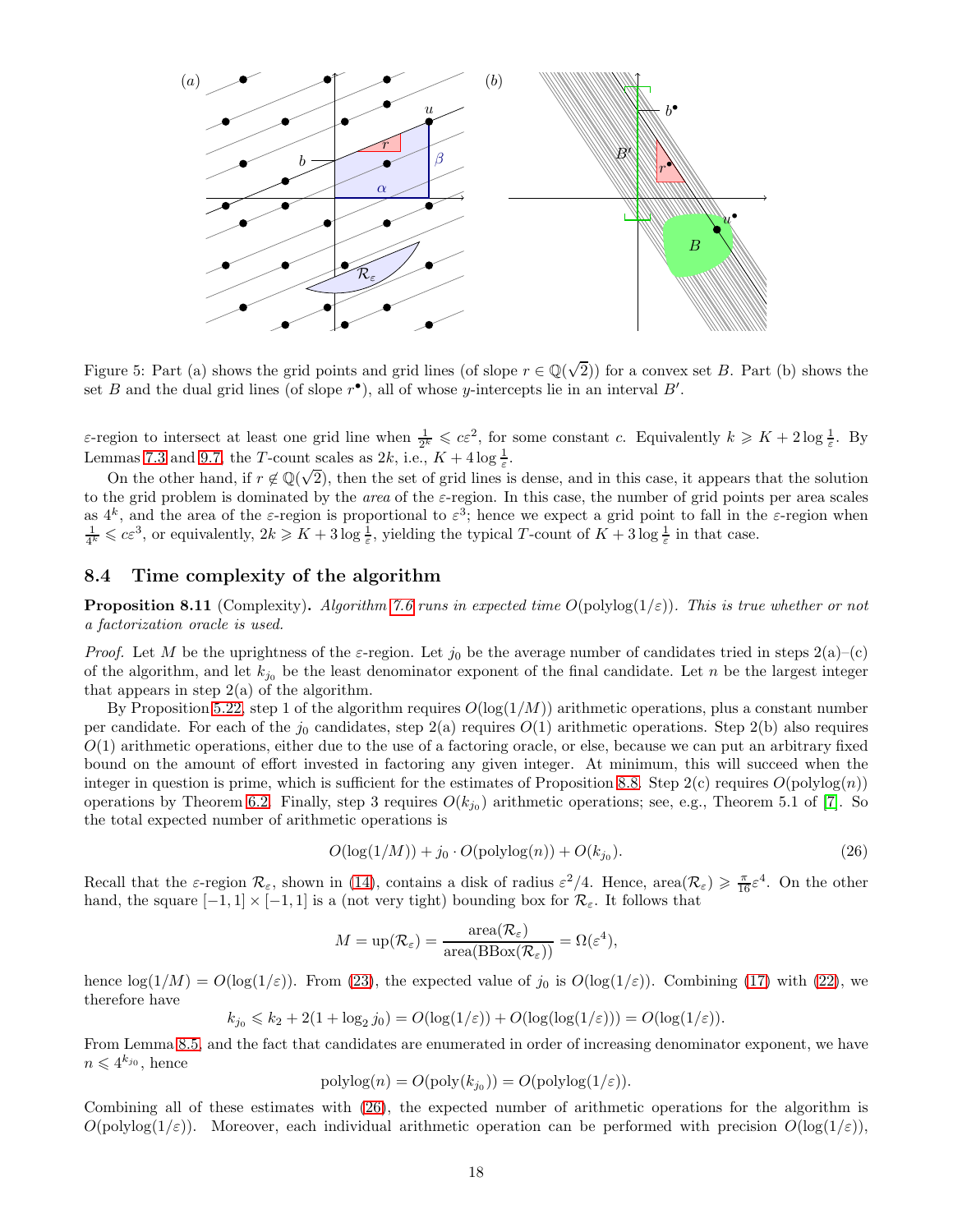Figure 5: Part (a) shows the grid points and grid lines (of slope $r \in \mathbb{Q}(\sqrt{2})$) for a convex set $B$. Part (b) shows the set $B$ and the dual grid lines (of slope $r^\bullet$), all of whose $y$-intercepts lie in an interval $B'$.

$\varepsilon$-region to intersect at least one grid line when $\frac{1}{2^k} \leqslant c\varepsilon^2$, for some constant $c$. Equivalently $k \geqslant K + 2\log\frac{1}{\varepsilon}$. By Lemmas 7.3 and 9.7, the $T$-count scales as $2k$, i.e., $K + 4\log\frac{1}{\varepsilon}$.

On the other hand, if $r \notin \mathbb{Q}(\sqrt{2})$, then the set of grid lines is dense, and in this case, it appears that the solution to the grid problem is dominated by the *area* of the $\varepsilon$-region. In this case, the number of grid points per area scales as $4^k$, and the area of the $\varepsilon$-region is proportional to $\varepsilon^3$; hence we expect a grid point to fall in the $\varepsilon$-region when $\frac{1}{4^k} \leqslant c\varepsilon^3$, or equivalently, $2k \geqslant K + 3\log\frac{1}{\varepsilon}$, yielding the typical $T$-count of $K + 3\log\frac{1}{\varepsilon}$ in that case.

## 8.4 Time complexity of the algorithm

**Proposition 8.11** (Complexity). *Algorithm 7.6 runs in expected time $O(\mathrm{polylog}(1/\varepsilon))$. This is true whether or not a factorization oracle is used.*

*Proof.* Let $M$ be the uprightness of the $\varepsilon$-region. Let $j_0$ be the average number of candidates tried in steps 2(a)–(c) of the algorithm, and let $k_{j_0}$ be the least denominator exponent of the final candidate. Let $n$ be the largest integer that appears in step 2(a) of the algorithm.

By Proposition 5.22, step 1 of the algorithm requires $O(\log(1/M))$ arithmetic operations, plus a constant number per candidate. For each of the $j_0$ candidates, step 2(a) requires $O(1)$ arithmetic operations. Step 2(b) also requires $O(1)$ arithmetic operations, either due to the use of a factoring oracle, or else, because we can put an arbitrary fixed bound on the amount of effort invested in factoring any given integer. At minimum, this will succeed when the integer in question is prime, which is sufficient for the estimates of Proposition 8.8. Step 2(c) requires $O(\mathrm{polylog}(n))$ operations by Theorem 6.2. Finally, step 3 requires $O(k_{j_0})$ arithmetic operations; see, e.g., Theorem 5.1 of [7]. So the total expected number of arithmetic operations is

$$O(\log(1/M)) + j_0 \cdot O(\mathrm{polylog}(n)) + O(k_{j_0}). \tag{26}$$

Recall that the $\varepsilon$-region $\mathcal{R}_\varepsilon$, shown in (14), contains a disk of radius $\varepsilon^2/4$. Hence, $\mathrm{area}(\mathcal{R}_\varepsilon) \geqslant \frac{\pi}{16}\varepsilon^4$. On the other hand, the square $[-1,1]\times[-1,1]$ is a (not very tight) bounding box for $\mathcal{R}_\varepsilon$. It follows that

$$M = \mathrm{up}(\mathcal{R}_\varepsilon) = \frac{\mathrm{area}(\mathcal{R}_\varepsilon)}{\mathrm{area}(\mathrm{BBox}(\mathcal{R}_\varepsilon))} = \Omega(\varepsilon^4),$$

hence $\log(1/M) = O(\log(1/\varepsilon))$. From (23), the expected value of $j_0$ is $O(\log(1/\varepsilon))$. Combining (17) with (22), we therefore have

$$k_{j_0} \leqslant k_2 + 2(1 + \log_2 j_0) = O(\log(1/\varepsilon)) + O(\log(\log(1/\varepsilon))) = O(\log(1/\varepsilon)).$$

From Lemma 8.5, and the fact that candidates are enumerated in order of increasing denominator exponent, we have $n \leqslant 4^{k_{j_0}}$, hence

$$\mathrm{polylog}(n) = O(\mathrm{poly}(k_{j_0})) = O(\mathrm{polylog}(1/\varepsilon)).$$

Combining all of these estimates with (26), the expected number of arithmetic operations for the algorithm is $O(\mathrm{polylog}(1/\varepsilon))$. Moreover, each individual arithmetic operation can be performed with precision $O(\log(1/\varepsilon))$,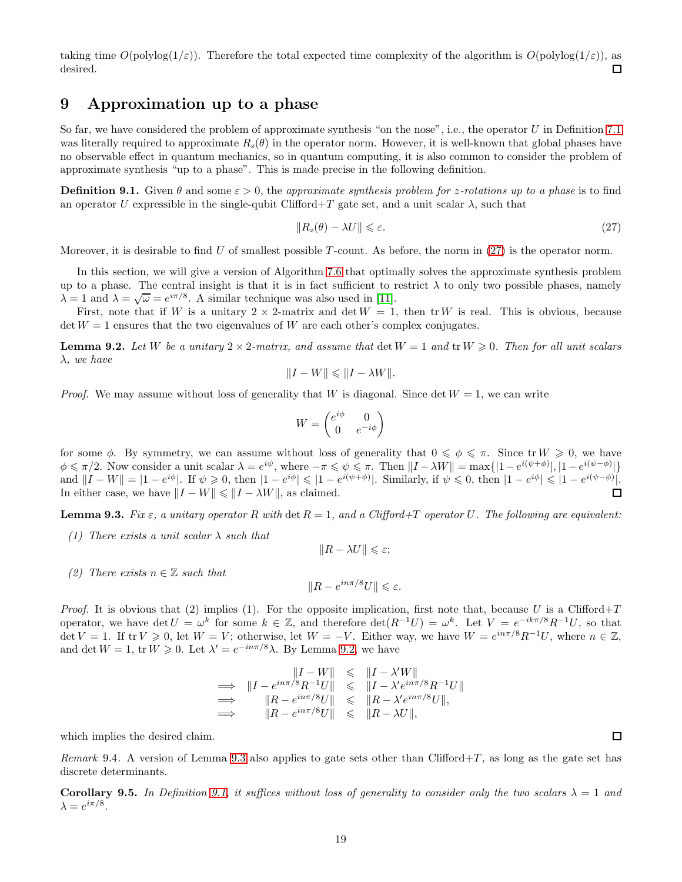taking time $O(\text{polylog}(1/\varepsilon))$. Therefore the total expected time complexity of the algorithm is $O(\text{polylog}(1/\varepsilon))$, as desired. □

# 9 Approximation up to a phase

So far, we have considered the problem of approximate synthesis "on the nose", i.e., the operator $U$ in Definition 7.1 was literally required to approximate $R_z(\theta)$ in the operator norm. However, it is well-known that global phases have no observable effect in quantum mechanics, so in quantum computing, it is also common to consider the problem of approximate synthesis "up to a phase". This is made precise in the following definition.

**Definition 9.1.** Given $\theta$ and some $\varepsilon > 0$, the *approximate synthesis problem for z-rotations up to a phase* is to find an operator $U$ expressible in the single-qubit Clifford+$T$ gate set, and a unit scalar $\lambda$, such that

$$\|R_z(\theta) - \lambda U\| \leqslant \varepsilon. \tag{27}$$

Moreover, it is desirable to find $U$ of smallest possible $T$-count. As before, the norm in (27) is the operator norm.

In this section, we will give a version of Algorithm 7.6 that optimally solves the approximate synthesis problem up to a phase. The central insight is that it is in fact sufficient to restrict $\lambda$ to only two possible phases, namely $\lambda = 1$ and $\lambda = \sqrt{\omega} = e^{i\pi/8}$. A similar technique was also used in [11].

First, note that if $W$ is a unitary $2\times 2$-matrix and $\det W = 1$, then $\operatorname{tr} W$ is real. This is obvious, because $\det W = 1$ ensures that the two eigenvalues of $W$ are each other's complex conjugates.

**Lemma 9.2.** *Let $W$ be a unitary $2\times 2$-matrix, and assume that $\det W = 1$ and $\operatorname{tr} W \geqslant 0$. Then for all unit scalars $\lambda$, we have*

$$\|I - W\| \leqslant \|I - \lambda W\|.$$

*Proof.* We may assume without loss of generality that $W$ is diagonal. Since $\det W = 1$, we can write

$$W = \begin{pmatrix} e^{i\phi} & 0 \\ 0 & e^{-i\phi} \end{pmatrix}$$

for some $\phi$. By symmetry, we can assume without loss of generality that $0 \leqslant \phi \leqslant \pi$. Since $\operatorname{tr} W \geqslant 0$, we have $\phi \leqslant \pi/2$. Now consider a unit scalar $\lambda = e^{i\psi}$, where $-\pi \leqslant \psi \leqslant \pi$. Then $\|I - \lambda W\| = \max\{|1 - e^{i(\psi+\phi)}|, |1 - e^{i(\psi-\phi)}|\}$ and $\|I - W\| = |1 - e^{i\phi}|$. If $\psi \geqslant 0$, then $|1 - e^{i\phi}| \leqslant |1 - e^{i(\psi+\phi)}|$. Similarly, if $\psi \leqslant 0$, then $|1 - e^{i\phi}| \leqslant |1 - e^{i(\psi-\phi)}|$. In either case, we have $\|I - W\| \leqslant \|I - \lambda W\|$, as claimed. □

**Lemma 9.3.** *Fix $\varepsilon$, a unitary operator $R$ with $\det R = 1$, and a Clifford+$T$ operator $U$. The following are equivalent:*

*(1) There exists a unit scalar $\lambda$ such that*

$$\|R - \lambda U\| \leqslant \varepsilon;$$

*(2) There exists $n \in \mathbb{Z}$ such that*

$$\|R - e^{in\pi/8} U\| \leqslant \varepsilon.$$

*Proof.* It is obvious that (2) implies (1). For the opposite implication, first note that, because $U$ is a Clifford+$T$ operator, we have $\det U = \omega^k$ for some $k \in \mathbb{Z}$, and therefore $\det(R^{-1}U) = \omega^k$. Let $V = e^{-ik\pi/8} R^{-1} U$, so that $\det V = 1$. If $\operatorname{tr} V \geqslant 0$, let $W = V$; otherwise, let $W = -V$. Either way, we have $W = e^{in\pi/8} R^{-1} U$, where $n \in \mathbb{Z}$, and $\det W = 1$, $\operatorname{tr} W \geqslant 0$. Let $\lambda' = e^{-in\pi/8}\lambda$. By Lemma 9.2, we have

$$\begin{array}{rrcl}
 & \|I - W\| & \leqslant & \|I - \lambda' W\| \\
\Longrightarrow & \|I - e^{in\pi/8} R^{-1} U\| & \leqslant & \|I - \lambda' e^{in\pi/8} R^{-1} U\| \\
\Longrightarrow & \|R - e^{in\pi/8} U\| & \leqslant & \|R - \lambda' e^{in\pi/8} U\|, \\
\Longrightarrow & \|R - e^{in\pi/8} U\| & \leqslant & \|R - \lambda U\|,
\end{array}$$

which implies the desired claim. □

*Remark* 9.4. A version of Lemma 9.3 also applies to gate sets other than Clifford+$T$, as long as the gate set has discrete determinants.

**Corollary 9.5.** *In Definition 9.1, it suffices without loss of generality to consider only the two scalars $\lambda = 1$ and $\lambda = e^{i\pi/8}$.*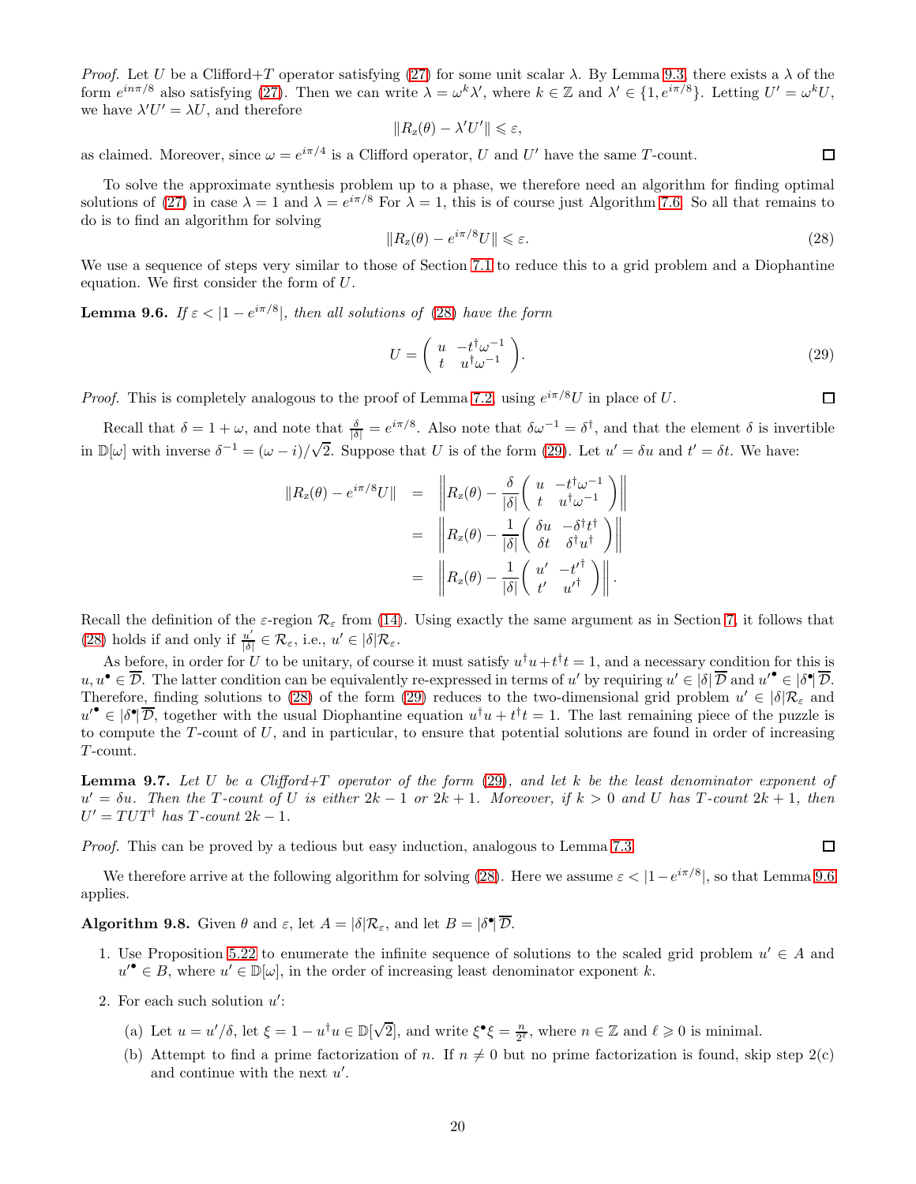*Proof.* Let $U$ be a Clifford+$T$ operator satisfying (27) for some unit scalar $\lambda$. By Lemma 9.3, there exists a $\lambda$ of the form $e^{in\pi/8}$ also satisfying (27). Then we can write $\lambda = \omega^k \lambda'$, where $k \in \mathbb{Z}$ and $\lambda' \in \{1, e^{i\pi/8}\}$. Letting $U' = \omega^k U$, we have $\lambda' U' = \lambda U$, and therefore

$$\|R_z(\theta) - \lambda' U'\| \leqslant \varepsilon,$$

as claimed. Moreover, since $\omega = e^{i\pi/4}$ is a Clifford operator, $U$ and $U'$ have the same $T$-count. □

To solve the approximate synthesis problem up to a phase, we therefore need an algorithm for finding optimal solutions of (27) in case $\lambda = 1$ and $\lambda = e^{i\pi/8}$ For $\lambda = 1$, this is of course just Algorithm 7.6. So all that remains to do is to find an algorithm for solving

$$\|R_z(\theta) - e^{i\pi/8} U\| \leqslant \varepsilon. \tag{28}$$

We use a sequence of steps very similar to those of Section 7.1 to reduce this to a grid problem and a Diophantine equation. We first consider the form of $U$.

**Lemma 9.6.** *If $\varepsilon < |1 - e^{i\pi/8}|$, then all solutions of (28) have the form*

$$U = \begin{pmatrix} u & -t^\dagger \omega^{-1} \\ t & u^\dagger \omega^{-1} \end{pmatrix}. \tag{29}$$

*Proof.* This is completely analogous to the proof of Lemma 7.2, using $e^{i\pi/8} U$ in place of $U$. □

Recall that $\delta = 1 + \omega$, and note that $\frac{\delta}{|\delta|} = e^{i\pi/8}$. Also note that $\delta\omega^{-1} = \delta^\dagger$, and that the element $\delta$ is invertible in $\mathbb{D}[\omega]$ with inverse $\delta^{-1} = (\omega - i)/\sqrt{2}$. Suppose that $U$ is of the form (29). Let $u' = \delta u$ and $t' = \delta t$. We have:

$$\begin{aligned}
\|R_z(\theta) - e^{i\pi/8} U\| &= \left\| R_z(\theta) - \frac{\delta}{|\delta|} \begin{pmatrix} u & -t^\dagger \omega^{-1} \\ t & u^\dagger \omega^{-1} \end{pmatrix} \right\| \\
&= \left\| R_z(\theta) - \frac{1}{|\delta|} \begin{pmatrix} \delta u & -\delta^\dagger t^\dagger \\ \delta t & \delta^\dagger u^\dagger \end{pmatrix} \right\| \\
&= \left\| R_z(\theta) - \frac{1}{|\delta|} \begin{pmatrix} u' & -t'^\dagger \\ t' & u'^\dagger \end{pmatrix} \right\|.
\end{aligned}$$

Recall the definition of the $\varepsilon$-region $\mathcal{R}_\varepsilon$ from (14). Using exactly the same argument as in Section 7, it follows that (28) holds if and only if $\frac{u'}{|\delta|} \in \mathcal{R}_\varepsilon$, i.e., $u' \in |\delta| \mathcal{R}_\varepsilon$.

As before, in order for $U$ to be unitary, of course it must satisfy $u^\dagger u + t^\dagger t = 1$, and a necessary condition for this is $u, u^\bullet \in \overline{\mathcal{D}}$. The latter condition can be equivalently re-expressed in terms of $u'$ by requiring $u' \in |\delta|\,\overline{\mathcal{D}}$ and $u'^\bullet \in |\delta^\bullet|\,\overline{\mathcal{D}}$. Therefore, finding solutions to (28) of the form (29) reduces to the two-dimensional grid problem $u' \in |\delta| \mathcal{R}_\varepsilon$ and $u'^\bullet \in |\delta^\bullet|\,\overline{\mathcal{D}}$, together with the usual Diophantine equation $u^\dagger u + t^\dagger t = 1$. The last remaining piece of the puzzle is to compute the $T$-count of $U$, and in particular, to ensure that potential solutions are found in order of increasing $T$-count.

**Lemma 9.7.** *Let $U$ be a Clifford+$T$ operator of the form (29), and let $k$ be the least denominator exponent of $u' = \delta u$. Then the $T$-count of $U$ is either $2k - 1$ or $2k + 1$. Moreover, if $k > 0$ and $U$ has $T$-count $2k + 1$, then $U' = TUT^\dagger$ has $T$-count $2k - 1$.*

*Proof.* This can be proved by a tedious but easy induction, analogous to Lemma 7.3. □

We therefore arrive at the following algorithm for solving (28). Here we assume $\varepsilon < |1 - e^{i\pi/8}|$, so that Lemma 9.6 applies.

**Algorithm 9.8.** Given $\theta$ and $\varepsilon$, let $A = |\delta| \mathcal{R}_\varepsilon$, and let $B = |\delta^\bullet|\,\overline{\mathcal{D}}$.

1. Use Proposition 5.22 to enumerate the infinite sequence of solutions to the scaled grid problem $u' \in A$ and $u'^\bullet \in B$, where $u' \in \mathbb{D}[\omega]$, in the order of increasing least denominator exponent $k$.

2. For each such solution $u'$:

   (a) Let $u = u'/\delta$, let $\xi = 1 - u^\dagger u \in \mathbb{D}[\sqrt{2}]$, and write $\xi^\bullet \xi = \frac{n}{2^\ell}$, where $n \in \mathbb{Z}$ and $\ell \geqslant 0$ is minimal.

   (b) Attempt to find a prime factorization of $n$. If $n \neq 0$ but no prime factorization is found, skip step 2(c) and continue with the next $u'$.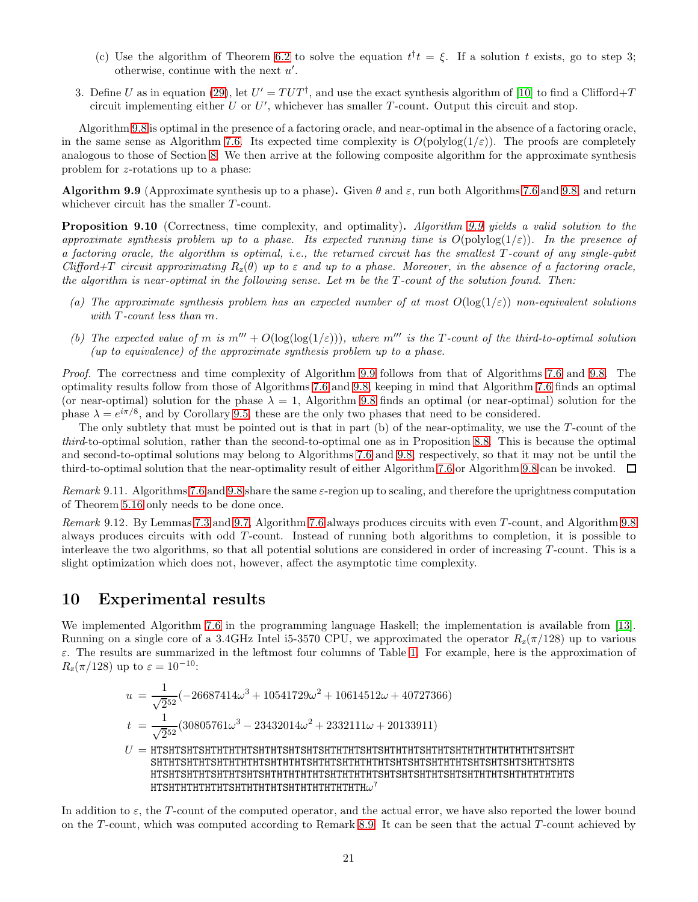(c) Use the algorithm of Theorem 6.2 to solve the equation $t^\dagger t = \xi$. If a solution $t$ exists, go to step 3; otherwise, continue with the next $u'$.

3. Define $U$ as in equation (29), let $U' = TUT^\dagger$, and use the exact synthesis algorithm of [10] to find a Clifford+$T$ circuit implementing either $U$ or $U'$, whichever has smaller $T$-count. Output this circuit and stop.

Algorithm 9.8 is optimal in the presence of a factoring oracle, and near-optimal in the absence of a factoring oracle, in the same sense as Algorithm 7.6. Its expected time complexity is $O(\text{polylog}(1/\varepsilon))$. The proofs are completely analogous to those of Section 8. We then arrive at the following composite algorithm for the approximate synthesis problem for $z$-rotations up to a phase:

**Algorithm 9.9** (Approximate synthesis up to a phase)**.** Given $\theta$ and $\varepsilon$, run both Algorithms 7.6 and 9.8, and return whichever circuit has the smaller $T$-count.

**Proposition 9.10** (Correctness, time complexity, and optimality)**.** *Algorithm 9.9 yields a valid solution to the approximate synthesis problem up to a phase. Its expected running time is $O(\text{polylog}(1/\varepsilon))$. In the presence of a factoring oracle, the algorithm is optimal, i.e., the returned circuit has the smallest $T$-count of any single-qubit Clifford+$T$ circuit approximating $R_z(\theta)$ up to $\varepsilon$ and up to a phase. Moreover, in the absence of a factoring oracle, the algorithm is near-optimal in the following sense. Let $m$ be the $T$-count of the solution found. Then:*

*(a) The approximate synthesis problem has an expected number of at most $O(\log(1/\varepsilon))$ non-equivalent solutions with $T$-count less than $m$.*

*(b) The expected value of $m$ is $m''' + O(\log(\log(1/\varepsilon)))$, where $m'''$ is the $T$-count of the third-to-optimal solution (up to equivalence) of the approximate synthesis problem up to a phase.*

*Proof.* The correctness and time complexity of Algorithm 9.9 follows from that of Algorithms 7.6 and 9.8. The optimality results follow from those of Algorithms 7.6 and 9.8, keeping in mind that Algorithm 7.6 finds an optimal (or near-optimal) solution for the phase $\lambda = 1$, Algorithm 9.8 finds an optimal (or near-optimal) solution for the phase $\lambda = e^{i\pi/8}$, and by Corollary 9.5, these are the only two phases that need to be considered.

The only subtlety that must be pointed out is that in part (b) of the near-optimality, we use the $T$-count of the *third*-to-optimal solution, rather than the second-to-optimal one as in Proposition 8.8. This is because the optimal and second-to-optimal solutions may belong to Algorithms 7.6 and 9.8, respectively, so that it may not be until the third-to-optimal solution that the near-optimality result of either Algorithm 7.6 or Algorithm 9.8 can be invoked. ☐

*Remark* 9.11. Algorithms 7.6 and 9.8 share the same $\varepsilon$-region up to scaling, and therefore the uprightness computation of Theorem 5.16 only needs to be done once.

*Remark* 9.12. By Lemmas 7.3 and 9.7, Algorithm 7.6 always produces circuits with even $T$-count, and Algorithm 9.8 always produces circuits with odd $T$-count. Instead of running both algorithms to completion, it is possible to interleave the two algorithms, so that all potential solutions are considered in order of increasing $T$-count. This is a slight optimization which does not, however, affect the asymptotic time complexity.

## 10 Experimental results

We implemented Algorithm 7.6 in the programming language Haskell; the implementation is available from [13]. Running on a single core of a 3.4GHz Intel i5-3570 CPU, we approximated the operator $R_z(\pi/128)$ up to various $\varepsilon$. The results are summarized in the leftmost four columns of Table 1. For example, here is the approximation of $R_z(\pi/128)$ up to $\varepsilon = 10^{-10}$:

$$u = \frac{1}{\sqrt{2}^{52}}(-26687414\omega^3 + 10541729\omega^2 + 10614512\omega + 40727366)$$

$$t = \frac{1}{\sqrt{2}^{52}}(30805761\omega^3 - 23432014\omega^2 + 2332111\omega + 20133911)$$

$$\begin{aligned} U = {} & \texttt{HTSHTSHTSHTHTHTHTSHTHTSHTSHTSHTHTHTSHTSHTHTHTSHTHTSHTHTHTHTHTHTHTSHTSHT} \\ & \texttt{SHTHTSHTHTSHTHTHTHTSHTHTHTSHTHTSHTHTHTHTSHTSHTSHTHTHTSHTSHTSHTSHTHTSHTS} \\ & \texttt{HTSHTSHTHTSHTHTSHTSHTHTHTHTHTSHTHTHTHTSHTSHTSHTHTSHTSHTHTHTSHTHTHTHTHTS} \\ & \texttt{HTSHTHTHTHTHTSHTHTHTHTSHTHTHTHTHTHTH}\omega^7 \end{aligned}$$

In addition to $\varepsilon$, the $T$-count of the computed operator, and the actual error, we have also reported the lower bound on the $T$-count, which was computed according to Remark 8.9. It can be seen that the actual $T$-count achieved by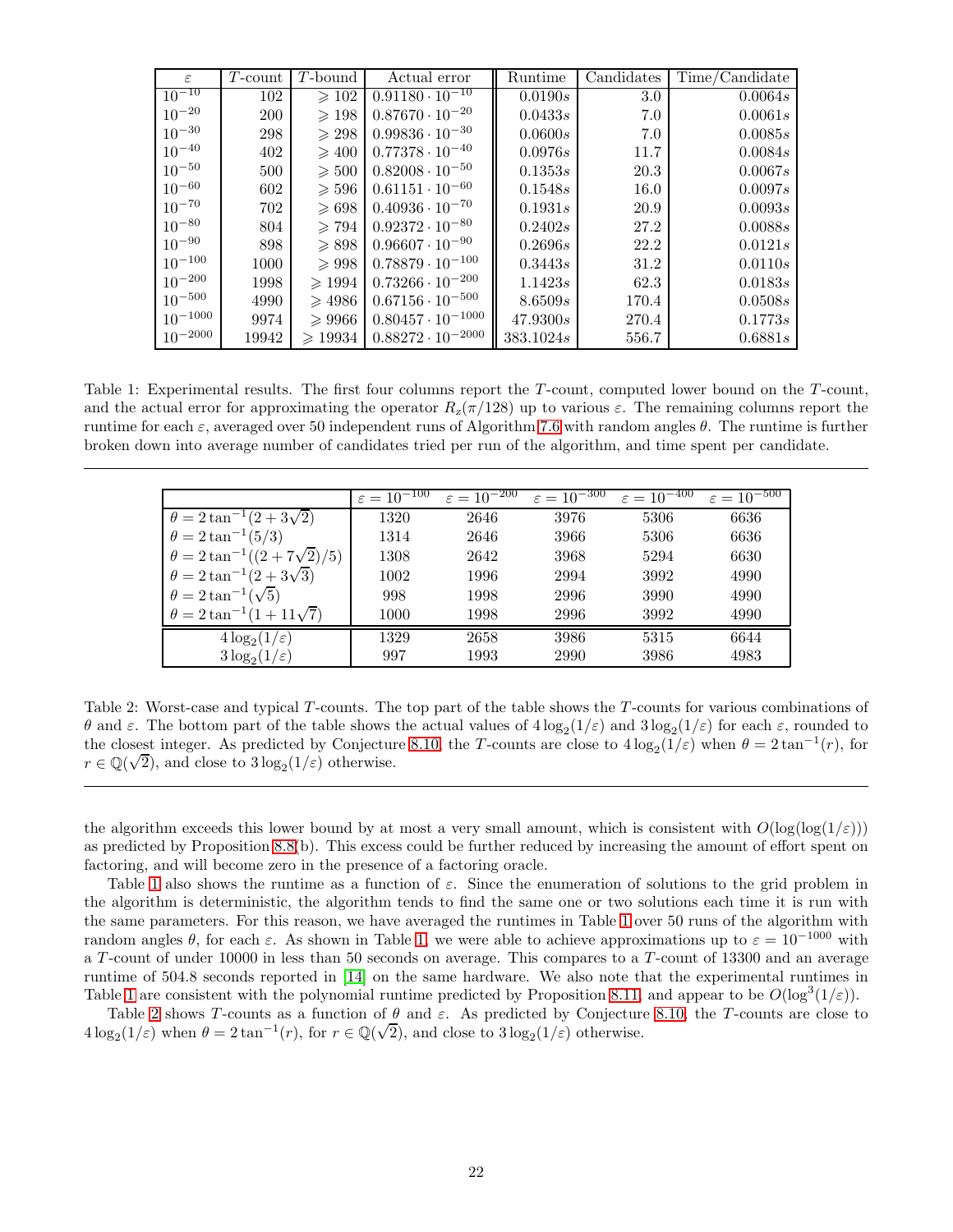| $\varepsilon$ | $T$-count | $T$-bound | Actual error | Runtime | Candidates | Time/Candidate |
|---|---|---|---|---|---|---|
| $10^{-10}$ | 102 | $\geqslant 102$ | $0.91180 \cdot 10^{-10}$ | $0.0190s$ | 3.0 | $0.0064s$ |
| $10^{-20}$ | 200 | $\geqslant 198$ | $0.87670 \cdot 10^{-20}$ | $0.0433s$ | 7.0 | $0.0061s$ |
| $10^{-30}$ | 298 | $\geqslant 298$ | $0.99836 \cdot 10^{-30}$ | $0.0600s$ | 7.0 | $0.0085s$ |
| $10^{-40}$ | 402 | $\geqslant 400$ | $0.77378 \cdot 10^{-40}$ | $0.0976s$ | 11.7 | $0.0084s$ |
| $10^{-50}$ | 500 | $\geqslant 500$ | $0.82008 \cdot 10^{-50}$ | $0.1353s$ | 20.3 | $0.0067s$ |
| $10^{-60}$ | 602 | $\geqslant 596$ | $0.61151 \cdot 10^{-60}$ | $0.1548s$ | 16.0 | $0.0097s$ |
| $10^{-70}$ | 702 | $\geqslant 698$ | $0.40936 \cdot 10^{-70}$ | $0.1931s$ | 20.9 | $0.0093s$ |
| $10^{-80}$ | 804 | $\geqslant 794$ | $0.92372 \cdot 10^{-80}$ | $0.2402s$ | 27.2 | $0.0088s$ |
| $10^{-90}$ | 898 | $\geqslant 898$ | $0.96607 \cdot 10^{-90}$ | $0.2696s$ | 22.2 | $0.0121s$ |
| $10^{-100}$ | 1000 | $\geqslant 998$ | $0.78879 \cdot 10^{-100}$ | $0.3443s$ | 31.2 | $0.0110s$ |
| $10^{-200}$ | 1998 | $\geqslant 1994$ | $0.73266 \cdot 10^{-200}$ | $1.1423s$ | 62.3 | $0.0183s$ |
| $10^{-500}$ | 4990 | $\geqslant 4986$ | $0.67156 \cdot 10^{-500}$ | $8.6509s$ | 170.4 | $0.0508s$ |
| $10^{-1000}$ | 9974 | $\geqslant 9966$ | $0.80457 \cdot 10^{-1000}$ | $47.9300s$ | 270.4 | $0.1773s$ |
| $10^{-2000}$ | 19942 | $\geqslant 19934$ | $0.88272 \cdot 10^{-2000}$ | $383.1024s$ | 556.7 | $0.6881s$ |

Table 1: Experimental results. The first four columns report the $T$-count, computed lower bound on the $T$-count, and the actual error for approximating the operator $R_z(\pi/128)$ up to various $\varepsilon$. The remaining columns report the runtime for each $\varepsilon$, averaged over 50 independent runs of Algorithm 7.6 with random angles $\theta$. The runtime is further broken down into average number of candidates tried per run of the algorithm, and time spent per candidate.

| | $\varepsilon = 10^{-100}$ | $\varepsilon = 10^{-200}$ | $\varepsilon = 10^{-300}$ | $\varepsilon = 10^{-400}$ | $\varepsilon = 10^{-500}$ |
|---|---|---|---|---|---|
| $\theta = 2\tan^{-1}(2+3\sqrt{2})$ | 1320 | 2646 | 3976 | 5306 | 6636 |
| $\theta = 2\tan^{-1}(5/3)$ | 1314 | 2646 | 3966 | 5306 | 6636 |
| $\theta = 2\tan^{-1}((2+7\sqrt{2})/5)$ | 1308 | 2642 | 3968 | 5294 | 6630 |
| $\theta = 2\tan^{-1}(2+3\sqrt{3})$ | 1002 | 1996 | 2994 | 3992 | 4990 |
| $\theta = 2\tan^{-1}(\sqrt{5})$ | 998 | 1998 | 2996 | 3990 | 4990 |
| $\theta = 2\tan^{-1}(1+11\sqrt{7})$ | 1000 | 1998 | 2996 | 3992 | 4990 |
| $4\log_2(1/\varepsilon)$ | 1329 | 2658 | 3986 | 5315 | 6644 |
| $3\log_2(1/\varepsilon)$ | 997 | 1993 | 2990 | 3986 | 4983 |

Table 2: Worst-case and typical $T$-counts. The top part of the table shows the $T$-counts for various combinations of $\theta$ and $\varepsilon$. The bottom part of the table shows the actual values of $4\log_2(1/\varepsilon)$ and $3\log_2(1/\varepsilon)$ for each $\varepsilon$, rounded to the closest integer. As predicted by Conjecture 8.10, the $T$-counts are close to $4\log_2(1/\varepsilon)$ when $\theta = 2\tan^{-1}(r)$, for $r \in \mathbb{Q}(\sqrt{2})$, and close to $3\log_2(1/\varepsilon)$ otherwise.

the algorithm exceeds this lower bound by at most a very small amount, which is consistent with $O(\log(\log(1/\varepsilon)))$ as predicted by Proposition 8.8(b). This excess could be further reduced by increasing the amount of effort spent on factoring, and will become zero in the presence of a factoring oracle.

Table 1 also shows the runtime as a function of $\varepsilon$. Since the enumeration of solutions to the grid problem in the algorithm is deterministic, the algorithm tends to find the same one or two solutions each time it is run with the same parameters. For this reason, we have averaged the runtimes in Table 1 over 50 runs of the algorithm with random angles $\theta$, for each $\varepsilon$. As shown in Table 1, we were able to achieve approximations up to $\varepsilon = 10^{-1000}$ with a $T$-count of under 10000 in less than 50 seconds on average. This compares to a $T$-count of 13300 and an average runtime of 504.8 seconds reported in [14] on the same hardware. We also note that the experimental runtimes in Table 1 are consistent with the polynomial runtime predicted by Proposition 8.11, and appear to be $O(\log^3(1/\varepsilon))$.

Table 2 shows $T$-counts as a function of $\theta$ and $\varepsilon$. As predicted by Conjecture 8.10, the $T$-counts are close to $4\log_2(1/\varepsilon)$ when $\theta = 2\tan^{-1}(r)$, for $r \in \mathbb{Q}(\sqrt{2})$, and close to $3\log_2(1/\varepsilon)$ otherwise.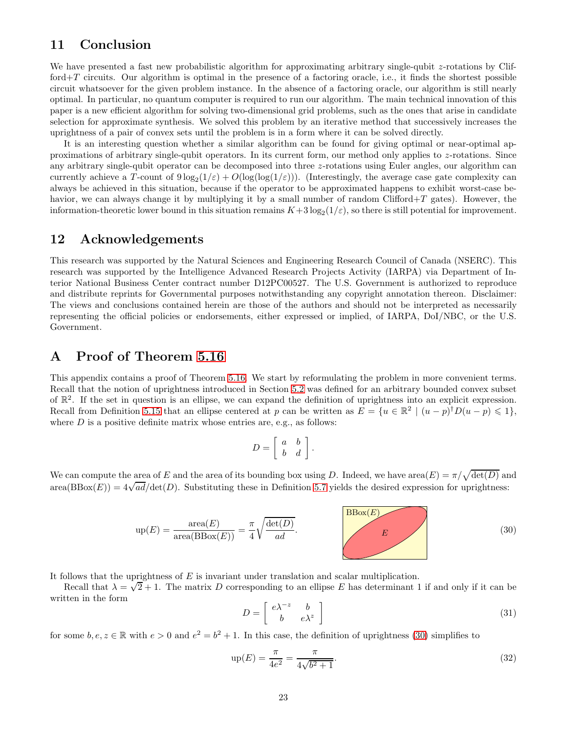## 11 Conclusion

We have presented a fast new probabilistic algorithm for approximating arbitrary single-qubit $z$-rotations by Clifford+$T$ circuits. Our algorithm is optimal in the presence of a factoring oracle, i.e., it finds the shortest possible circuit whatsoever for the given problem instance. In the absence of a factoring oracle, our algorithm is still nearly optimal. In particular, no quantum computer is required to run our algorithm. The main technical innovation of this paper is a new efficient algorithm for solving two-dimensional grid problems, such as the ones that arise in candidate selection for approximate synthesis. We solved this problem by an iterative method that successively increases the uprightness of a pair of convex sets until the problem is in a form where it can be solved directly.

It is an interesting question whether a similar algorithm can be found for giving optimal or near-optimal approximations of arbitrary single-qubit operators. In its current form, our method only applies to $z$-rotations. Since any arbitrary single-qubit operator can be decomposed into three $z$-rotations using Euler angles, our algorithm can currently achieve a $T$-count of $9\log_2(1/\varepsilon) + O(\log(\log(1/\varepsilon)))$. (Interestingly, the average case gate complexity can always be achieved in this situation, because if the operator to be approximated happens to exhibit worst-case behavior, we can always change it by multiplying it by a small number of random Clifford+$T$ gates). However, the information-theoretic lower bound in this situation remains $K + 3\log_2(1/\varepsilon)$, so there is still potential for improvement.

## 12 Acknowledgements

This research was supported by the Natural Sciences and Engineering Research Council of Canada (NSERC). This research was supported by the Intelligence Advanced Research Projects Activity (IARPA) via Department of Interior National Business Center contract number D12PC00527. The U.S. Government is authorized to reproduce and distribute reprints for Governmental purposes notwithstanding any copyright annotation thereon. Disclaimer: The views and conclusions contained herein are those of the authors and should not be interpreted as necessarily representing the official policies or endorsements, either expressed or implied, of IARPA, DoI/NBC, or the U.S. Government.

## A Proof of Theorem 5.16

This appendix contains a proof of Theorem 5.16. We start by reformulating the problem in more convenient terms. Recall that the notion of uprightness introduced in Section 5.2 was defined for an arbitrary bounded convex subset of $\mathbb{R}^2$. If the set in question is an ellipse, we can expand the definition of uprightness into an explicit expression. Recall from Definition 5.15 that an ellipse centered at $p$ can be written as $E = \{u \in \mathbb{R}^2 \mid (u-p)^\dagger D(u-p) \leqslant 1\}$, where $D$ is a positive definite matrix whose entries are, e.g., as follows:

$$D = \begin{bmatrix} a & b \\ b & d \end{bmatrix}.$$

We can compute the area of $E$ and the area of its bounding box using $D$. Indeed, we have $\text{area}(E) = \pi/\sqrt{\det(D)}$ and $\text{area}(\text{BBox}(E)) = 4\sqrt{ad}/\det(D)$. Substituting these in Definition 5.7 yields the desired expression for uprightness:

$$\text{up}(E) = \frac{\text{area}(E)}{\text{area}(\text{BBox}(E))} = \frac{\pi}{4}\sqrt{\frac{\det(D)}{ad}}. \tag{30}$$

It follows that the uprightness of $E$ is invariant under translation and scalar multiplication.

Recall that $\lambda = \sqrt{2} + 1$. The matrix $D$ corresponding to an ellipse $E$ has determinant 1 if and only if it can be written in the form

$$D = \begin{bmatrix} e\lambda^{-z} & b \\ b & e\lambda^{z} \end{bmatrix} \tag{31}$$

for some $b, e, z \in \mathbb{R}$ with $e > 0$ and $e^2 = b^2 + 1$. In this case, the definition of uprightness (30) simplifies to

$$\text{up}(E) = \frac{\pi}{4e^2} = \frac{\pi}{4\sqrt{b^2+1}}. \tag{32}$$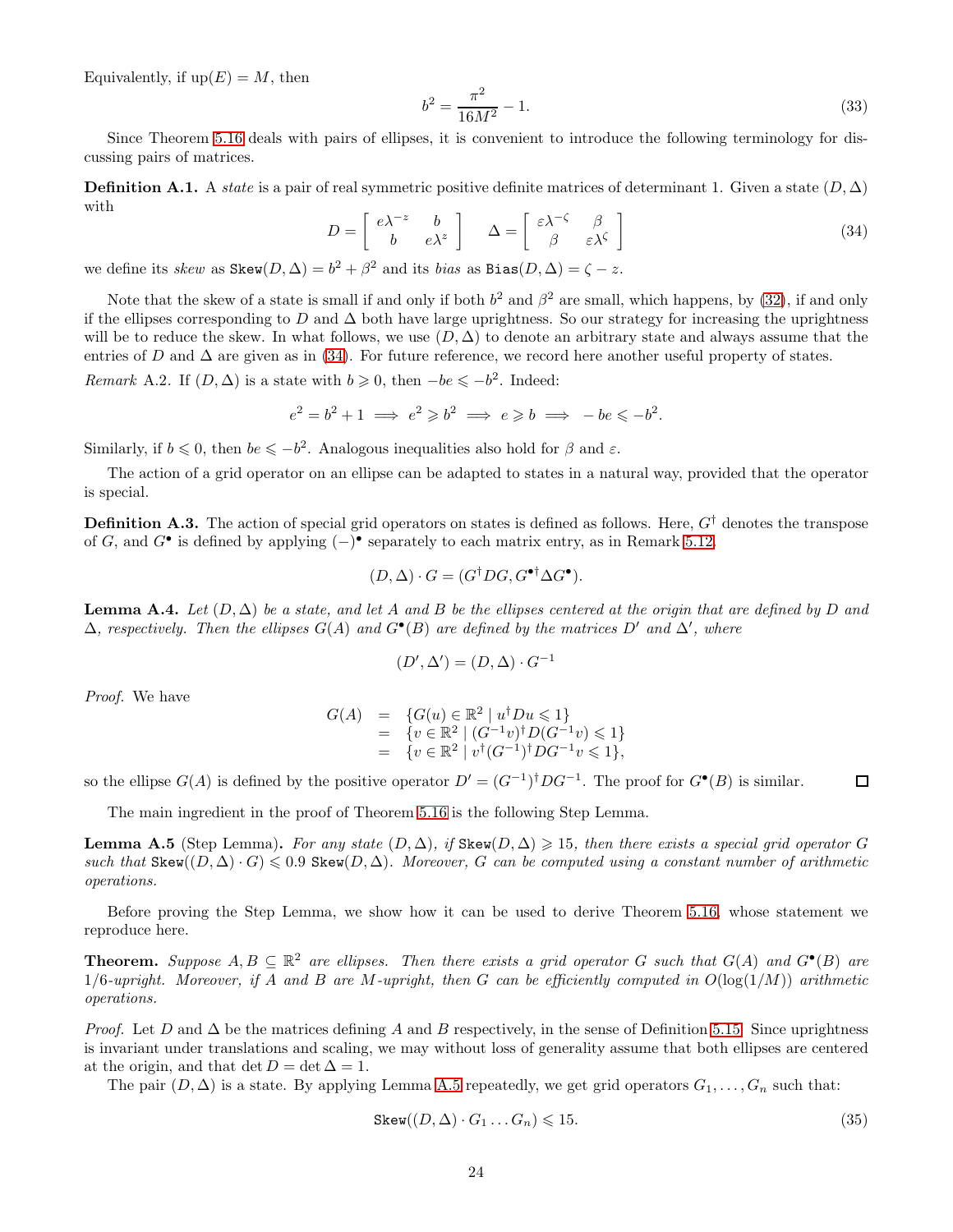Equivalently, if $\mathrm{up}(E) = M$, then

$$b^2 = \frac{\pi^2}{16M^2} - 1. \tag{33}$$

Since Theorem 5.16 deals with pairs of ellipses, it is convenient to introduce the following terminology for discussing pairs of matrices.

**Definition A.1.** A *state* is a pair of real symmetric positive definite matrices of determinant 1. Given a state $(D, \Delta)$ with

$$D = \begin{bmatrix} e\lambda^{-z} & b \\ b & e\lambda^{z} \end{bmatrix} \qquad \Delta = \begin{bmatrix} \varepsilon\lambda^{-\zeta} & \beta \\ \beta & \varepsilon\lambda^{\zeta} \end{bmatrix} \tag{34}$$

we define its *skew* as $\mathtt{Skew}(D, \Delta) = b^2 + \beta^2$ and its *bias* as $\mathtt{Bias}(D, \Delta) = \zeta - z$.

Note that the skew of a state is small if and only if both $b^2$ and $\beta^2$ are small, which happens, by (32), if and only if the ellipses corresponding to $D$ and $\Delta$ both have large uprightness. So our strategy for increasing the uprightness will be to reduce the skew. In what follows, we use $(D, \Delta)$ to denote an arbitrary state and always assume that the entries of $D$ and $\Delta$ are given as in (34). For future reference, we record here another useful property of states.

*Remark* A.2. If $(D, \Delta)$ is a state with $b \geqslant 0$, then $-be \leqslant -b^2$. Indeed:

$$e^2 = b^2 + 1 \implies e^2 \geqslant b^2 \implies e \geqslant b \implies -be \leqslant -b^2.$$

Similarly, if $b \leqslant 0$, then $be \leqslant -b^2$. Analogous inequalities also hold for $\beta$ and $\varepsilon$.

The action of a grid operator on an ellipse can be adapted to states in a natural way, provided that the operator is special.

**Definition A.3.** The action of special grid operators on states is defined as follows. Here, $G^\dagger$ denotes the transpose of $G$, and $G^\bullet$ is defined by applying $(-)^\bullet$ separately to each matrix entry, as in Remark 5.12.

$$(D, \Delta) \cdot G = (G^\dagger D G, G^{\bullet\dagger} \Delta G^\bullet).$$

**Lemma A.4.** *Let $(D, \Delta)$ be a state, and let $A$ and $B$ be the ellipses centered at the origin that are defined by $D$ and $\Delta$, respectively. Then the ellipses $G(A)$ and $G^\bullet(B)$ are defined by the matrices $D'$ and $\Delta'$, where*

$$(D', \Delta') = (D, \Delta) \cdot G^{-1}$$

*Proof.* We have

$$\begin{aligned} G(A) &= \{G(u) \in \mathbb{R}^2 \mid u^\dagger D u \leqslant 1\} \\ &= \{v \in \mathbb{R}^2 \mid (G^{-1}v)^\dagger D (G^{-1}v) \leqslant 1\} \\ &= \{v \in \mathbb{R}^2 \mid v^\dagger (G^{-1})^\dagger D G^{-1} v \leqslant 1\}, \end{aligned}$$

so the ellipse $G(A)$ is defined by the positive operator $D' = (G^{-1})^\dagger D G^{-1}$. The proof for $G^\bullet(B)$ is similar. □

The main ingredient in the proof of Theorem 5.16 is the following Step Lemma.

**Lemma A.5** (Step Lemma)**.** *For any state $(D, \Delta)$, if $\mathtt{Skew}(D, \Delta) \geqslant 15$, then there exists a special grid operator $G$ such that $\mathtt{Skew}((D, \Delta) \cdot G) \leqslant 0.9\ \mathtt{Skew}(D, \Delta)$. Moreover, $G$ can be computed using a constant number of arithmetic operations.*

Before proving the Step Lemma, we show how it can be used to derive Theorem 5.16, whose statement we reproduce here.

**Theorem.** *Suppose $A, B \subseteq \mathbb{R}^2$ are ellipses. Then there exists a grid operator $G$ such that $G(A)$ and $G^\bullet(B)$ are $1/6$-upright. Moreover, if $A$ and $B$ are $M$-upright, then $G$ can be efficiently computed in $O(\log(1/M))$ arithmetic operations.*

*Proof.* Let $D$ and $\Delta$ be the matrices defining $A$ and $B$ respectively, in the sense of Definition 5.15. Since uprightness is invariant under translations and scaling, we may without loss of generality assume that both ellipses are centered at the origin, and that $\det D = \det \Delta = 1$.

The pair $(D, \Delta)$ is a state. By applying Lemma A.5 repeatedly, we get grid operators $G_1, \ldots, G_n$ such that:

$$\mathtt{Skew}((D, \Delta) \cdot G_1 \ldots G_n) \leqslant 15. \tag{35}$$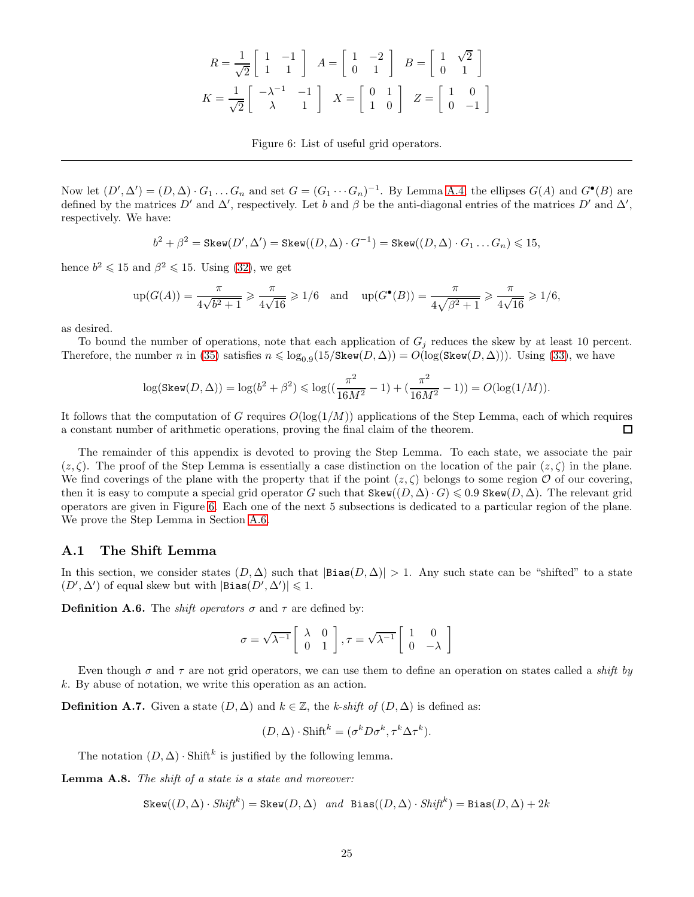$$R = \frac{1}{\sqrt{2}} \begin{bmatrix} 1 & -1 \\ 1 & 1 \end{bmatrix} \quad A = \begin{bmatrix} 1 & -2 \\ 0 & 1 \end{bmatrix} \quad B = \begin{bmatrix} 1 & \sqrt{2} \\ 0 & 1 \end{bmatrix}$$

$$K = \frac{1}{\sqrt{2}} \begin{bmatrix} -\lambda^{-1} & -1 \\ \lambda & 1 \end{bmatrix} \quad X = \begin{bmatrix} 0 & 1 \\ 1 & 0 \end{bmatrix} \quad Z = \begin{bmatrix} 1 & 0 \\ 0 & -1 \end{bmatrix}$$

Figure 6: List of useful grid operators.

---

Now let $(D', \Delta') = (D, \Delta) \cdot G_1 \dots G_n$ and set $G = (G_1 \cdots G_n)^{-1}$. By Lemma A.4 the ellipses $G(A)$ and $G^\bullet(B)$ are defined by the matrices $D'$ and $\Delta'$, respectively. Let $b$ and $\beta$ be the anti-diagonal entries of the matrices $D'$ and $\Delta'$, respectively. We have:

$$b^2 + \beta^2 = \texttt{Skew}(D', \Delta') = \texttt{Skew}((D, \Delta) \cdot G^{-1}) = \texttt{Skew}((D, \Delta) \cdot G_1 \dots G_n) \leqslant 15,$$

hence $b^2 \leqslant 15$ and $\beta^2 \leqslant 15$. Using (32), we get

$$\text{up}(G(A)) = \frac{\pi}{4\sqrt{b^2 + 1}} \geqslant \frac{\pi}{4\sqrt{16}} \geqslant 1/6 \quad \text{and} \quad \text{up}(G^\bullet(B)) = \frac{\pi}{4\sqrt{\beta^2 + 1}} \geqslant \frac{\pi}{4\sqrt{16}} \geqslant 1/6,$$

as desired.

To bound the number of operations, note that each application of $G_j$ reduces the skew by at least 10 percent. Therefore, the number $n$ in (35) satisfies $n \leqslant \log_{0.9}(15/\texttt{Skew}(D, \Delta)) = O(\log(\texttt{Skew}(D, \Delta)))$. Using (33), we have

$$\log(\texttt{Skew}(D, \Delta)) = \log(b^2 + \beta^2) \leqslant \log((\frac{\pi^2}{16M^2} - 1) + (\frac{\pi^2}{16M^2} - 1)) = O(\log(1/M)).$$

It follows that the computation of $G$ requires $O(\log(1/M))$ applications of the Step Lemma, each of which requires a constant number of arithmetic operations, proving the final claim of the theorem. □

The remainder of this appendix is devoted to proving the Step Lemma. To each state, we associate the pair $(z, \zeta)$. The proof of the Step Lemma is essentially a case distinction on the location of the pair $(z, \zeta)$ in the plane. We find coverings of the plane with the property that if the point $(z, \zeta)$ belongs to some region $\mathcal{O}$ of our covering, then it is easy to compute a special grid operator $G$ such that $\texttt{Skew}((D, \Delta) \cdot G) \leqslant 0.9\ \texttt{Skew}(D, \Delta)$. The relevant grid operators are given in Figure 6. Each one of the next 5 subsections is dedicated to a particular region of the plane. We prove the Step Lemma in Section A.6.

## A.1 The Shift Lemma

In this section, we consider states $(D, \Delta)$ such that $|\texttt{Bias}(D, \Delta)| > 1$. Any such state can be "shifted" to a state $(D', \Delta')$ of equal skew but with $|\texttt{Bias}(D', \Delta')| \leqslant 1$.

**Definition A.6.** The *shift operators* $\sigma$ and $\tau$ are defined by:

$$\sigma = \sqrt{\lambda^{-1}} \begin{bmatrix} \lambda & 0 \\ 0 & 1 \end{bmatrix}, \tau = \sqrt{\lambda^{-1}} \begin{bmatrix} 1 & 0 \\ 0 & -\lambda \end{bmatrix}$$

Even though $\sigma$ and $\tau$ are not grid operators, we can use them to define an operation on states called a *shift by* $k$. By abuse of notation, we write this operation as an action.

**Definition A.7.** Given a state $(D, \Delta)$ and $k \in \mathbb{Z}$, the *$k$-shift of* $(D, \Delta)$ is defined as:

$$(D, \Delta) \cdot \text{Shift}^k = (\sigma^k D \sigma^k, \tau^k \Delta \tau^k).$$

The notation $(D, \Delta) \cdot \text{Shift}^k$ is justified by the following lemma.

**Lemma A.8.** *The shift of a state is a state and moreover:*

$$\texttt{Skew}((D, \Delta) \cdot \textit{Shift}^k) = \texttt{Skew}(D, \Delta) \quad \textit{and} \quad \texttt{Bias}((D, \Delta) \cdot \textit{Shift}^k) = \texttt{Bias}(D, \Delta) + 2k$$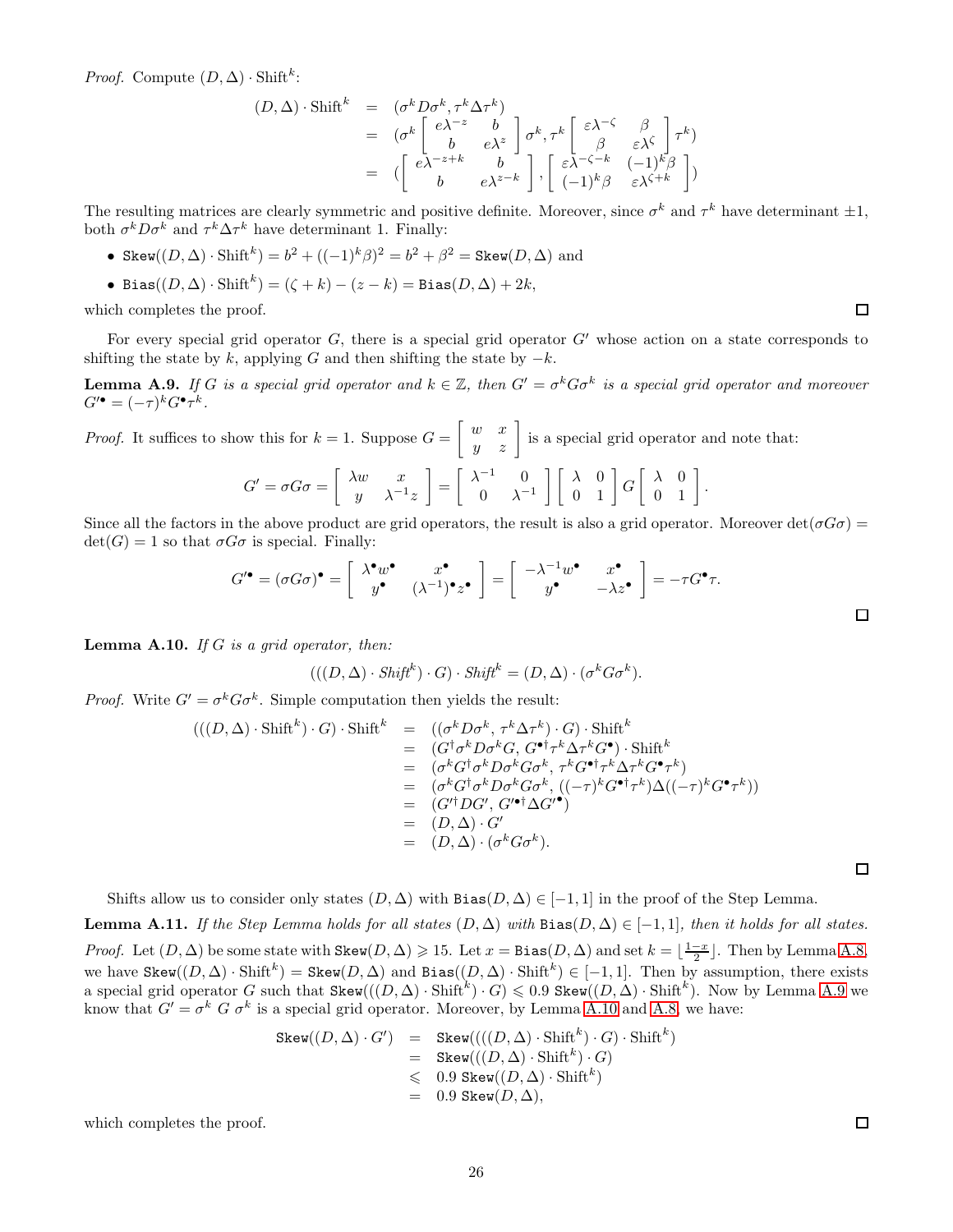*Proof.* Compute $(D,\Delta)\cdot \text{Shift}^k$:

$$
\begin{aligned}
(D,\Delta)\cdot \text{Shift}^k &= (\sigma^k D\sigma^k, \tau^k\Delta\tau^k) \\
&= (\sigma^k \begin{bmatrix} e\lambda^{-z} & b \\ b & e\lambda^{z}\end{bmatrix}\sigma^k, \tau^k \begin{bmatrix} \varepsilon\lambda^{-\zeta} & \beta \\ \beta & \varepsilon\lambda^{\zeta}\end{bmatrix}\tau^k) \\
&= (\begin{bmatrix} e\lambda^{-z+k} & b \\ b & e\lambda^{z-k}\end{bmatrix}, \begin{bmatrix} \varepsilon\lambda^{-\zeta-k} & (-1)^k\beta \\ (-1)^k\beta & \varepsilon\lambda^{\zeta+k}\end{bmatrix})
\end{aligned}
$$

The resulting matrices are clearly symmetric and positive definite. Moreover, since $\sigma^k$ and $\tau^k$ have determinant $\pm 1$, both $\sigma^k D\sigma^k$ and $\tau^k\Delta\tau^k$ have determinant 1. Finally:

- $\texttt{Skew}((D,\Delta)\cdot \text{Shift}^k) = b^2 + ((-1)^k\beta)^2 = b^2+\beta^2 = \texttt{Skew}(D,\Delta)$ and
- $\texttt{Bias}((D,\Delta)\cdot \text{Shift}^k) = (\zeta+k)-(z-k) = \texttt{Bias}(D,\Delta)+2k$,

which completes the proof. □

For every special grid operator $G$, there is a special grid operator $G'$ whose action on a state corresponds to shifting the state by $k$, applying $G$ and then shifting the state by $-k$.

**Lemma A.9.** *If $G$ is a special grid operator and $k\in\mathbb{Z}$, then $G' = \sigma^k G\sigma^k$ is a special grid operator and moreover $G'^{\bullet} = (-\tau)^k G^{\bullet}\tau^k$.*

*Proof.* It suffices to show this for $k=1$. Suppose $G = \begin{bmatrix} w & x \\ y & z\end{bmatrix}$ is a special grid operator and note that:

$$
G' = \sigma G\sigma = \begin{bmatrix} \lambda w & x \\ y & \lambda^{-1}z\end{bmatrix} = \begin{bmatrix} \lambda^{-1} & 0 \\ 0 & \lambda^{-1}\end{bmatrix}\begin{bmatrix} \lambda & 0 \\ 0 & 1\end{bmatrix} G \begin{bmatrix} \lambda & 0 \\ 0 & 1\end{bmatrix}.
$$

Since all the factors in the above product are grid operators, the result is also a grid operator. Moreover $\det(\sigma G\sigma) = \det(G) = 1$ so that $\sigma G\sigma$ is special. Finally:

$$
G'^{\bullet} = (\sigma G\sigma)^{\bullet} = \begin{bmatrix} \lambda^{\bullet} w^{\bullet} & x^{\bullet} \\ y^{\bullet} & (\lambda^{-1})^{\bullet} z^{\bullet}\end{bmatrix} = \begin{bmatrix} -\lambda^{-1} w^{\bullet} & x^{\bullet} \\ y^{\bullet} & -\lambda z^{\bullet}\end{bmatrix} = -\tau G^{\bullet}\tau.
$$

□

**Lemma A.10.** *If $G$ is a grid operator, then:*

$$
(((D,\Delta)\cdot \textit{Shift}^k)\cdot G)\cdot \textit{Shift}^k = (D,\Delta)\cdot(\sigma^k G\sigma^k).
$$

*Proof.* Write $G' = \sigma^k G\sigma^k$. Simple computation then yields the result:

$$
\begin{aligned}
(((D,\Delta)\cdot \text{Shift}^k)\cdot G)\cdot \text{Shift}^k &= ((\sigma^k D\sigma^k,\, \tau^k\Delta\tau^k)\cdot G)\cdot \text{Shift}^k \\
&= (G^{\dagger}\sigma^k D\sigma^k G,\, G^{\bullet\dagger}\tau^k\Delta\tau^k G^{\bullet})\cdot \text{Shift}^k \\
&= (\sigma^k G^{\dagger}\sigma^k D\sigma^k G\sigma^k,\, \tau^k G^{\bullet\dagger}\tau^k\Delta\tau^k G^{\bullet}\tau^k) \\
&= (\sigma^k G^{\dagger}\sigma^k D\sigma^k G\sigma^k,\, ((-\tau)^k G^{\bullet\dagger}\tau^k)\Delta((-\tau)^k G^{\bullet}\tau^k)) \\
&= (G'^{\dagger} D G',\, G'^{\bullet\dagger}\Delta G'^{\bullet}) \\
&= (D,\Delta)\cdot G' \\
&= (D,\Delta)\cdot(\sigma^k G\sigma^k).
\end{aligned}
$$

□

Shifts allow us to consider only states $(D,\Delta)$ with $\texttt{Bias}(D,\Delta)\in[-1,1]$ in the proof of the Step Lemma.

**Lemma A.11.** *If the Step Lemma holds for all states $(D,\Delta)$ with $\texttt{Bias}(D,\Delta)\in[-1,1]$, then it holds for all states.*

*Proof.* Let $(D,\Delta)$ be some state with $\texttt{Skew}(D,\Delta)\geqslant 15$. Let $x = \texttt{Bias}(D,\Delta)$ and set $k = \lfloor\frac{1-x}{2}\rfloor$. Then by Lemma A.8, we have $\texttt{Skew}((D,\Delta)\cdot \text{Shift}^k) = \texttt{Skew}(D,\Delta)$ and $\texttt{Bias}((D,\Delta)\cdot \text{Shift}^k)\in[-1,1]$. Then by assumption, there exists a special grid operator $G$ such that $\texttt{Skew}(((D,\Delta)\cdot \text{Shift}^k)\cdot G)\leqslant 0.9\ \texttt{Skew}((D,\Delta)\cdot \text{Shift}^k)$. Now by Lemma A.9 we know that $G' = \sigma^k\ G\ \sigma^k$ is a special grid operator. Moreover, by Lemma A.10 and A.8, we have:

$$
\begin{aligned}
\texttt{Skew}((D,\Delta)\cdot G') &= \texttt{Skew}((((D,\Delta)\cdot \text{Shift}^k)\cdot G)\cdot \text{Shift}^k) \\
&= \texttt{Skew}(((D,\Delta)\cdot \text{Shift}^k)\cdot G) \\
&\leqslant 0.9\ \texttt{Skew}((D,\Delta)\cdot \text{Shift}^k) \\
&= 0.9\ \texttt{Skew}(D,\Delta),
\end{aligned}
$$

which completes the proof. □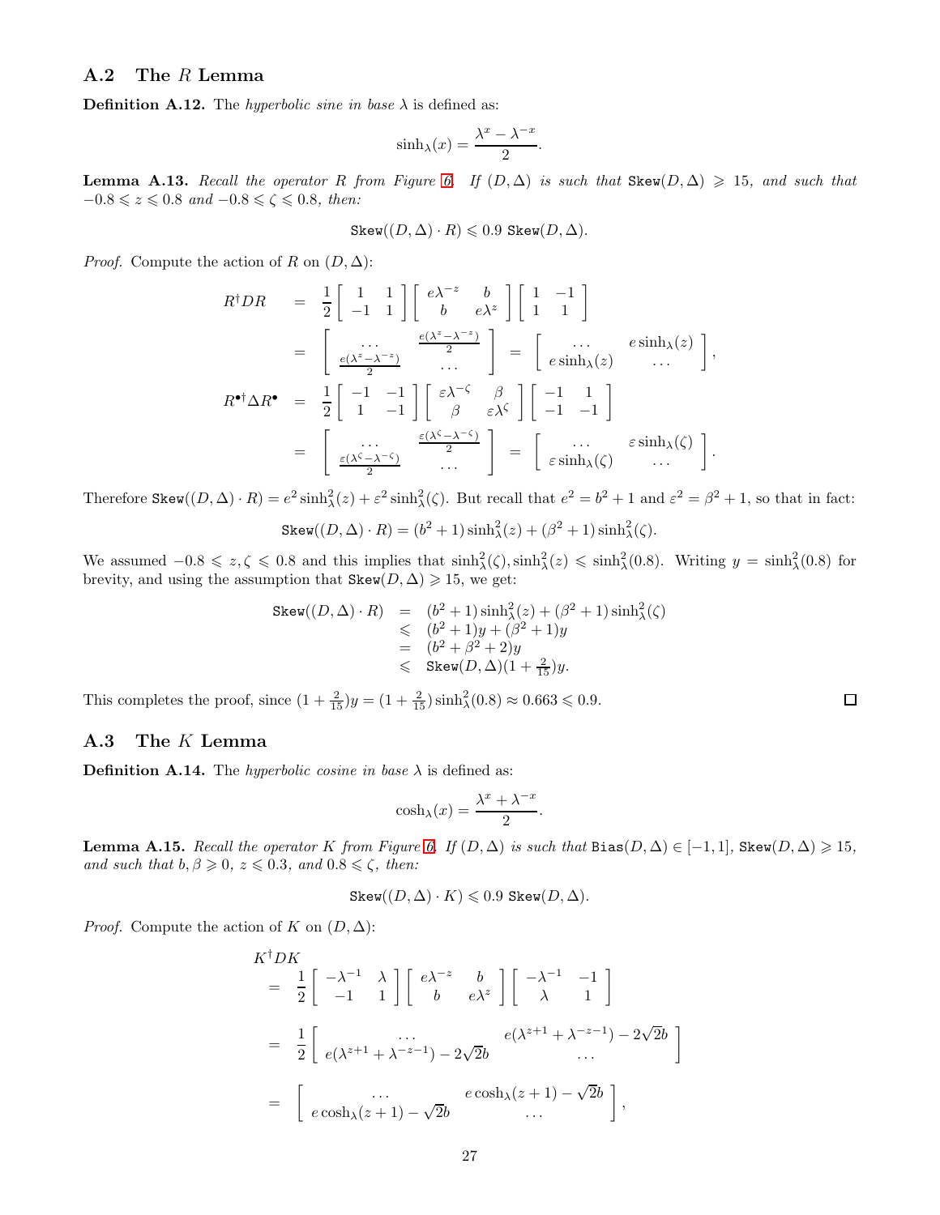### A.2 The $R$ Lemma

**Definition A.12.** The *hyperbolic sine in base $\lambda$* is defined as:

$$\sinh_\lambda(x) = \frac{\lambda^x - \lambda^{-x}}{2}.$$

**Lemma A.13.** *Recall the operator $R$ from Figure 6. If $(D,\Delta)$ is such that $\texttt{Skew}(D,\Delta) \geqslant 15$, and such that $-0.8 \leqslant z \leqslant 0.8$ and $-0.8 \leqslant \zeta \leqslant 0.8$, then:*

$$\texttt{Skew}((D,\Delta)\cdot R) \leqslant 0.9\ \texttt{Skew}(D,\Delta).$$

*Proof.* Compute the action of $R$ on $(D,\Delta)$:

$$\begin{aligned}
R^\dagger D R &= \frac{1}{2}\begin{bmatrix} 1 & 1 \\ -1 & 1 \end{bmatrix}\begin{bmatrix} e\lambda^{-z} & b \\ b & e\lambda^{z} \end{bmatrix}\begin{bmatrix} 1 & -1 \\ 1 & 1 \end{bmatrix} \\
&= \begin{bmatrix} \ldots & \frac{e(\lambda^z - \lambda^{-z})}{2} \\ \frac{e(\lambda^z - \lambda^{-z})}{2} & \ldots \end{bmatrix} = \begin{bmatrix} \ldots & e\sinh_\lambda(z) \\ e\sinh_\lambda(z) & \ldots \end{bmatrix}, \\
R^{\bullet\dagger}\Delta R^\bullet &= \frac{1}{2}\begin{bmatrix} -1 & -1 \\ 1 & -1 \end{bmatrix}\begin{bmatrix} \varepsilon\lambda^{-\zeta} & \beta \\ \beta & \varepsilon\lambda^{\zeta} \end{bmatrix}\begin{bmatrix} -1 & 1 \\ -1 & -1 \end{bmatrix} \\
&= \begin{bmatrix} \ldots & \frac{\varepsilon(\lambda^\zeta - \lambda^{-\zeta})}{2} \\ \frac{\varepsilon(\lambda^\zeta - \lambda^{-\zeta})}{2} & \ldots \end{bmatrix} = \begin{bmatrix} \ldots & \varepsilon\sinh_\lambda(\zeta) \\ \varepsilon\sinh_\lambda(\zeta) & \ldots \end{bmatrix}.
\end{aligned}$$

Therefore $\texttt{Skew}((D,\Delta)\cdot R) = e^2\sinh^2_\lambda(z) + \varepsilon^2\sinh^2_\lambda(\zeta)$. But recall that $e^2 = b^2+1$ and $\varepsilon^2 = \beta^2 + 1$, so that in fact:

$$\texttt{Skew}((D,\Delta)\cdot R) = (b^2+1)\sinh^2_\lambda(z) + (\beta^2+1)\sinh^2_\lambda(\zeta).$$

We assumed $-0.8 \leqslant z, \zeta \leqslant 0.8$ and this implies that $\sinh^2_\lambda(\zeta), \sinh^2_\lambda(z) \leqslant \sinh^2_\lambda(0.8)$. Writing $y = \sinh^2_\lambda(0.8)$ for brevity, and using the assumption that $\texttt{Skew}(D,\Delta) \geqslant 15$, we get:

$$\begin{aligned}
\texttt{Skew}((D,\Delta)\cdot R) &= (b^2+1)\sinh^2_\lambda(z) + (\beta^2+1)\sinh^2_\lambda(\zeta) \\
&\leqslant (b^2+1)y + (\beta^2+1)y \\
&= (b^2+\beta^2+2)y \\
&\leqslant \texttt{Skew}(D,\Delta)(1+\tfrac{2}{15})y.
\end{aligned}$$

This completes the proof, since $(1+\frac{2}{15})y = (1+\frac{2}{15})\sinh^2_\lambda(0.8) \approx 0.663 \leqslant 0.9$. ∎

### A.3 The $K$ Lemma

**Definition A.14.** The *hyperbolic cosine in base $\lambda$* is defined as:

$$\cosh_\lambda(x) = \frac{\lambda^x + \lambda^{-x}}{2}.$$

**Lemma A.15.** *Recall the operator $K$ from Figure 6. If $(D,\Delta)$ is such that $\texttt{Bias}(D,\Delta) \in [-1,1]$, $\texttt{Skew}(D,\Delta) \geqslant 15$, and such that $b, \beta \geqslant 0$, $z \leqslant 0.3$, and $0.8 \leqslant \zeta$, then:*

$$\texttt{Skew}((D,\Delta)\cdot K) \leqslant 0.9\ \texttt{Skew}(D,\Delta).$$

*Proof.* Compute the action of $K$ on $(D,\Delta)$:

$$\begin{aligned}
&K^\dagger D K \\
&= \frac{1}{2}\begin{bmatrix} -\lambda^{-1} & \lambda \\ -1 & 1 \end{bmatrix}\begin{bmatrix} e\lambda^{-z} & b \\ b & e\lambda^{z} \end{bmatrix}\begin{bmatrix} -\lambda^{-1} & -1 \\ \lambda & 1 \end{bmatrix} \\
&= \frac{1}{2}\begin{bmatrix} \ldots & e(\lambda^{z+1} + \lambda^{-z-1}) - 2\sqrt{2}b \\ e(\lambda^{z+1} + \lambda^{-z-1}) - 2\sqrt{2}b & \ldots \end{bmatrix} \\
&= \begin{bmatrix} \ldots & e\cosh_\lambda(z+1) - \sqrt{2}b \\ e\cosh_\lambda(z+1) - \sqrt{2}b & \ldots \end{bmatrix},
\end{aligned}$$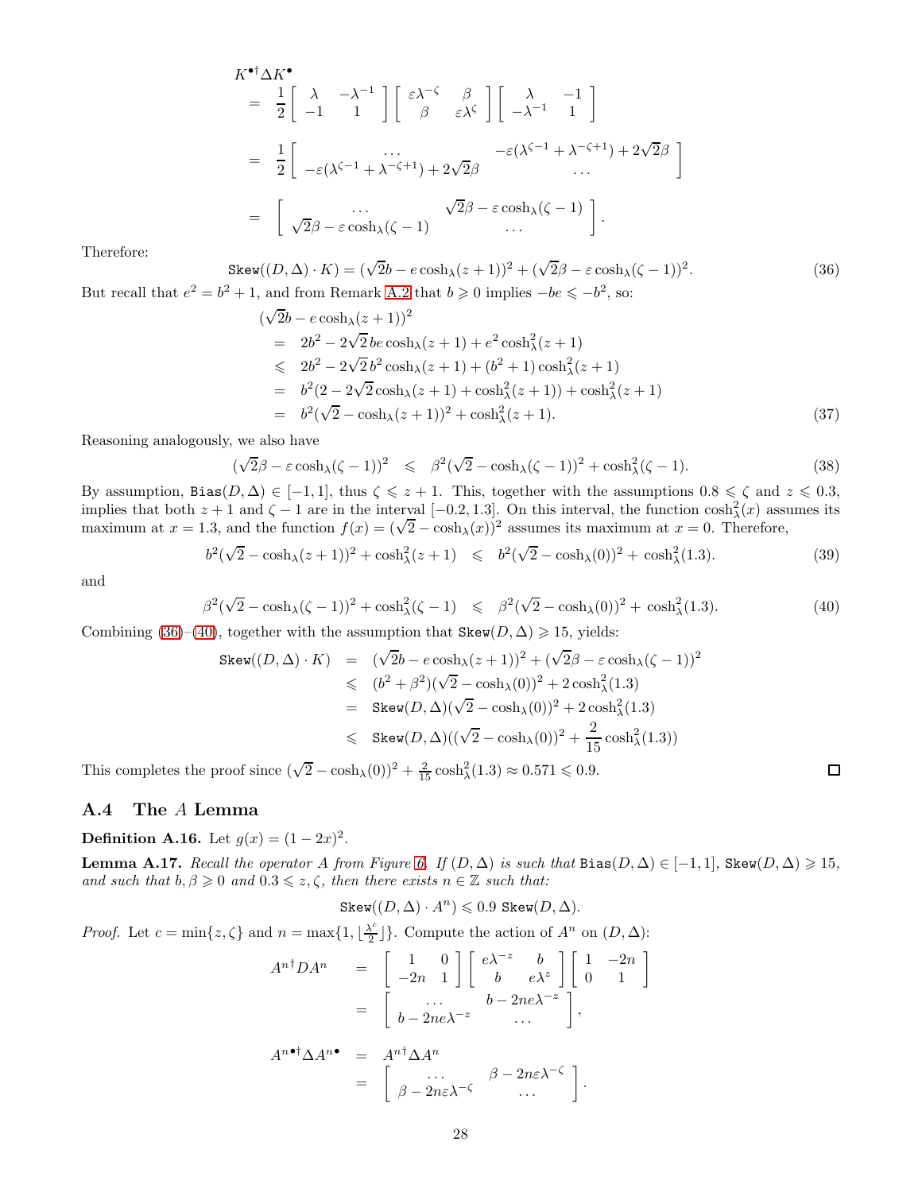$$
\begin{aligned}
&K^{\bullet\dagger}\Delta K^{\bullet} \\
&= \frac{1}{2}\begin{bmatrix} \lambda & -\lambda^{-1} \\ -1 & 1 \end{bmatrix}\begin{bmatrix} \varepsilon\lambda^{-\zeta} & \beta \\ \beta & \varepsilon\lambda^{\zeta} \end{bmatrix}\begin{bmatrix} \lambda & -1 \\ -\lambda^{-1} & 1 \end{bmatrix} \\
&= \frac{1}{2}\begin{bmatrix} \cdots & -\varepsilon(\lambda^{\zeta-1}+\lambda^{-\zeta+1})+2\sqrt{2}\beta \\ -\varepsilon(\lambda^{\zeta-1}+\lambda^{-\zeta+1})+2\sqrt{2}\beta & \cdots \end{bmatrix} \\
&= \begin{bmatrix} \cdots & \sqrt{2}\beta-\varepsilon\cosh_\lambda(\zeta-1) \\ \sqrt{2}\beta-\varepsilon\cosh_\lambda(\zeta-1) & \cdots \end{bmatrix}.
\end{aligned}
$$

Therefore:

$$
\texttt{Skew}((D,\Delta)\cdot K) = (\sqrt{2}b - e\cosh_\lambda(z+1))^2 + (\sqrt{2}\beta - \varepsilon\cosh_\lambda(\zeta-1))^2. \tag{36}
$$

But recall that $e^2 = b^2+1$, and from Remark A.2 that $b \geqslant 0$ implies $-be \leqslant -b^2$, so:

$$
\begin{aligned}
&(\sqrt{2}b - e\cosh_\lambda(z+1))^2 \\
&= 2b^2 - 2\sqrt{2}\,be\cosh_\lambda(z+1) + e^2\cosh^2_\lambda(z+1) \\
&\leqslant 2b^2 - 2\sqrt{2}\,b^2\cosh_\lambda(z+1) + (b^2+1)\cosh^2_\lambda(z+1) \\
&= b^2(2 - 2\sqrt{2}\cosh_\lambda(z+1) + \cosh^2_\lambda(z+1)) + \cosh^2_\lambda(z+1) \\
&= b^2(\sqrt{2} - \cosh_\lambda(z+1))^2 + \cosh^2_\lambda(z+1).
\end{aligned} \tag{37}
$$

Reasoning analogously, we also have

$$
(\sqrt{2}\beta - \varepsilon\cosh_\lambda(\zeta-1))^2 \quad\leqslant\quad \beta^2(\sqrt{2}-\cosh_\lambda(\zeta-1))^2 + \cosh^2_\lambda(\zeta-1). \tag{38}
$$

By assumption, $\texttt{Bias}(D,\Delta) \in [-1,1]$, thus $\zeta \leqslant z+1$. This, together with the assumptions $0.8 \leqslant \zeta$ and $z \leqslant 0.3$, implies that both $z+1$ and $\zeta-1$ are in the interval $[-0.2, 1.3]$. On this interval, the function $\cosh^2_\lambda(x)$ assumes its maximum at $x = 1.3$, and the function $f(x) = (\sqrt{2} - \cosh_\lambda(x))^2$ assumes its maximum at $x = 0$. Therefore,

$$
b^2(\sqrt{2}-\cosh_\lambda(z+1))^2 + \cosh^2_\lambda(z+1) \quad\leqslant\quad b^2(\sqrt{2}-\cosh_\lambda(0))^2 + \cosh^2_\lambda(1.3). \tag{39}
$$

and

$$
\beta^2(\sqrt{2}-\cosh_\lambda(\zeta-1))^2 + \cosh^2_\lambda(\zeta-1) \quad\leqslant\quad \beta^2(\sqrt{2}-\cosh_\lambda(0))^2 + \cosh^2_\lambda(1.3). \tag{40}
$$

Combining (36)–(40), together with the assumption that $\texttt{Skew}(D,\Delta) \geqslant 15$, yields:

$$
\begin{aligned}
\texttt{Skew}((D,\Delta)\cdot K) &= (\sqrt{2}b - e\cosh_\lambda(z+1))^2 + (\sqrt{2}\beta - \varepsilon\cosh_\lambda(\zeta-1))^2 \\
&\leqslant (b^2+\beta^2)(\sqrt{2}-\cosh_\lambda(0))^2 + 2\cosh^2_\lambda(1.3) \\
&= \texttt{Skew}(D,\Delta)(\sqrt{2}-\cosh_\lambda(0))^2 + 2\cosh^2_\lambda(1.3) \\
&\leqslant \texttt{Skew}(D,\Delta)((\sqrt{2}-\cosh_\lambda(0))^2 + \frac{2}{15}\cosh^2_\lambda(1.3))
\end{aligned}
$$

This completes the proof since $(\sqrt{2}-\cosh_\lambda(0))^2 + \frac{2}{15}\cosh^2_\lambda(1.3) \approx 0.571 \leqslant 0.9$. □

### A.4 The $A$ Lemma

**Definition A.16.** Let $g(x) = (1-2x)^2$.

**Lemma A.17.** *Recall the operator $A$ from Figure 6. If $(D,\Delta)$ is such that $\texttt{Bias}(D,\Delta) \in [-1,1]$, $\texttt{Skew}(D,\Delta) \geqslant 15$, and such that $b, \beta \geqslant 0$ and $0.3 \leqslant z, \zeta$, then there exists $n \in \mathbb{Z}$ such that:*

$$
\texttt{Skew}((D,\Delta)\cdot A^n) \leqslant 0.9\ \texttt{Skew}(D,\Delta).
$$

*Proof.* Let $c = \min\{z, \zeta\}$ and $n = \max\{1, \lfloor \frac{\lambda^c}{2} \rfloor\}$. Compute the action of $A^n$ on $(D,\Delta)$:

$$
\begin{aligned}
A^{n\dagger}DA^n &= \begin{bmatrix} 1 & 0 \\ -2n & 1 \end{bmatrix}\begin{bmatrix} e\lambda^{-z} & b \\ b & e\lambda^{z} \end{bmatrix}\begin{bmatrix} 1 & -2n \\ 0 & 1 \end{bmatrix} \\
&= \begin{bmatrix} \cdots & b - 2ne\lambda^{-z} \\ b - 2ne\lambda^{-z} & \cdots \end{bmatrix},
\end{aligned}
$$

$$
\begin{aligned}
A^{n\bullet\dagger}\Delta A^{n\bullet} &= A^{n\dagger}\Delta A^n \\
&= \begin{bmatrix} \cdots & \beta - 2n\varepsilon\lambda^{-\zeta} \\ \beta - 2n\varepsilon\lambda^{-\zeta} & \cdots \end{bmatrix}.
\end{aligned}
$$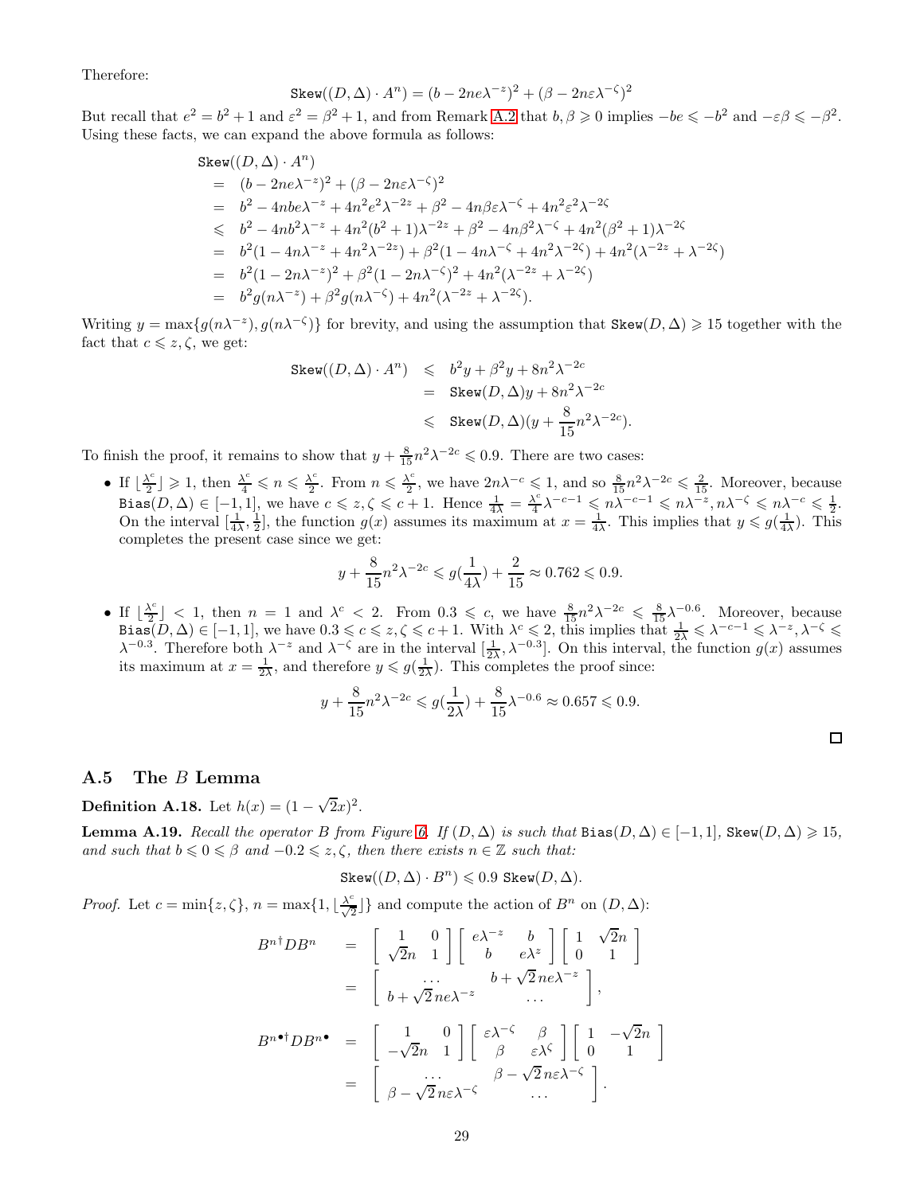Therefore:

$$\texttt{Skew}((D,\Delta)\cdot A^n) = (b - 2ne\lambda^{-z})^2 + (\beta - 2n\varepsilon\lambda^{-\zeta})^2$$

But recall that $e^2 = b^2+1$ and $\varepsilon^2 = \beta^2 + 1$, and from Remark A.2 that $b,\beta \geqslant 0$ implies $-be \leqslant -b^2$ and $-\varepsilon\beta \leqslant -\beta^2$. Using these facts, we can expand the above formula as follows:

$$\begin{aligned}
&\texttt{Skew}((D,\Delta)\cdot A^n)\\
&= (b - 2ne\lambda^{-z})^2 + (\beta - 2n\varepsilon\lambda^{-\zeta})^2\\
&= b^2 - 4nbe\lambda^{-z} + 4n^2e^2\lambda^{-2z} + \beta^2 - 4n\beta\varepsilon\lambda^{-\zeta} + 4n^2\varepsilon^2\lambda^{-2\zeta}\\
&\leqslant b^2 - 4nb^2\lambda^{-z} + 4n^2(b^2+1)\lambda^{-2z} + \beta^2 - 4n\beta^2\lambda^{-\zeta} + 4n^2(\beta^2+1)\lambda^{-2\zeta}\\
&= b^2(1 - 4n\lambda^{-z} + 4n^2\lambda^{-2z}) + \beta^2(1 - 4n\lambda^{-\zeta} + 4n^2\lambda^{-2\zeta}) + 4n^2(\lambda^{-2z} + \lambda^{-2\zeta})\\
&= b^2(1 - 2n\lambda^{-z})^2 + \beta^2(1 - 2n\lambda^{-\zeta})^2 + 4n^2(\lambda^{-2z} + \lambda^{-2\zeta})\\
&= b^2 g(n\lambda^{-z}) + \beta^2 g(n\lambda^{-\zeta}) + 4n^2(\lambda^{-2z} + \lambda^{-2\zeta}).
\end{aligned}$$

Writing $y = \max\{g(n\lambda^{-z}), g(n\lambda^{-\zeta})\}$ for brevity, and using the assumption that $\texttt{Skew}(D,\Delta) \geqslant 15$ together with the fact that $c \leqslant z, \zeta$, we get:

$$\begin{aligned}
\texttt{Skew}((D,\Delta)\cdot A^n) &\leqslant b^2y + \beta^2y + 8n^2\lambda^{-2c}\\
&= \texttt{Skew}(D,\Delta)y + 8n^2\lambda^{-2c}\\
&\leqslant \texttt{Skew}(D,\Delta)(y + \frac{8}{15}n^2\lambda^{-2c}).
\end{aligned}$$

To finish the proof, it remains to show that $y + \frac{8}{15}n^2\lambda^{-2c} \leqslant 0.9$. There are two cases:

- If $\lfloor \frac{\lambda^c}{2} \rfloor \geqslant 1$, then $\frac{\lambda^c}{4} \leqslant n \leqslant \frac{\lambda^c}{2}$. From $n \leqslant \frac{\lambda^c}{2}$, we have $2n\lambda^{-c} \leqslant 1$, and so $\frac{8}{15}n^2\lambda^{-2c} \leqslant \frac{2}{15}$. Moreover, because $\texttt{Bias}(D,\Delta) \in [-1,1]$, we have $c \leqslant z, \zeta \leqslant c+1$. Hence $\frac{1}{4\lambda} = \frac{\lambda^c}{4}\lambda^{-c-1} \leqslant n\lambda^{-c-1} \leqslant n\lambda^{-z}, n\lambda^{-\zeta} \leqslant n\lambda^{-c} \leqslant \frac{1}{2}$. On the interval $[\frac{1}{4\lambda}, \frac{1}{2}]$, the function $g(x)$ assumes its maximum at $x = \frac{1}{4\lambda}$. This implies that $y \leqslant g(\frac{1}{4\lambda})$. This completes the present case since we get:

$$y + \frac{8}{15}n^2\lambda^{-2c} \leqslant g(\frac{1}{4\lambda}) + \frac{2}{15} \approx 0.762 \leqslant 0.9.$$

- If $\lfloor \frac{\lambda^c}{2} \rfloor < 1$, then $n = 1$ and $\lambda^c < 2$. From $0.3 \leqslant c$, we have $\frac{8}{15}n^2\lambda^{-2c} \leqslant \frac{8}{15}\lambda^{-0.6}$. Moreover, because $\texttt{Bias}(D,\Delta) \in [-1,1]$, we have $0.3 \leqslant c \leqslant z, \zeta \leqslant c+1$. With $\lambda^c \leqslant 2$, this implies that $\frac{1}{2\lambda} \leqslant \lambda^{-c-1} \leqslant \lambda^{-z}, \lambda^{-\zeta} \leqslant \lambda^{-0.3}$. Therefore both $\lambda^{-z}$ and $\lambda^{-\zeta}$ are in the interval $[\frac{1}{2\lambda}, \lambda^{-0.3}]$. On this interval, the function $g(x)$ assumes its maximum at $x = \frac{1}{2\lambda}$, and therefore $y \leqslant g(\frac{1}{2\lambda})$. This completes the proof since:

$$y + \frac{8}{15}n^2\lambda^{-2c} \leqslant g(\frac{1}{2\lambda}) + \frac{8}{15}\lambda^{-0.6} \approx 0.657 \leqslant 0.9.$$

□

### A.5 The $B$ Lemma

**Definition A.18.** Let $h(x) = (1 - \sqrt{2}x)^2$.

**Lemma A.19.** *Recall the operator $B$ from Figure 6. If $(D,\Delta)$ is such that $\texttt{Bias}(D,\Delta) \in [-1,1]$, $\texttt{Skew}(D,\Delta) \geqslant 15$, and such that $b \leqslant 0 \leqslant \beta$ and $-0.2 \leqslant z, \zeta$, then there exists $n \in \mathbb{Z}$ such that:*

$$\texttt{Skew}((D,\Delta)\cdot B^n) \leqslant 0.9\ \texttt{Skew}(D,\Delta).$$

*Proof.* Let $c = \min\{z,\zeta\}$, $n = \max\{1, \lfloor \frac{\lambda^c}{\sqrt{2}} \rfloor\}$ and compute the action of $B^n$ on $(D,\Delta)$:

$$\begin{aligned}
B^{n\dagger}DB^n &= \begin{bmatrix} 1 & 0 \\ \sqrt{2}n & 1 \end{bmatrix}\begin{bmatrix} e\lambda^{-z} & b \\ b & e\lambda^{z} \end{bmatrix}\begin{bmatrix} 1 & \sqrt{2}n \\ 0 & 1 \end{bmatrix}\\
&= \begin{bmatrix} \dots & b + \sqrt{2}\,ne\lambda^{-z} \\ b + \sqrt{2}\,ne\lambda^{-z} & \dots \end{bmatrix},
\end{aligned}$$

$$\begin{aligned}
B^{n\bullet\dagger}DB^{n\bullet} &= \begin{bmatrix} 1 & 0 \\ -\sqrt{2}n & 1 \end{bmatrix}\begin{bmatrix} \varepsilon\lambda^{-\zeta} & \beta \\ \beta & \varepsilon\lambda^{\zeta} \end{bmatrix}\begin{bmatrix} 1 & -\sqrt{2}n \\ 0 & 1 \end{bmatrix}\\
&= \begin{bmatrix} \dots & \beta - \sqrt{2}\,n\varepsilon\lambda^{-\zeta} \\ \beta - \sqrt{2}\,n\varepsilon\lambda^{-\zeta} & \dots \end{bmatrix}.
\end{aligned}$$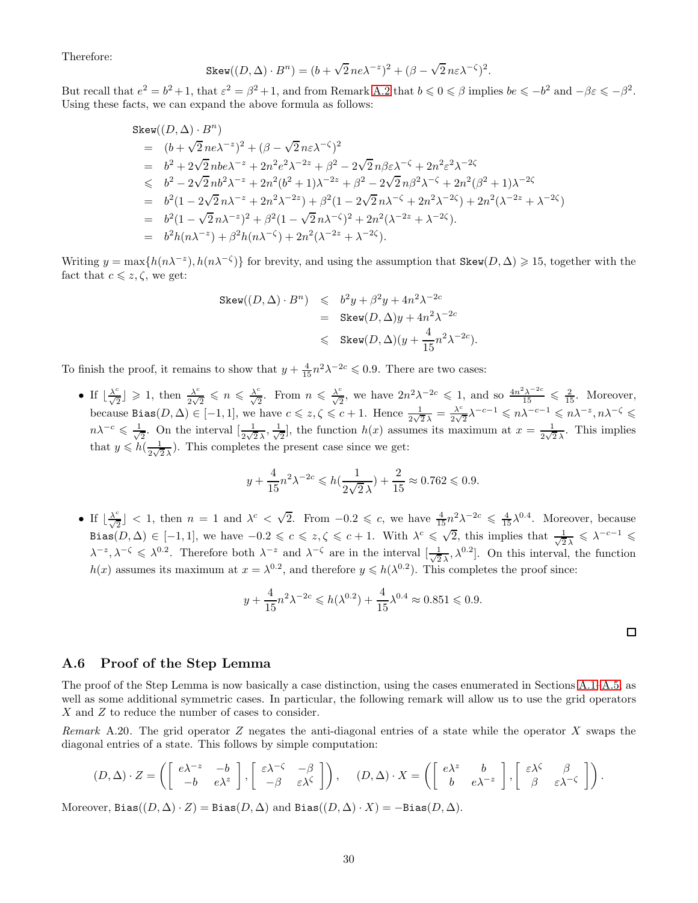Therefore:

$$\texttt{Skew}((D,\Delta)\cdot B^n) = (b+\sqrt{2}\,ne\lambda^{-z})^2 + (\beta - \sqrt{2}\,n\varepsilon\lambda^{-\zeta})^2.$$

But recall that $e^2 = b^2+1$, that $\varepsilon^2 = \beta^2+1$, and from Remark A.2 that $b \leqslant 0 \leqslant \beta$ implies $be \leqslant -b^2$ and $-\beta\varepsilon \leqslant -\beta^2$. Using these facts, we can expand the above formula as follows:

$$\begin{aligned}
&\texttt{Skew}((D,\Delta)\cdot B^n)\\
&= (b+\sqrt{2}\,ne\lambda^{-z})^2 + (\beta - \sqrt{2}\,n\varepsilon\lambda^{-\zeta})^2\\
&= b^2 + 2\sqrt{2}\,nbe\lambda^{-z} + 2n^2e^2\lambda^{-2z} + \beta^2 - 2\sqrt{2}\,n\beta\varepsilon\lambda^{-\zeta} + 2n^2\varepsilon^2\lambda^{-2\zeta}\\
&\leqslant b^2 - 2\sqrt{2}\,nb^2\lambda^{-z} + 2n^2(b^2+1)\lambda^{-2z} + \beta^2 - 2\sqrt{2}\,n\beta^2\lambda^{-\zeta} + 2n^2(\beta^2+1)\lambda^{-2\zeta}\\
&= b^2(1-2\sqrt{2}\,n\lambda^{-z} + 2n^2\lambda^{-2z}) + \beta^2(1-2\sqrt{2}\,n\lambda^{-\zeta} + 2n^2\lambda^{-2\zeta}) + 2n^2(\lambda^{-2z}+\lambda^{-2\zeta})\\
&= b^2(1-\sqrt{2}\,n\lambda^{-z})^2 + \beta^2(1-\sqrt{2}\,n\lambda^{-\zeta})^2 + 2n^2(\lambda^{-2z}+\lambda^{-2\zeta}).\\
&= b^2h(n\lambda^{-z}) + \beta^2h(n\lambda^{-\zeta}) + 2n^2(\lambda^{-2z}+\lambda^{-2\zeta}).
\end{aligned}$$

Writing $y = \max\{h(n\lambda^{-z}), h(n\lambda^{-\zeta})\}$ for brevity, and using the assumption that $\texttt{Skew}(D,\Delta) \geqslant 15$, together with the fact that $c \leqslant z,\zeta$, we get:

$$\begin{aligned}
\texttt{Skew}((D,\Delta)\cdot B^n) &\leqslant b^2y + \beta^2y + 4n^2\lambda^{-2c}\\
&= \texttt{Skew}(D,\Delta)y + 4n^2\lambda^{-2c}\\
&\leqslant \texttt{Skew}(D,\Delta)(y + \frac{4}{15}n^2\lambda^{-2c}).
\end{aligned}$$

To finish the proof, it remains to show that $y + \frac{4}{15}n^2\lambda^{-2c} \leqslant 0.9$. There are two cases:

- If $\lfloor \frac{\lambda^c}{\sqrt{2}} \rfloor \geqslant 1$, then $\frac{\lambda^c}{2\sqrt{2}} \leqslant n \leqslant \frac{\lambda^c}{\sqrt{2}}$. From $n \leqslant \frac{\lambda^c}{\sqrt{2}}$, we have $2n^2\lambda^{-2c} \leqslant 1$, and so $\frac{4n^2\lambda^{-2c}}{15} \leqslant \frac{2}{15}$. Moreover, because $\texttt{Bias}(D,\Delta) \in [-1,1]$, we have $c \leqslant z,\zeta \leqslant c+1$. Hence $\frac{1}{2\sqrt{2}\,\lambda} = \frac{\lambda^c}{2\sqrt{2}}\lambda^{-c-1} \leqslant n\lambda^{-c-1} \leqslant n\lambda^{-z}, n\lambda^{-\zeta} \leqslant n\lambda^{-c} \leqslant \frac{1}{\sqrt{2}}$. On the interval $[\frac{1}{2\sqrt{2}\,\lambda}, \frac{1}{\sqrt{2}}]$, the function $h(x)$ assumes its maximum at $x = \frac{1}{2\sqrt{2}\,\lambda}$. This implies that $y \leqslant h(\frac{1}{2\sqrt{2}\,\lambda})$. This completes the present case since we get:

$$y + \frac{4}{15}n^2\lambda^{-2c} \leqslant h(\frac{1}{2\sqrt{2}\,\lambda}) + \frac{2}{15} \approx 0.762 \leqslant 0.9.$$

- If $\lfloor \frac{\lambda^c}{\sqrt{2}} \rfloor < 1$, then $n = 1$ and $\lambda^c < \sqrt{2}$. From $-0.2 \leqslant c$, we have $\frac{4}{15}n^2\lambda^{-2c} \leqslant \frac{4}{15}\lambda^{0.4}$. Moreover, because $\texttt{Bias}(D,\Delta) \in [-1,1]$, we have $-0.2 \leqslant c \leqslant z,\zeta \leqslant c+1$. With $\lambda^c \leqslant \sqrt{2}$, this implies that $\frac{1}{\sqrt{2}\,\lambda} \leqslant \lambda^{-c-1} \leqslant \lambda^{-z}, \lambda^{-\zeta} \leqslant \lambda^{0.2}$. Therefore both $\lambda^{-z}$ and $\lambda^{-\zeta}$ are in the interval $[\frac{1}{\sqrt{2}\,\lambda}, \lambda^{0.2}]$. On this interval, the function $h(x)$ assumes its maximum at $x = \lambda^{0.2}$, and therefore $y \leqslant h(\lambda^{0.2})$. This completes the proof since:

$$y + \frac{4}{15}n^2\lambda^{-2c} \leqslant h(\lambda^{0.2}) + \frac{4}{15}\lambda^{0.4} \approx 0.851 \leqslant 0.9.$$

□

## A.6 Proof of the Step Lemma

The proof of the Step Lemma is now basically a case distinction, using the cases enumerated in Sections A.1–A.5, as well as some additional symmetric cases. In particular, the following remark will allow us to use the grid operators $X$ and $Z$ to reduce the number of cases to consider.

*Remark* A.20. The grid operator $Z$ negates the anti-diagonal entries of a state while the operator $X$ swaps the diagonal entries of a state. This follows by simple computation:

$$(D,\Delta)\cdot Z = \left( \begin{bmatrix} e\lambda^{-z} & -b \\ -b & e\lambda^{z} \end{bmatrix}, \begin{bmatrix} \varepsilon\lambda^{-\zeta} & -\beta \\ -\beta & \varepsilon\lambda^{\zeta} \end{bmatrix} \right), \quad (D,\Delta)\cdot X = \left( \begin{bmatrix} e\lambda^{z} & b \\ b & e\lambda^{-z} \end{bmatrix}, \begin{bmatrix} \varepsilon\lambda^{\zeta} & \beta \\ \beta & \varepsilon\lambda^{-\zeta} \end{bmatrix} \right).$$

Moreover, $\texttt{Bias}((D,\Delta)\cdot Z) = \texttt{Bias}(D,\Delta)$ and $\texttt{Bias}((D,\Delta)\cdot X) = -\texttt{Bias}(D,\Delta)$.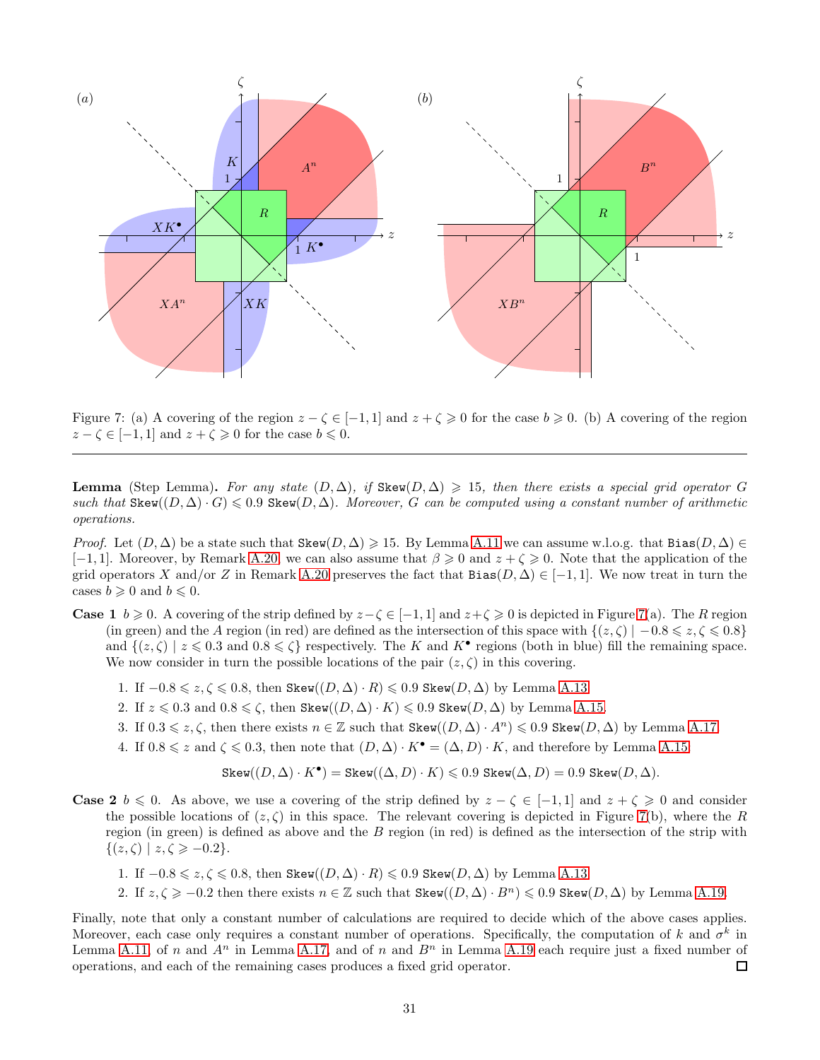Figure 7: (a) A covering of the region $z - \zeta \in [-1, 1]$ and $z + \zeta \geqslant 0$ for the case $b \geqslant 0$. (b) A covering of the region $z - \zeta \in [-1, 1]$ and $z + \zeta \geqslant 0$ for the case $b \leqslant 0$.

---

**Lemma** (Step Lemma)**.** *For any state $(D, \Delta)$, if $\texttt{Skew}(D, \Delta) \geqslant 15$, then there exists a special grid operator $G$ such that $\texttt{Skew}((D, \Delta) \cdot G) \leqslant 0.9\ \texttt{Skew}(D, \Delta)$. Moreover, $G$ can be computed using a constant number of arithmetic operations.*

*Proof.* Let $(D, \Delta)$ be a state such that $\texttt{Skew}(D, \Delta) \geqslant 15$. By Lemma A.11 we can assume w.l.o.g. that $\texttt{Bias}(D, \Delta) \in [-1, 1]$. Moreover, by Remark A.20, we can also assume that $\beta \geqslant 0$ and $z + \zeta \geqslant 0$. Note that the application of the grid operators $X$ and/or $Z$ in Remark A.20 preserves the fact that $\texttt{Bias}(D, \Delta) \in [-1, 1]$. We now treat in turn the cases $b \geqslant 0$ and $b \leqslant 0$.

**Case 1** $b \geqslant 0$. A covering of the strip defined by $z - \zeta \in [-1, 1]$ and $z + \zeta \geqslant 0$ is depicted in Figure 7(a). The $R$ region (in green) and the $A$ region (in red) are defined as the intersection of this space with $\{(z, \zeta) \mid -0.8 \leqslant z, \zeta \leqslant 0.8\}$ and $\{(z, \zeta) \mid z \leqslant 0.3 \text{ and } 0.8 \leqslant \zeta\}$ respectively. The $K$ and $K^\bullet$ regions (both in blue) fill the remaining space. We now consider in turn the possible locations of the pair $(z, \zeta)$ in this covering.

1. If $-0.8 \leqslant z, \zeta \leqslant 0.8$, then $\texttt{Skew}((D, \Delta) \cdot R) \leqslant 0.9\ \texttt{Skew}(D, \Delta)$ by Lemma A.13.
2. If $z \leqslant 0.3$ and $0.8 \leqslant \zeta$, then $\texttt{Skew}((D, \Delta) \cdot K) \leqslant 0.9\ \texttt{Skew}(D, \Delta)$ by Lemma A.15.
3. If $0.3 \leqslant z, \zeta$, then there exists $n \in \mathbb{Z}$ such that $\texttt{Skew}((D, \Delta) \cdot A^n) \leqslant 0.9\ \texttt{Skew}(D, \Delta)$ by Lemma A.17.
4. If $0.8 \leqslant z$ and $\zeta \leqslant 0.3$, then note that $(D, \Delta) \cdot K^\bullet = (\Delta, D) \cdot K$, and therefore by Lemma A.15
$$\texttt{Skew}((D, \Delta) \cdot K^\bullet) = \texttt{Skew}((\Delta, D) \cdot K) \leqslant 0.9\ \texttt{Skew}(\Delta, D) = 0.9\ \texttt{Skew}(D, \Delta).$$

**Case 2** $b \leqslant 0$. As above, we use a covering of the strip defined by $z - \zeta \in [-1, 1]$ and $z + \zeta \geqslant 0$ and consider the possible locations of $(z, \zeta)$ in this space. The relevant covering is depicted in Figure 7(b), where the $R$ region (in green) is defined as above and the $B$ region (in red) is defined as the intersection of the strip with $\{(z, \zeta) \mid z, \zeta \geqslant -0.2\}$.

1. If $-0.8 \leqslant z, \zeta \leqslant 0.8$, then $\texttt{Skew}((D, \Delta) \cdot R) \leqslant 0.9\ \texttt{Skew}(D, \Delta)$ by Lemma A.13.
2. If $z, \zeta \geqslant -0.2$ then there exists $n \in \mathbb{Z}$ such that $\texttt{Skew}((D, \Delta) \cdot B^n) \leqslant 0.9\ \texttt{Skew}(D, \Delta)$ by Lemma A.19.

Finally, note that only a constant number of calculations are required to decide which of the above cases applies. Moreover, each case only requires a constant number of operations. Specifically, the computation of $k$ and $\sigma^k$ in Lemma A.11, of $n$ and $A^n$ in Lemma A.17, and of $n$ and $B^n$ in Lemma A.19 each require just a fixed number of operations, and each of the remaining cases produces a fixed grid operator. □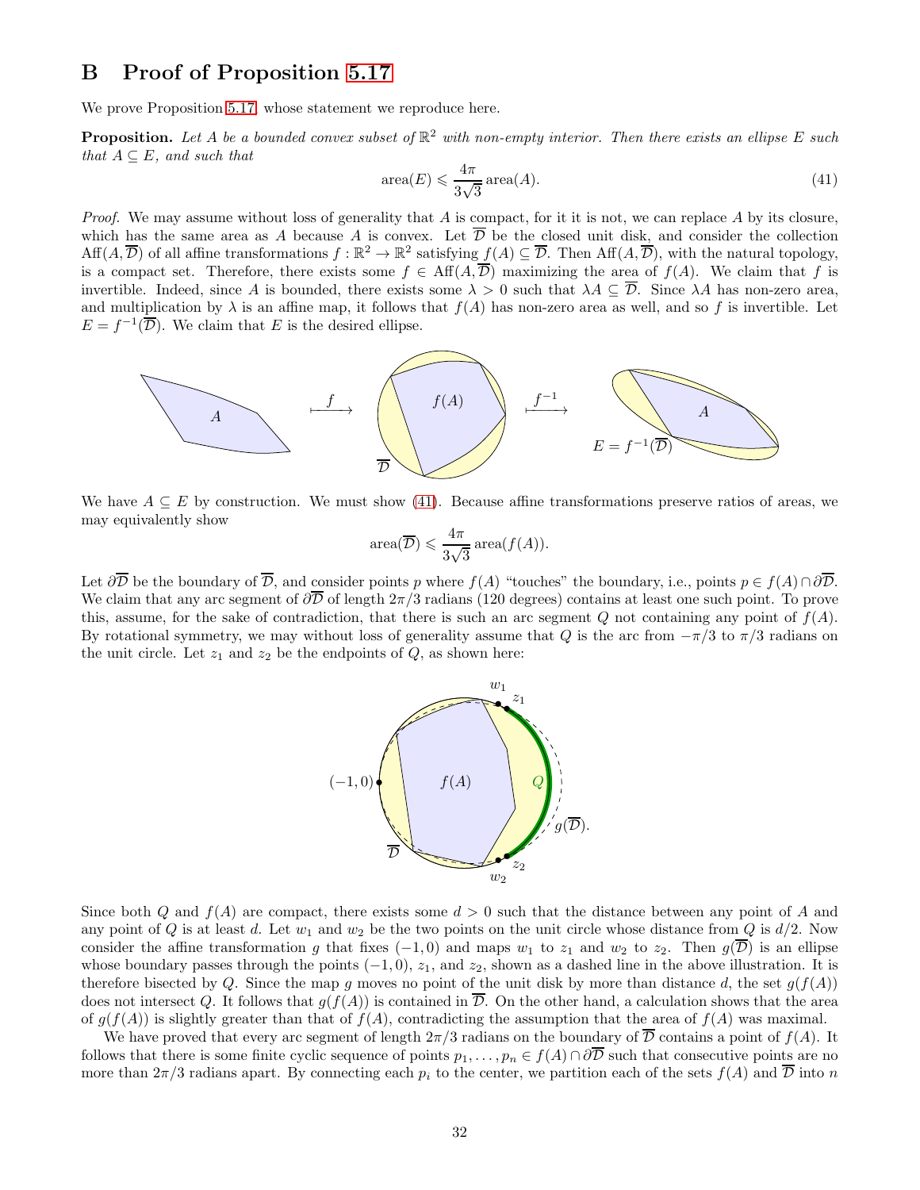## B Proof of Proposition 5.17

We prove Proposition 5.17, whose statement we reproduce here.

**Proposition.** *Let $A$ be a bounded convex subset of $\mathbb{R}^2$ with non-empty interior. Then there exists an ellipse $E$ such that $A \subseteq E$, and such that*

$$\text{area}(E) \leqslant \frac{4\pi}{3\sqrt{3}}\,\text{area}(A). \tag{41}$$

*Proof.* We may assume without loss of generality that $A$ is compact, for it it is not, we can replace $A$ by its closure, which has the same area as $A$ because $A$ is convex. Let $\overline{\mathcal{D}}$ be the closed unit disk, and consider the collection $\text{Aff}(A, \overline{\mathcal{D}})$ of all affine transformations $f : \mathbb{R}^2 \to \mathbb{R}^2$ satisfying $f(A) \subseteq \overline{\mathcal{D}}$. Then $\text{Aff}(A, \overline{\mathcal{D}})$, with the natural topology, is a compact set. Therefore, there exists some $f \in \text{Aff}(A, \overline{\mathcal{D}})$ maximizing the area of $f(A)$. We claim that $f$ is invertible. Indeed, since $A$ is bounded, there exists some $\lambda > 0$ such that $\lambda A \subseteq \overline{\mathcal{D}}$. Since $\lambda A$ has non-zero area, and multiplication by $\lambda$ is an affine map, it follows that $f(A)$ has non-zero area as well, and so $f$ is invertible. Let $E = f^{-1}(\overline{\mathcal{D}})$. We claim that $E$ is the desired ellipse.

We have $A \subseteq E$ by construction. We must show (41). Because affine transformations preserve ratios of areas, we may equivalently show

$$\text{area}(\overline{\mathcal{D}}) \leqslant \frac{4\pi}{3\sqrt{3}}\,\text{area}(f(A)).$$

Let $\partial\overline{\mathcal{D}}$ be the boundary of $\overline{\mathcal{D}}$, and consider points $p$ where $f(A)$ "touches" the boundary, i.e., points $p \in f(A) \cap \partial\overline{\mathcal{D}}$. We claim that any arc segment of $\partial\overline{\mathcal{D}}$ of length $2\pi/3$ radians (120 degrees) contains at least one such point. To prove this, assume, for the sake of contradiction, that there is such an arc segment $Q$ not containing any point of $f(A)$. By rotational symmetry, we may without loss of generality assume that $Q$ is the arc from $-\pi/3$ to $\pi/3$ radians on the unit circle. Let $z_1$ and $z_2$ be the endpoints of $Q$, as shown here:

Since both $Q$ and $f(A)$ are compact, there exists some $d > 0$ such that the distance between any point of $A$ and any point of $Q$ is at least $d$. Let $w_1$ and $w_2$ be the two points on the unit circle whose distance from $Q$ is $d/2$. Now consider the affine transformation $g$ that fixes $(-1, 0)$ and maps $w_1$ to $z_1$ and $w_2$ to $z_2$. Then $g(\overline{\mathcal{D}})$ is an ellipse whose boundary passes through the points $(-1, 0)$, $z_1$, and $z_2$, shown as a dashed line in the above illustration. It is therefore bisected by $Q$. Since the map $g$ moves no point of the unit disk by more than distance $d$, the set $g(f(A))$ does not intersect $Q$. It follows that $g(f(A))$ is contained in $\overline{\mathcal{D}}$. On the other hand, a calculation shows that the area of $g(f(A))$ is slightly greater than that of $f(A)$, contradicting the assumption that the area of $f(A)$ was maximal.

We have proved that every arc segment of length $2\pi/3$ radians on the boundary of $\overline{\mathcal{D}}$ contains a point of $f(A)$. It follows that there is some finite cyclic sequence of points $p_1, \ldots, p_n \in f(A) \cap \partial\overline{\mathcal{D}}$ such that consecutive points are no more than $2\pi/3$ radians apart. By connecting each $p_i$ to the center, we partition each of the sets $f(A)$ and $\overline{\mathcal{D}}$ into $n$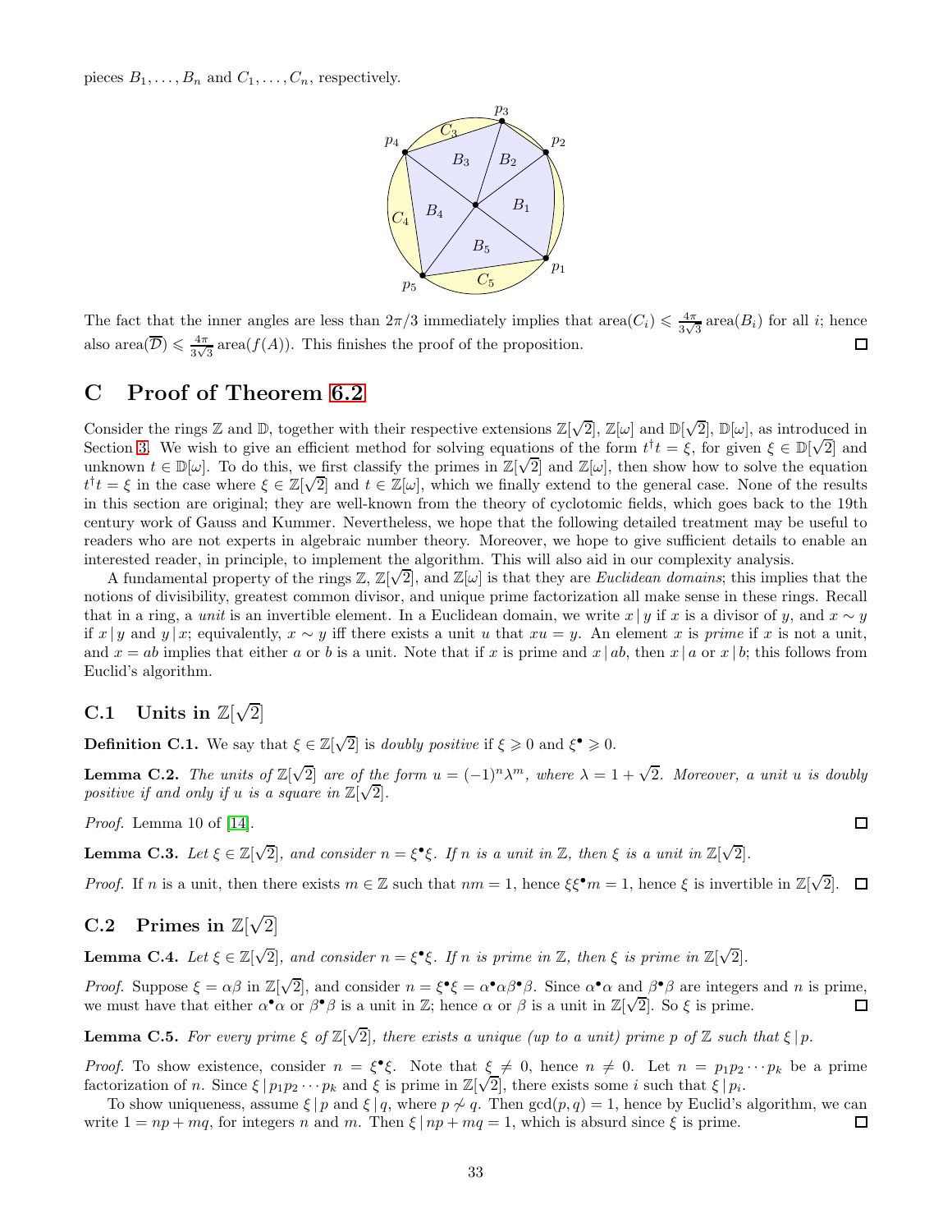pieces $B_1, \ldots, B_n$ and $C_1, \ldots, C_n$, respectively.

The fact that the inner angles are less than $2\pi/3$ immediately implies that $\text{area}(C_i) \leqslant \frac{4\pi}{3\sqrt{3}} \text{area}(B_i)$ for all $i$; hence also $\text{area}(\overline{\mathcal{D}}) \leqslant \frac{4\pi}{3\sqrt{3}} \text{area}(f(A))$. This finishes the proof of the proposition. □

# C Proof of Theorem 6.2

Consider the rings $\mathbb{Z}$ and $\mathbb{D}$, together with their respective extensions $\mathbb{Z}[\sqrt{2}]$, $\mathbb{Z}[\omega]$ and $\mathbb{D}[\sqrt{2}]$, $\mathbb{D}[\omega]$, as introduced in Section 3. We wish to give an efficient method for solving equations of the form $t^\dagger t = \xi$, for given $\xi \in \mathbb{D}[\sqrt{2}]$ and unknown $t \in \mathbb{D}[\omega]$. To do this, we first classify the primes in $\mathbb{Z}[\sqrt{2}]$ and $\mathbb{Z}[\omega]$, then show how to solve the equation $t^\dagger t = \xi$ in the case where $\xi \in \mathbb{Z}[\sqrt{2}]$ and $t \in \mathbb{Z}[\omega]$, which we finally extend to the general case. None of the results in this section are original; they are well-known from the theory of cyclotomic fields, which goes back to the 19th century work of Gauss and Kummer. Nevertheless, we hope that the following detailed treatment may be useful to readers who are not experts in algebraic number theory. Moreover, we hope to give sufficient details to enable an interested reader, in principle, to implement the algorithm. This will also aid in our complexity analysis.

A fundamental property of the rings $\mathbb{Z}$, $\mathbb{Z}[\sqrt{2}]$, and $\mathbb{Z}[\omega]$ is that they are *Euclidean domains*; this implies that the notions of divisibility, greatest common divisor, and unique prime factorization all make sense in these rings. Recall that in a ring, a *unit* is an invertible element. In a Euclidean domain, we write $x \,|\, y$ if $x$ is a divisor of $y$, and $x \sim y$ if $x \,|\, y$ and $y \,|\, x$; equivalently, $x \sim y$ iff there exists a unit $u$ that $xu = y$. An element $x$ is *prime* if $x$ is not a unit, and $x = ab$ implies that either $a$ or $b$ is a unit. Note that if $x$ is prime and $x \,|\, ab$, then $x \,|\, a$ or $x \,|\, b$; this follows from Euclid's algorithm.

## C.1 Units in $\mathbb{Z}[\sqrt{2}]$

**Definition C.1.** We say that $\xi \in \mathbb{Z}[\sqrt{2}]$ is *doubly positive* if $\xi \geqslant 0$ and $\xi^\bullet \geqslant 0$.

**Lemma C.2.** *The units of $\mathbb{Z}[\sqrt{2}]$ are of the form $u = (-1)^n \lambda^m$, where $\lambda = 1 + \sqrt{2}$. Moreover, a unit $u$ is doubly positive if and only if $u$ is a square in $\mathbb{Z}[\sqrt{2}]$.*

*Proof.* Lemma 10 of [14]. □

**Lemma C.3.** *Let $\xi \in \mathbb{Z}[\sqrt{2}]$, and consider $n = \xi^\bullet \xi$. If $n$ is a unit in $\mathbb{Z}$, then $\xi$ is a unit in $\mathbb{Z}[\sqrt{2}]$.*

*Proof.* If $n$ is a unit, then there exists $m \in \mathbb{Z}$ such that $nm = 1$, hence $\xi\xi^\bullet m = 1$, hence $\xi$ is invertible in $\mathbb{Z}[\sqrt{2}]$. □

## C.2 Primes in $\mathbb{Z}[\sqrt{2}]$

**Lemma C.4.** *Let $\xi \in \mathbb{Z}[\sqrt{2}]$, and consider $n = \xi^\bullet \xi$. If $n$ is prime in $\mathbb{Z}$, then $\xi$ is prime in $\mathbb{Z}[\sqrt{2}]$.*

*Proof.* Suppose $\xi = \alpha\beta$ in $\mathbb{Z}[\sqrt{2}]$, and consider $n = \xi^\bullet \xi = \alpha^\bullet \alpha \beta^\bullet \beta$. Since $\alpha^\bullet \alpha$ and $\beta^\bullet \beta$ are integers and $n$ is prime, we must have that either $\alpha^\bullet \alpha$ or $\beta^\bullet \beta$ is a unit in $\mathbb{Z}$; hence $\alpha$ or $\beta$ is a unit in $\mathbb{Z}[\sqrt{2}]$. So $\xi$ is prime. □

**Lemma C.5.** *For every prime $\xi$ of $\mathbb{Z}[\sqrt{2}]$, there exists a unique (up to a unit) prime $p$ of $\mathbb{Z}$ such that $\xi \,|\, p$.*

*Proof.* To show existence, consider $n = \xi^\bullet \xi$. Note that $\xi \neq 0$, hence $n \neq 0$. Let $n = p_1 p_2 \cdots p_k$ be a prime factorization of $n$. Since $\xi \,|\, p_1 p_2 \cdots p_k$ and $\xi$ is prime in $\mathbb{Z}[\sqrt{2}]$, there exists some $i$ such that $\xi \,|\, p_i$.

To show uniqueness, assume $\xi \,|\, p$ and $\xi \,|\, q$, where $p \not\sim q$. Then $\gcd(p, q) = 1$, hence by Euclid's algorithm, we can write $1 = np + mq$, for integers $n$ and $m$. Then $\xi \,|\, np + mq = 1$, which is absurd since $\xi$ is prime. □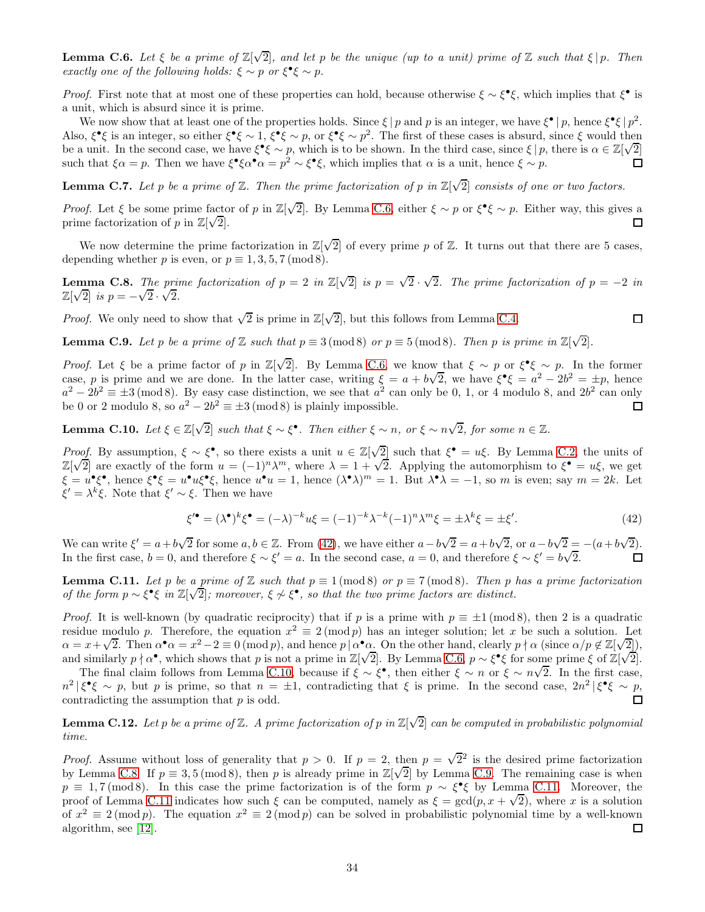**Lemma C.6.** *Let $\xi$ be a prime of $\mathbb{Z}[\sqrt{2}]$, and let $p$ be the unique (up to a unit) prime of $\mathbb{Z}$ such that $\xi \mid p$. Then exactly one of the following holds: $\xi \sim p$ or $\xi^\bullet \xi \sim p$.*

*Proof.* First note that at most one of these properties can hold, because otherwise $\xi \sim \xi^\bullet \xi$, which implies that $\xi^\bullet$ is a unit, which is absurd since it is prime.

We now show that at least one of the properties holds. Since $\xi \mid p$ and $p$ is an integer, we have $\xi^\bullet \mid p$, hence $\xi^\bullet \xi \mid p^2$. Also, $\xi^\bullet \xi$ is an integer, so either $\xi^\bullet \xi \sim 1$, $\xi^\bullet \xi \sim p$, or $\xi^\bullet \xi \sim p^2$. The first of these cases is absurd, since $\xi$ would then be a unit. In the second case, we have $\xi^\bullet \xi \sim p$, which is to be shown. In the third case, since $\xi \mid p$, there is $\alpha \in \mathbb{Z}[\sqrt{2}]$ such that $\xi\alpha = p$. Then we have $\xi^\bullet \xi \alpha^\bullet \alpha = p^2 \sim \xi^\bullet \xi$, which implies that $\alpha$ is a unit, hence $\xi \sim p$. $\square$

**Lemma C.7.** *Let $p$ be a prime of $\mathbb{Z}$. Then the prime factorization of $p$ in $\mathbb{Z}[\sqrt{2}]$ consists of one or two factors.*

*Proof.* Let $\xi$ be some prime factor of $p$ in $\mathbb{Z}[\sqrt{2}]$. By Lemma C.6, either $\xi \sim p$ or $\xi^\bullet \xi \sim p$. Either way, this gives a prime factorization of $p$ in $\mathbb{Z}[\sqrt{2}]$. $\square$

We now determine the prime factorization in $\mathbb{Z}[\sqrt{2}]$ of every prime $p$ of $\mathbb{Z}$. It turns out that there are 5 cases, depending whether $p$ is even, or $p \equiv 1, 3, 5, 7 \pmod 8$.

**Lemma C.8.** *The prime factorization of $p = 2$ in $\mathbb{Z}[\sqrt{2}]$ is $p = \sqrt{2} \cdot \sqrt{2}$. The prime factorization of $p = -2$ in $\mathbb{Z}[\sqrt{2}]$ is $p = -\sqrt{2} \cdot \sqrt{2}$.*

*Proof.* We only need to show that $\sqrt{2}$ is prime in $\mathbb{Z}[\sqrt{2}]$, but this follows from Lemma C.4. $\square$

**Lemma C.9.** *Let $p$ be a prime of $\mathbb{Z}$ such that $p \equiv 3 \pmod 8$ or $p \equiv 5 \pmod 8$. Then $p$ is prime in $\mathbb{Z}[\sqrt{2}]$.*

*Proof.* Let $\xi$ be a prime factor of $p$ in $\mathbb{Z}[\sqrt{2}]$. By Lemma C.6, we know that $\xi \sim p$ or $\xi^\bullet \xi \sim p$. In the former case, $p$ is prime and we are done. In the latter case, writing $\xi = a + b\sqrt{2}$, we have $\xi^\bullet \xi = a^2 - 2b^2 = \pm p$, hence $a^2 - 2b^2 \equiv \pm 3 \pmod 8$. By easy case distinction, we see that $a^2$ can only be 0, 1, or 4 modulo 8, and $2b^2$ can only be 0 or 2 modulo 8, so $a^2 - 2b^2 \equiv \pm 3 \pmod 8$ is plainly impossible. $\square$

**Lemma C.10.** *Let $\xi \in \mathbb{Z}[\sqrt{2}]$ such that $\xi \sim \xi^\bullet$. Then either $\xi \sim n$, or $\xi \sim n\sqrt{2}$, for some $n \in \mathbb{Z}$.*

*Proof.* By assumption, $\xi \sim \xi^\bullet$, so there exists a unit $u \in \mathbb{Z}[\sqrt{2}]$ such that $\xi^\bullet = u\xi$. By Lemma C.2, the units of $\mathbb{Z}[\sqrt{2}]$ are exactly of the form $u = (-1)^n \lambda^m$, where $\lambda = 1 + \sqrt{2}$. Applying the automorphism to $\xi^\bullet = u\xi$, we get $\xi = u^\bullet \xi^\bullet$, hence $\xi^\bullet \xi = u^\bullet u \xi^\bullet \xi$, hence $u^\bullet u = 1$, hence $(\lambda^\bullet \lambda)^m = 1$. But $\lambda^\bullet \lambda = -1$, so $m$ is even; say $m = 2k$. Let $\xi' = \lambda^k \xi$. Note that $\xi' \sim \xi$. Then we have

$$\xi'^\bullet = (\lambda^\bullet)^k \xi^\bullet = (-\lambda)^{-k} u\xi = (-1)^{-k} \lambda^{-k} (-1)^n \lambda^m \xi = \pm \lambda^k \xi = \pm \xi'. \tag{42}$$

We can write $\xi' = a + b\sqrt{2}$ for some $a, b \in \mathbb{Z}$. From (42), we have either $a - b\sqrt{2} = a + b\sqrt{2}$, or $a - b\sqrt{2} = -(a + b\sqrt{2})$. In the first case, $b = 0$, and therefore $\xi \sim \xi' = a$. In the second case, $a = 0$, and therefore $\xi \sim \xi' = b\sqrt{2}$. $\square$

**Lemma C.11.** *Let $p$ be a prime of $\mathbb{Z}$ such that $p \equiv 1 \pmod 8$ or $p \equiv 7 \pmod 8$. Then $p$ has a prime factorization of the form $p \sim \xi^\bullet \xi$ in $\mathbb{Z}[\sqrt{2}]$; moreover, $\xi \not\sim \xi^\bullet$, so that the two prime factors are distinct.*

*Proof.* It is well-known (by quadratic reciprocity) that if $p$ is a prime with $p \equiv \pm 1 \pmod 8$, then 2 is a quadratic residue modulo $p$. Therefore, the equation $x^2 \equiv 2 \pmod p$ has an integer solution; let $x$ be such a solution. Let $\alpha = x + \sqrt{2}$. Then $\alpha^\bullet \alpha = x^2 - 2 \equiv 0 \pmod p$, and hence $p \mid \alpha^\bullet \alpha$. On the other hand, clearly $p \nmid \alpha$ (since $\alpha/p \notin \mathbb{Z}[\sqrt{2}]$), and similarly $p \nmid \alpha^\bullet$, which shows that $p$ is not a prime in $\mathbb{Z}[\sqrt{2}]$. By Lemma C.6, $p \sim \xi^\bullet \xi$ for some prime $\xi$ of $\mathbb{Z}[\sqrt{2}]$.

The final claim follows from Lemma C.10, because if $\xi \sim \xi^\bullet$, then either $\xi \sim n$ or $\xi \sim n\sqrt{2}$. In the first case, $n^2 \mid \xi^\bullet \xi \sim p$, but $p$ is prime, so that $n = \pm 1$, contradicting that $\xi$ is prime. In the second case, $2n^2 \mid \xi^\bullet \xi \sim p$, contradicting the assumption that $p$ is odd. $\square$

**Lemma C.12.** *Let $p$ be a prime of $\mathbb{Z}$. A prime factorization of $p$ in $\mathbb{Z}[\sqrt{2}]$ can be computed in probabilistic polynomial time.*

*Proof.* Assume without loss of generality that $p > 0$. If $p = 2$, then $p = \sqrt{2}^2$ is the desired prime factorization by Lemma C.8. If $p \equiv 3, 5 \pmod 8$, then $p$ is already prime in $\mathbb{Z}[\sqrt{2}]$ by Lemma C.9. The remaining case is when $p \equiv 1, 7 \pmod 8$. In this case the prime factorization is of the form $p \sim \xi^\bullet \xi$ by Lemma C.11. Moreover, the proof of Lemma C.11 indicates how such $\xi$ can be computed, namely as $\xi = \gcd(p, x + \sqrt{2})$, where $x$ is a solution of $x^2 \equiv 2 \pmod p$. The equation $x^2 \equiv 2 \pmod p$ can be solved in probabilistic polynomial time by a well-known algorithm, see [12]. $\square$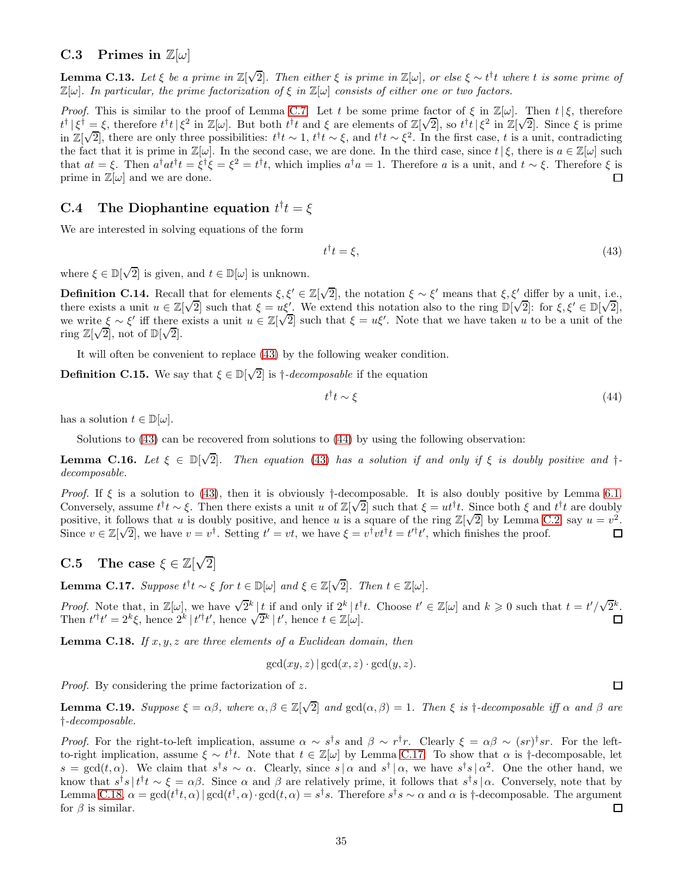### C.3 Primes in $\mathbb{Z}[\omega]$

**Lemma C.13.** *Let $\xi$ be a prime in $\mathbb{Z}[\sqrt{2}]$. Then either $\xi$ is prime in $\mathbb{Z}[\omega]$, or else $\xi \sim t^\dagger t$ where $t$ is some prime of $\mathbb{Z}[\omega]$. In particular, the prime factorization of $\xi$ in $\mathbb{Z}[\omega]$ consists of either one or two factors.*

*Proof.* This is similar to the proof of Lemma C.7. Let $t$ be some prime factor of $\xi$ in $\mathbb{Z}[\omega]$. Then $t \mid \xi$, therefore $t^\dagger \mid \xi^\dagger = \xi$, therefore $t^\dagger t \mid \xi^2$ in $\mathbb{Z}[\omega]$. But both $t^\dagger t$ and $\xi$ are elements of $\mathbb{Z}[\sqrt{2}]$, so $t^\dagger t \mid \xi^2$ in $\mathbb{Z}[\sqrt{2}]$. Since $\xi$ is prime in $\mathbb{Z}[\sqrt{2}]$, there are only three possibilities: $t^\dagger t \sim 1$, $t^\dagger t \sim \xi$, and $t^\dagger t \sim \xi^2$. In the first case, $t$ is a unit, contradicting the fact that it is prime in $\mathbb{Z}[\omega]$. In the second case, we are done. In the third case, since $t \mid \xi$, there is $a \in \mathbb{Z}[\omega]$ such that $at = \xi$. Then $a^\dagger a t^\dagger t = \xi^\dagger \xi = \xi^2 = t^\dagger t$, which implies $a^\dagger a = 1$. Therefore $a$ is a unit, and $t \sim \xi$. Therefore $\xi$ is prime in $\mathbb{Z}[\omega]$ and we are done. □

### C.4 The Diophantine equation $t^\dagger t = \xi$

We are interested in solving equations of the form

$$t^\dagger t = \xi, \tag{43}$$

where $\xi \in \mathbb{D}[\sqrt{2}]$ is given, and $t \in \mathbb{D}[\omega]$ is unknown.

**Definition C.14.** Recall that for elements $\xi, \xi' \in \mathbb{Z}[\sqrt{2}]$, the notation $\xi \sim \xi'$ means that $\xi, \xi'$ differ by a unit, i.e., there exists a unit $u \in \mathbb{Z}[\sqrt{2}]$ such that $\xi = u\xi'$. We extend this notation also to the ring $\mathbb{D}[\sqrt{2}]$: for $\xi, \xi' \in \mathbb{D}[\sqrt{2}]$, we write $\xi \sim \xi'$ iff there exists a unit $u \in \mathbb{Z}[\sqrt{2}]$ such that $\xi = u\xi'$. Note that we have taken $u$ to be a unit of the ring $\mathbb{Z}[\sqrt{2}]$, not of $\mathbb{D}[\sqrt{2}]$.

It will often be convenient to replace (43) by the following weaker condition.

**Definition C.15.** We say that $\xi \in \mathbb{D}[\sqrt{2}]$ is *$\dagger$-decomposable* if the equation

$$t^\dagger t \sim \xi \tag{44}$$

has a solution $t \in \mathbb{D}[\omega]$.

Solutions to (43) can be recovered from solutions to (44) by using the following observation:

**Lemma C.16.** *Let $\xi \in \mathbb{D}[\sqrt{2}]$. Then equation (43) has a solution if and only if $\xi$ is doubly positive and $\dagger$-decomposable.*

*Proof.* If $\xi$ is a solution to (43), then it is obviously $\dagger$-decomposable. It is also doubly positive by Lemma 6.1. Conversely, assume $t^\dagger t \sim \xi$. Then there exists a unit $u$ of $\mathbb{Z}[\sqrt{2}]$ such that $\xi = ut^\dagger t$. Since both $\xi$ and $t^\dagger t$ are doubly positive, it follows that $u$ is doubly positive, and hence $u$ is a square of the ring $\mathbb{Z}[\sqrt{2}]$ by Lemma C.2, say $u = v^2$. Since $v \in \mathbb{Z}[\sqrt{2}]$, we have $v = v^\dagger$. Setting $t' = vt$, we have $\xi = v^\dagger v t^\dagger t = t'^\dagger t'$, which finishes the proof. □

### C.5 The case $\xi \in \mathbb{Z}[\sqrt{2}]$

**Lemma C.17.** *Suppose $t^\dagger t \sim \xi$ for $t \in \mathbb{D}[\omega]$ and $\xi \in \mathbb{Z}[\sqrt{2}]$. Then $t \in \mathbb{Z}[\omega]$.*

*Proof.* Note that, in $\mathbb{Z}[\omega]$, we have $\sqrt{2}^k \mid t$ if and only if $2^k \mid t^\dagger t$. Choose $t' \in \mathbb{Z}[\omega]$ and $k \geqslant 0$ such that $t = t'/\sqrt{2}^k$. Then $t'^\dagger t' = 2^k \xi$, hence $2^k \mid t'^\dagger t'$, hence $\sqrt{2}^k \mid t'$, hence $t \in \mathbb{Z}[\omega]$. □

**Lemma C.18.** *If $x, y, z$ are three elements of a Euclidean domain, then*

$$\gcd(xy, z) \mid \gcd(x, z) \cdot \gcd(y, z).$$

*Proof.* By considering the prime factorization of $z$. □

**Lemma C.19.** *Suppose $\xi = \alpha\beta$, where $\alpha, \beta \in \mathbb{Z}[\sqrt{2}]$ and $\gcd(\alpha, \beta) = 1$. Then $\xi$ is $\dagger$-decomposable iff $\alpha$ and $\beta$ are $\dagger$-decomposable.*

*Proof.* For the right-to-left implication, assume $\alpha \sim s^\dagger s$ and $\beta \sim r^\dagger r$. Clearly $\xi = \alpha\beta \sim (sr)^\dagger sr$. For the left-to-right implication, assume $\xi \sim t^\dagger t$. Note that $t \in \mathbb{Z}[\omega]$ by Lemma C.17. To show that $\alpha$ is $\dagger$-decomposable, let $s = \gcd(t, \alpha)$. We claim that $s^\dagger s \sim \alpha$. Clearly, since $s \mid \alpha$ and $s^\dagger \mid \alpha$, we have $s^\dagger s \mid \alpha^2$. One the other hand, we know that $s^\dagger s \mid t^\dagger t \sim \xi = \alpha\beta$. Since $\alpha$ and $\beta$ are relatively prime, it follows that $s^\dagger s \mid \alpha$. Conversely, note that by Lemma C.18, $\alpha = \gcd(t^\dagger t, \alpha) \mid \gcd(t^\dagger, \alpha) \cdot \gcd(t, \alpha) = s^\dagger s$. Therefore $s^\dagger s \sim \alpha$ and $\alpha$ is $\dagger$-decomposable. The argument for $\beta$ is similar. □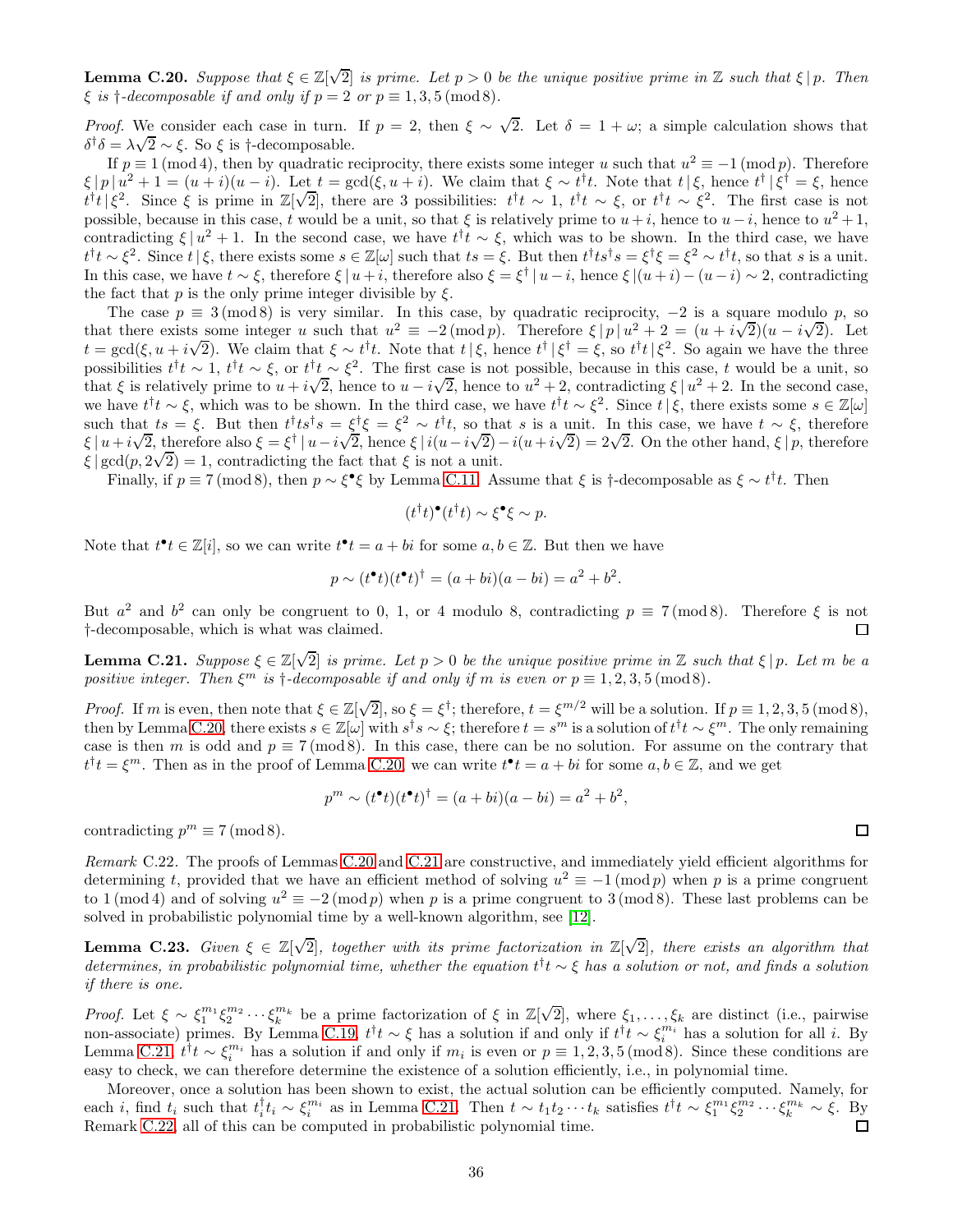**Lemma C.20.** *Suppose that $\xi \in \mathbb{Z}[\sqrt{2}]$ is prime. Let $p > 0$ be the unique positive prime in $\mathbb{Z}$ such that $\xi \mid p$. Then $\xi$ is †-decomposable if and only if $p = 2$ or $p \equiv 1, 3, 5 \pmod 8$.*

*Proof.* We consider each case in turn. If $p = 2$, then $\xi \sim \sqrt{2}$. Let $\delta = 1 + \omega$; a simple calculation shows that $\delta^\dagger \delta = \lambda\sqrt{2} \sim \xi$. So $\xi$ is †-decomposable.

If $p \equiv 1 \pmod 4$, then by quadratic reciprocity, there exists some integer $u$ such that $u^2 \equiv -1 \pmod p$. Therefore $\xi \mid p \mid u^2 + 1 = (u+i)(u-i)$. Let $t = \gcd(\xi, u+i)$. We claim that $\xi \sim t^\dagger t$. Note that $t \mid \xi$, hence $t^\dagger \mid \xi^\dagger = \xi$, hence $t^\dagger t \mid \xi^2$. Since $\xi$ is prime in $\mathbb{Z}[\sqrt{2}]$, there are 3 possibilities: $t^\dagger t \sim 1$, $t^\dagger t \sim \xi$, or $t^\dagger t \sim \xi^2$. The first case is not possible, because in this case, $t$ would be a unit, so that $\xi$ is relatively prime to $u+i$, hence to $u-i$, hence to $u^2+1$, contradicting $\xi \mid u^2+1$. In the second case, we have $t^\dagger t \sim \xi$, which was to be shown. In the third case, we have $t^\dagger t \sim \xi^2$. Since $t \mid \xi$, there exists some $s \in \mathbb{Z}[\omega]$ such that $ts = \xi$. But then $t^\dagger t s^\dagger s = \xi^\dagger \xi = \xi^2 \sim t^\dagger t$, so that $s$ is a unit. In this case, we have $t \sim \xi$, therefore $\xi \mid u+i$, therefore also $\xi = \xi^\dagger \mid u-i$, hence $\xi \mid (u+i) - (u-i) \sim 2$, contradicting the fact that $p$ is the only prime integer divisible by $\xi$.

The case $p \equiv 3 \pmod 8$ is very similar. In this case, by quadratic reciprocity, $-2$ is a square modulo $p$, so that there exists some integer $u$ such that $u^2 \equiv -2 \pmod p$. Therefore $\xi \mid p \mid u^2 + 2 = (u + i\sqrt{2})(u - i\sqrt{2})$. Let $t = \gcd(\xi, u + i\sqrt{2})$. We claim that $\xi \sim t^\dagger t$. Note that $t \mid \xi$, hence $t^\dagger \mid \xi^\dagger = \xi$, so $t^\dagger t \mid \xi^2$. So again we have the three possibilities $t^\dagger t \sim 1$, $t^\dagger t \sim \xi$, or $t^\dagger t \sim \xi^2$. The first case is not possible, because in this case, $t$ would be a unit, so that $\xi$ is relatively prime to $u + i\sqrt{2}$, hence to $u - i\sqrt{2}$, hence to $u^2 + 2$, contradicting $\xi \mid u^2 + 2$. In the second case, we have $t^\dagger t \sim \xi$, which was to be shown. In the third case, we have $t^\dagger t \sim \xi^2$. Since $t \mid \xi$, there exists some $s \in \mathbb{Z}[\omega]$ such that $ts = \xi$. But then $t^\dagger t s^\dagger s = \xi^\dagger \xi = \xi^2 \sim t^\dagger t$, so that $s$ is a unit. In this case, we have $t \sim \xi$, therefore $\xi \mid u + i\sqrt{2}$, therefore also $\xi = \xi^\dagger \mid u - i\sqrt{2}$, hence $\xi \mid i(u - i\sqrt{2}) - i(u + i\sqrt{2}) = 2\sqrt{2}$. On the other hand, $\xi \mid p$, therefore $\xi \mid \gcd(p, 2\sqrt{2}) = 1$, contradicting the fact that $\xi$ is not a unit.

Finally, if $p \equiv 7 \pmod 8$, then $p \sim \xi^\bullet \xi$ by Lemma C.11. Assume that $\xi$ is †-decomposable as $\xi \sim t^\dagger t$. Then

$$(t^\dagger t)^\bullet (t^\dagger t) \sim \xi^\bullet \xi \sim p.$$

Note that $t^\bullet t \in \mathbb{Z}[i]$, so we can write $t^\bullet t = a + bi$ for some $a, b \in \mathbb{Z}$. But then we have

$$p \sim (t^\bullet t)(t^\bullet t)^\dagger = (a+bi)(a-bi) = a^2 + b^2.$$

But $a^2$ and $b^2$ can only be congruent to 0, 1, or 4 modulo 8, contradicting $p \equiv 7 \pmod 8$. Therefore $\xi$ is not †-decomposable, which is what was claimed. □

**Lemma C.21.** *Suppose $\xi \in \mathbb{Z}[\sqrt{2}]$ is prime. Let $p > 0$ be the unique positive prime in $\mathbb{Z}$ such that $\xi \mid p$. Let $m$ be a positive integer. Then $\xi^m$ is †-decomposable if and only if $m$ is even or $p \equiv 1, 2, 3, 5 \pmod 8$.*

*Proof.* If $m$ is even, then note that $\xi \in \mathbb{Z}[\sqrt{2}]$, so $\xi = \xi^\dagger$; therefore, $t = \xi^{m/2}$ will be a solution. If $p \equiv 1, 2, 3, 5 \pmod 8$, then by Lemma C.20, there exists $s \in \mathbb{Z}[\omega]$ with $s^\dagger s \sim \xi$; therefore $t = s^m$ is a solution of $t^\dagger t \sim \xi^m$. The only remaining case is then $m$ is odd and $p \equiv 7 \pmod 8$. In this case, there can be no solution. For assume on the contrary that $t^\dagger t = \xi^m$. Then as in the proof of Lemma C.20, we can write $t^\bullet t = a + bi$ for some $a, b \in \mathbb{Z}$, and we get

$$p^m \sim (t^\bullet t)(t^\bullet t)^\dagger = (a+bi)(a-bi) = a^2 + b^2,$$

contradicting $p^m \equiv 7 \pmod 8$. □

*Remark* C.22. The proofs of Lemmas C.20 and C.21 are constructive, and immediately yield efficient algorithms for determining $t$, provided that we have an efficient method of solving $u^2 \equiv -1 \pmod p$ when $p$ is a prime congruent to $1 \pmod 4$ and of solving $u^2 \equiv -2 \pmod p$ when $p$ is a prime congruent to $3 \pmod 8$. These last problems can be solved in probabilistic polynomial time by a well-known algorithm, see [12].

**Lemma C.23.** *Given $\xi \in \mathbb{Z}[\sqrt{2}]$, together with its prime factorization in $\mathbb{Z}[\sqrt{2}]$, there exists an algorithm that determines, in probabilistic polynomial time, whether the equation $t^\dagger t \sim \xi$ has a solution or not, and finds a solution if there is one.*

*Proof.* Let $\xi \sim \xi_1^{m_1} \xi_2^{m_2} \cdots \xi_k^{m_k}$ be a prime factorization of $\xi$ in $\mathbb{Z}[\sqrt{2}]$, where $\xi_1, \ldots, \xi_k$ are distinct (i.e., pairwise non-associate) primes. By Lemma C.19, $t^\dagger t \sim \xi$ has a solution if and only if $t^\dagger t \sim \xi_i^{m_i}$ has a solution for all $i$. By Lemma C.21, $t^\dagger t \sim \xi_i^{m_i}$ has a solution if and only if $m_i$ is even or $p \equiv 1, 2, 3, 5 \pmod 8$. Since these conditions are easy to check, we can therefore determine the existence of a solution efficiently, i.e., in polynomial time.

Moreover, once a solution has been shown to exist, the actual solution can be efficiently computed. Namely, for each $i$, find $t_i$ such that $t_i^\dagger t_i \sim \xi_i^{m_i}$ as in Lemma C.21. Then $t \sim t_1 t_2 \cdots t_k$ satisfies $t^\dagger t \sim \xi_1^{m_1} \xi_2^{m_2} \cdots \xi_k^{m_k} \sim \xi$. By Remark C.22, all of this can be computed in probabilistic polynomial time. □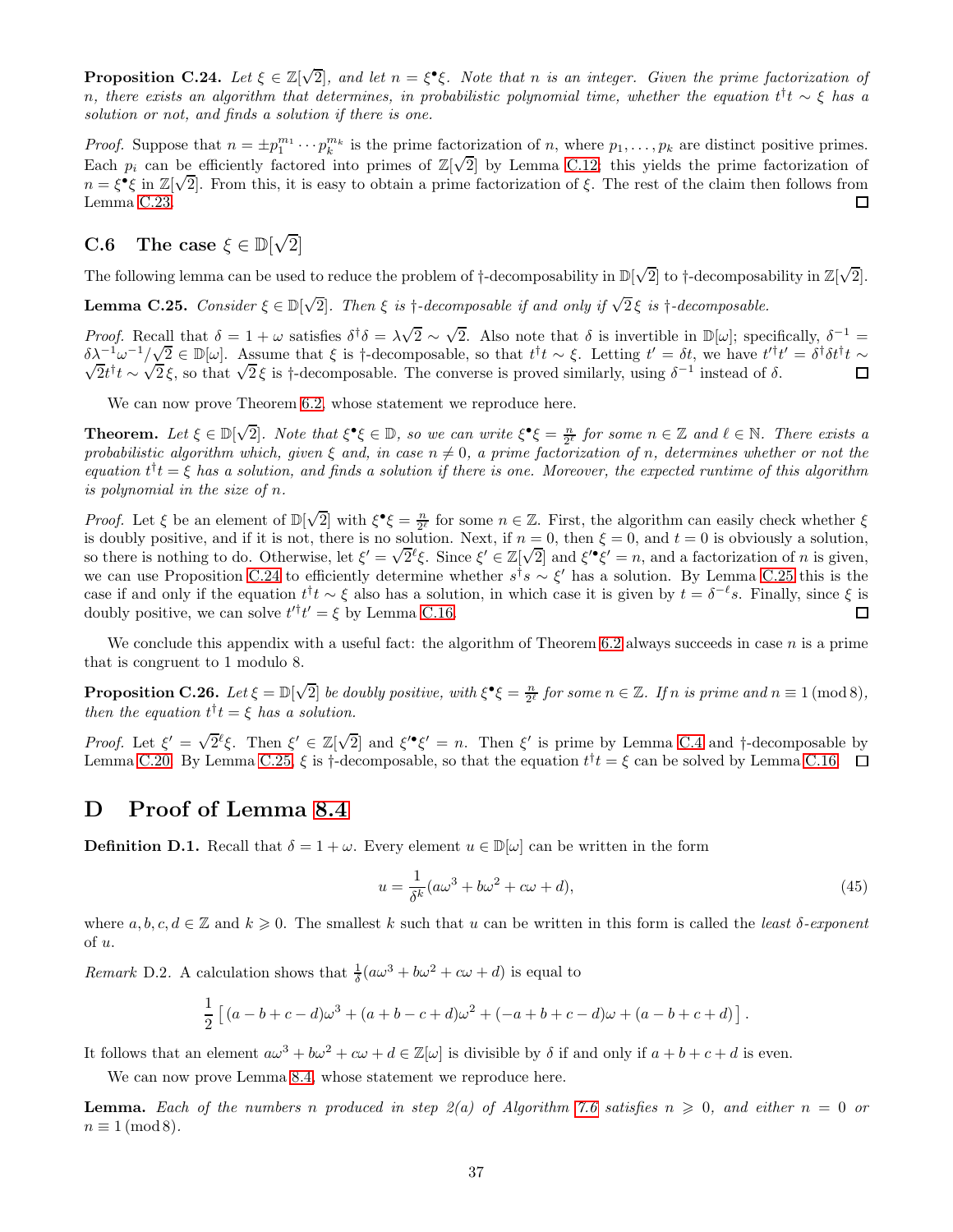**Proposition C.24.** *Let $\xi \in \mathbb{Z}[\sqrt{2}]$, and let $n = \xi^\bullet \xi$. Note that $n$ is an integer. Given the prime factorization of $n$, there exists an algorithm that determines, in probabilistic polynomial time, whether the equation $t^\dagger t \sim \xi$ has a solution or not, and finds a solution if there is one.*

*Proof.* Suppose that $n = \pm p_1^{m_1} \cdots p_k^{m_k}$ is the prime factorization of $n$, where $p_1, \ldots, p_k$ are distinct positive primes. Each $p_i$ can be efficiently factored into primes of $\mathbb{Z}[\sqrt{2}]$ by Lemma C.12; this yields the prime factorization of $n = \xi^\bullet \xi$ in $\mathbb{Z}[\sqrt{2}]$. From this, it is easy to obtain a prime factorization of $\xi$. The rest of the claim then follows from Lemma C.23. $\square$

### C.6 The case $\xi \in \mathbb{D}[\sqrt{2}]$

The following lemma can be used to reduce the problem of †-decomposability in $\mathbb{D}[\sqrt{2}]$ to †-decomposability in $\mathbb{Z}[\sqrt{2}]$.

**Lemma C.25.** *Consider $\xi \in \mathbb{D}[\sqrt{2}]$. Then $\xi$ is †-decomposable if and only if $\sqrt{2}\,\xi$ is †-decomposable.*

*Proof.* Recall that $\delta = 1 + \omega$ satisfies $\delta^\dagger \delta = \lambda\sqrt{2} \sim \sqrt{2}$. Also note that $\delta$ is invertible in $\mathbb{D}[\omega]$; specifically, $\delta^{-1} = \delta\lambda^{-1}\omega^{-1}/\sqrt{2} \in \mathbb{D}[\omega]$. Assume that $\xi$ is †-decomposable, so that $t^\dagger t \sim \xi$. Letting $t' = \delta t$, we have $t'^\dagger t' = \delta^\dagger \delta t^\dagger t \sim \sqrt{2} t^\dagger t \sim \sqrt{2}\,\xi$, so that $\sqrt{2}\,\xi$ is †-decomposable. The converse is proved similarly, using $\delta^{-1}$ instead of $\delta$. $\square$

We can now prove Theorem 6.2, whose statement we reproduce here.

**Theorem.** *Let $\xi \in \mathbb{D}[\sqrt{2}]$. Note that $\xi^\bullet \xi \in \mathbb{D}$, so we can write $\xi^\bullet \xi = \frac{n}{2^\ell}$ for some $n \in \mathbb{Z}$ and $\ell \in \mathbb{N}$. There exists a probabilistic algorithm which, given $\xi$ and, in case $n \neq 0$, a prime factorization of $n$, determines whether or not the equation $t^\dagger t = \xi$ has a solution, and finds a solution if there is one. Moreover, the expected runtime of this algorithm is polynomial in the size of $n$.*

*Proof.* Let $\xi$ be an element of $\mathbb{D}[\sqrt{2}]$ with $\xi^\bullet \xi = \frac{n}{2^\ell}$ for some $n \in \mathbb{Z}$. First, the algorithm can easily check whether $\xi$ is doubly positive, and if it is not, there is no solution. Next, if $n = 0$, then $\xi = 0$, and $t = 0$ is obviously a solution, so there is nothing to do. Otherwise, let $\xi' = \sqrt{2}^\ell \xi$. Since $\xi' \in \mathbb{Z}[\sqrt{2}]$ and $\xi'^\bullet \xi' = n$, and a factorization of $n$ is given, we can use Proposition C.24 to efficiently determine whether $s^\dagger s \sim \xi'$ has a solution. By Lemma C.25 this is the case if and only if the equation $t^\dagger t \sim \xi$ also has a solution, in which case it is given by $t = \delta^{-\ell} s$. Finally, since $\xi$ is doubly positive, we can solve $t'^\dagger t' = \xi$ by Lemma C.16. $\square$

We conclude this appendix with a useful fact: the algorithm of Theorem 6.2 always succeeds in case $n$ is a prime that is congruent to 1 modulo 8.

**Proposition C.26.** *Let $\xi = \mathbb{D}[\sqrt{2}]$ be doubly positive, with $\xi^\bullet \xi = \frac{n}{2^\ell}$ for some $n \in \mathbb{Z}$. If $n$ is prime and $n \equiv 1 \pmod 8$, then the equation $t^\dagger t = \xi$ has a solution.*

*Proof.* Let $\xi' = \sqrt{2}^\ell \xi$. Then $\xi' \in \mathbb{Z}[\sqrt{2}]$ and $\xi'^\bullet \xi' = n$. Then $\xi'$ is prime by Lemma C.4 and †-decomposable by Lemma C.20. By Lemma C.25, $\xi$ is †-decomposable, so that the equation $t^\dagger t = \xi$ can be solved by Lemma C.16. $\square$

# D Proof of Lemma 8.4

**Definition D.1.** Recall that $\delta = 1 + \omega$. Every element $u \in \mathbb{D}[\omega]$ can be written in the form

$$u = \frac{1}{\delta^k}(a\omega^3 + b\omega^2 + c\omega + d), \tag{45}$$

where $a, b, c, d \in \mathbb{Z}$ and $k \geqslant 0$. The smallest $k$ such that $u$ can be written in this form is called the *least $\delta$-exponent* of $u$.

*Remark* D.2. A calculation shows that $\frac{1}{\delta}(a\omega^3 + b\omega^2 + c\omega + d)$ is equal to

$$\frac{1}{2}\left[\,(a - b + c - d)\omega^3 + (a + b - c + d)\omega^2 + (-a + b + c - d)\omega + (a - b + c + d)\,\right].$$

It follows that an element $a\omega^3 + b\omega^2 + c\omega + d \in \mathbb{Z}[\omega]$ is divisible by $\delta$ if and only if $a + b + c + d$ is even.

We can now prove Lemma 8.4, whose statement we reproduce here.

**Lemma.** *Each of the numbers $n$ produced in step 2(a) of Algorithm 7.6 satisfies $n \geqslant 0$, and either $n = 0$ or $n \equiv 1 \pmod 8$.*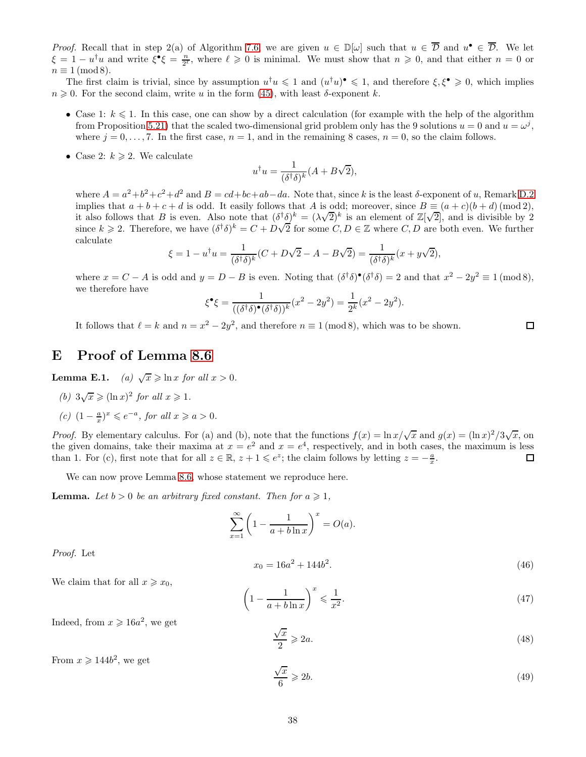*Proof.* Recall that in step 2(a) of Algorithm 7.6, we are given $u \in \mathbb{D}[\omega]$ such that $u \in \overline{\mathcal{D}}$ and $u^\bullet \in \overline{\mathcal{D}}$. We let $\xi = 1 - u^\dagger u$ and write $\xi^\bullet \xi = \frac{n}{2^\ell}$, where $\ell \geqslant 0$ is minimal. We must show that $n \geqslant 0$, and that either $n = 0$ or $n \equiv 1 \pmod 8$.

The first claim is trivial, since by assumption $u^\dagger u \leqslant 1$ and $(u^\dagger u)^\bullet \leqslant 1$, and therefore $\xi, \xi^\bullet \geqslant 0$, which implies $n \geqslant 0$. For the second claim, write $u$ in the form (45), with least $\delta$-exponent $k$.

- Case 1: $k \leqslant 1$. In this case, one can show by a direct calculation (for example with the help of the algorithm from Proposition 5.21) that the scaled two-dimensional grid problem only has the 9 solutions $u = 0$ and $u = \omega^j$, where $j = 0, \ldots, 7$. In the first case, $n = 1$, and in the remaining 8 cases, $n = 0$, so the claim follows.
- Case 2: $k \geqslant 2$. We calculate
$$u^\dagger u = \frac{1}{(\delta^\dagger \delta)^k}(A + B\sqrt{2}),$$
where $A = a^2+b^2+c^2+d^2$ and $B = cd+bc+ab-da$. Note that, since $k$ is the least $\delta$-exponent of $u$, Remark D.2 implies that $a+b+c+d$ is odd. It easily follows that $A$ is odd; moreover, since $B \equiv (a+c)(b+d) \pmod 2$, it also follows that $B$ is even. Also note that $(\delta^\dagger\delta)^k = (\lambda\sqrt{2})^k$ is an element of $\mathbb{Z}[\sqrt{2}]$, and is divisible by 2 since $k \geqslant 2$. Therefore, we have $(\delta^\dagger\delta)^k = C + D\sqrt{2}$ for some $C, D \in \mathbb{Z}$ where $C, D$ are both even. We further calculate
$$\xi = 1 - u^\dagger u = \frac{1}{(\delta^\dagger \delta)^k}(C + D\sqrt{2} - A - B\sqrt{2}) = \frac{1}{(\delta^\dagger \delta)^k}(x + y\sqrt{2}),$$
where $x = C - A$ is odd and $y = D - B$ is even. Noting that $(\delta^\dagger\delta)^\bullet(\delta^\dagger\delta) = 2$ and that $x^2 - 2y^2 \equiv 1 \pmod 8$, we therefore have
$$\xi^\bullet \xi = \frac{1}{((\delta^\dagger\delta)^\bullet(\delta^\dagger\delta))^k}(x^2 - 2y^2) = \frac{1}{2^k}(x^2 - 2y^2).$$

It follows that $\ell = k$ and $n = x^2 - 2y^2$, and therefore $n \equiv 1 \pmod 8$, which was to be shown. ∎

# E Proof of Lemma 8.6

**Lemma E.1.** *(a) $\sqrt{x} \geqslant \ln x$ for all $x > 0$.*

*(b) $3\sqrt{x} \geqslant (\ln x)^2$ for all $x \geqslant 1$.*

*(c) $(1 - \frac{a}{x})^x \leqslant e^{-a}$, for all $x \geqslant a > 0$.*

*Proof.* By elementary calculus. For (a) and (b), note that the functions $f(x) = \ln x/\sqrt{x}$ and $g(x) = (\ln x)^2/3\sqrt{x}$, on the given domains, take their maxima at $x = e^2$ and $x = e^4$, respectively, and in both cases, the maximum is less than 1. For (c), first note that for all $z \in \mathbb{R}$, $z + 1 \leqslant e^z$; the claim follows by letting $z = -\frac{a}{x}$. ∎

We can now prove Lemma 8.6, whose statement we reproduce here.

**Lemma.** *Let $b > 0$ be an arbitrary fixed constant. Then for $a \geqslant 1$,*
$$\sum_{x=1}^{\infty} \left(1 - \frac{1}{a + b\ln x}\right)^x = O(a).$$

*Proof.* Let
$$x_0 = 16a^2 + 144b^2. \tag{46}$$

We claim that for all $x \geqslant x_0$,
$$\left(1 - \frac{1}{a + b\ln x}\right)^x \leqslant \frac{1}{x^2}. \tag{47}$$

Indeed, from $x \geqslant 16a^2$, we get
$$\frac{\sqrt{x}}{2} \geqslant 2a. \tag{48}$$

From $x \geqslant 144b^2$, we get
$$\frac{\sqrt{x}}{6} \geqslant 2b. \tag{49}$$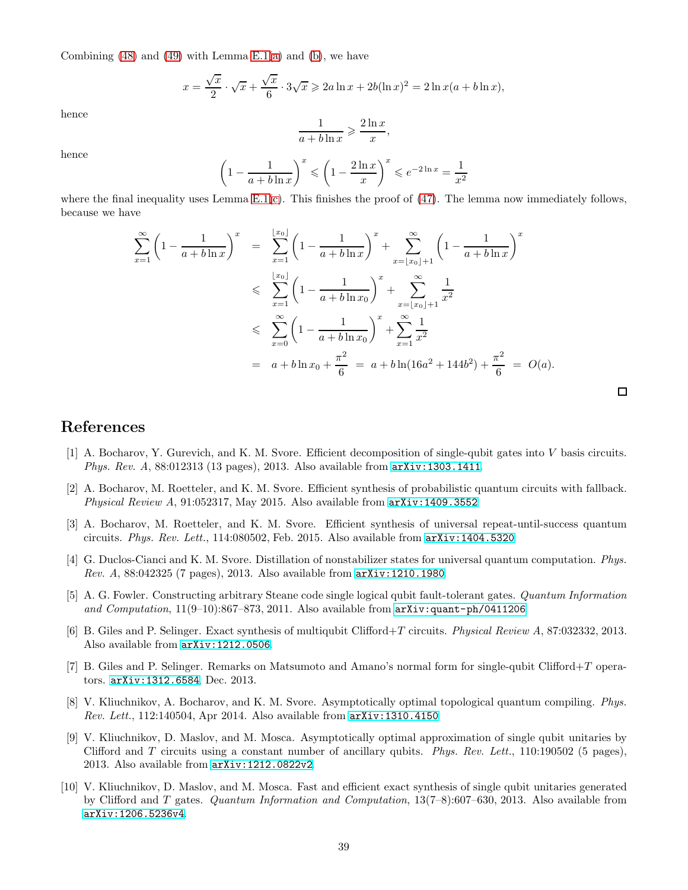Combining (48) and (49) with Lemma E.1(a) and (b), we have

$$x = \frac{\sqrt{x}}{2} \cdot \sqrt{x} + \frac{\sqrt{x}}{6} \cdot 3\sqrt{x} \geqslant 2a \ln x + 2b(\ln x)^2 = 2 \ln x(a + b \ln x),$$

hence

$$\frac{1}{a + b \ln x} \geqslant \frac{2 \ln x}{x},$$

hence

$$\left(1 - \frac{1}{a + b \ln x}\right)^x \leqslant \left(1 - \frac{2 \ln x}{x}\right)^x \leqslant e^{-2 \ln x} = \frac{1}{x^2}$$

where the final inequality uses Lemma E.1(c). This finishes the proof of (47). The lemma now immediately follows, because we have

$$\begin{aligned}
\sum_{x=1}^{\infty} \left(1 - \frac{1}{a + b \ln x}\right)^x &= \sum_{x=1}^{\lfloor x_0 \rfloor} \left(1 - \frac{1}{a + b \ln x}\right)^x + \sum_{x=\lfloor x_0 \rfloor + 1}^{\infty} \left(1 - \frac{1}{a + b \ln x}\right)^x \\
&\leqslant \sum_{x=1}^{\lfloor x_0 \rfloor} \left(1 - \frac{1}{a + b \ln x_0}\right)^x + \sum_{x=\lfloor x_0 \rfloor + 1}^{\infty} \frac{1}{x^2} \\
&\leqslant \sum_{x=0}^{\infty} \left(1 - \frac{1}{a + b \ln x_0}\right)^x + \sum_{x=1}^{\infty} \frac{1}{x^2} \\
&= a + b \ln x_0 + \frac{\pi^2}{6} \;=\; a + b \ln(16a^2 + 144b^2) + \frac{\pi^2}{6} \;=\; O(a).
\end{aligned}$$

□

# References

[1] A. Bocharov, Y. Gurevich, and K. M. Svore. Efficient decomposition of single-qubit gates into $V$ basis circuits. *Phys. Rev. A*, 88:012313 (13 pages), 2013. Also available from arXiv:1303.1411.

[2] A. Bocharov, M. Roetteler, and K. M. Svore. Efficient synthesis of probabilistic quantum circuits with fallback. *Physical Review A*, 91:052317, May 2015. Also available from arXiv:1409.3552.

[3] A. Bocharov, M. Roetteler, and K. M. Svore. Efficient synthesis of universal repeat-until-success quantum circuits. *Phys. Rev. Lett.*, 114:080502, Feb. 2015. Also available from arXiv:1404.5320.

[4] G. Duclos-Cianci and K. M. Svore. Distillation of nonstabilizer states for universal quantum computation. *Phys. Rev. A*, 88:042325 (7 pages), 2013. Also available from arXiv:1210.1980.

[5] A. G. Fowler. Constructing arbitrary Steane code single logical qubit fault-tolerant gates. *Quantum Information and Computation*, 11(9–10):867–873, 2011. Also available from arXiv:quant-ph/0411206.

[6] B. Giles and P. Selinger. Exact synthesis of multiqubit Clifford+$T$ circuits. *Physical Review A*, 87:032332, 2013. Also available from arXiv:1212.0506.

[7] B. Giles and P. Selinger. Remarks on Matsumoto and Amano's normal form for single-qubit Clifford+$T$ operators. arXiv:1312.6584, Dec. 2013.

[8] V. Kliuchnikov, A. Bocharov, and K. M. Svore. Asymptotically optimal topological quantum compiling. *Phys. Rev. Lett.*, 112:140504, Apr 2014. Also available from arXiv:1310.4150.

[9] V. Kliuchnikov, D. Maslov, and M. Mosca. Asymptotically optimal approximation of single qubit unitaries by Clifford and $T$ circuits using a constant number of ancillary qubits. *Phys. Rev. Lett.*, 110:190502 (5 pages), 2013. Also available from arXiv:1212.0822v2.

[10] V. Kliuchnikov, D. Maslov, and M. Mosca. Fast and efficient exact synthesis of single qubit unitaries generated by Clifford and $T$ gates. *Quantum Information and Computation*, 13(7–8):607–630, 2013. Also available from arXiv:1206.5236v4.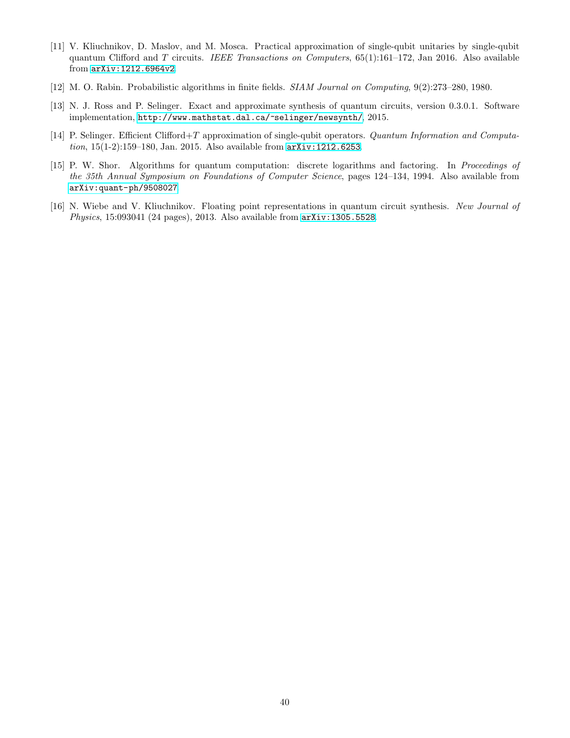[11] V. Kliuchnikov, D. Maslov, and M. Mosca. Practical approximation of single-qubit unitaries by single-qubit quantum Clifford and $T$ circuits. *IEEE Transactions on Computers*, 65(1):161–172, Jan 2016. Also available from arXiv:1212.6964v2.

[12] M. O. Rabin. Probabilistic algorithms in finite fields. *SIAM Journal on Computing*, 9(2):273–280, 1980.

[13] N. J. Ross and P. Selinger. Exact and approximate synthesis of quantum circuits, version 0.3.0.1. Software implementation, http://www.mathstat.dal.ca/~selinger/newsynth/, 2015.

[14] P. Selinger. Efficient Clifford+$T$ approximation of single-qubit operators. *Quantum Information and Computation*, 15(1-2):159–180, Jan. 2015. Also available from arXiv:1212.6253.

[15] P. W. Shor. Algorithms for quantum computation: discrete logarithms and factoring. In *Proceedings of the 35th Annual Symposium on Foundations of Computer Science*, pages 124–134, 1994. Also available from arXiv:quant-ph/9508027.

[16] N. Wiebe and V. Kliuchnikov. Floating point representations in quantum circuit synthesis. *New Journal of Physics*, 15:093041 (24 pages), 2013. Also available from arXiv:1305.5528.